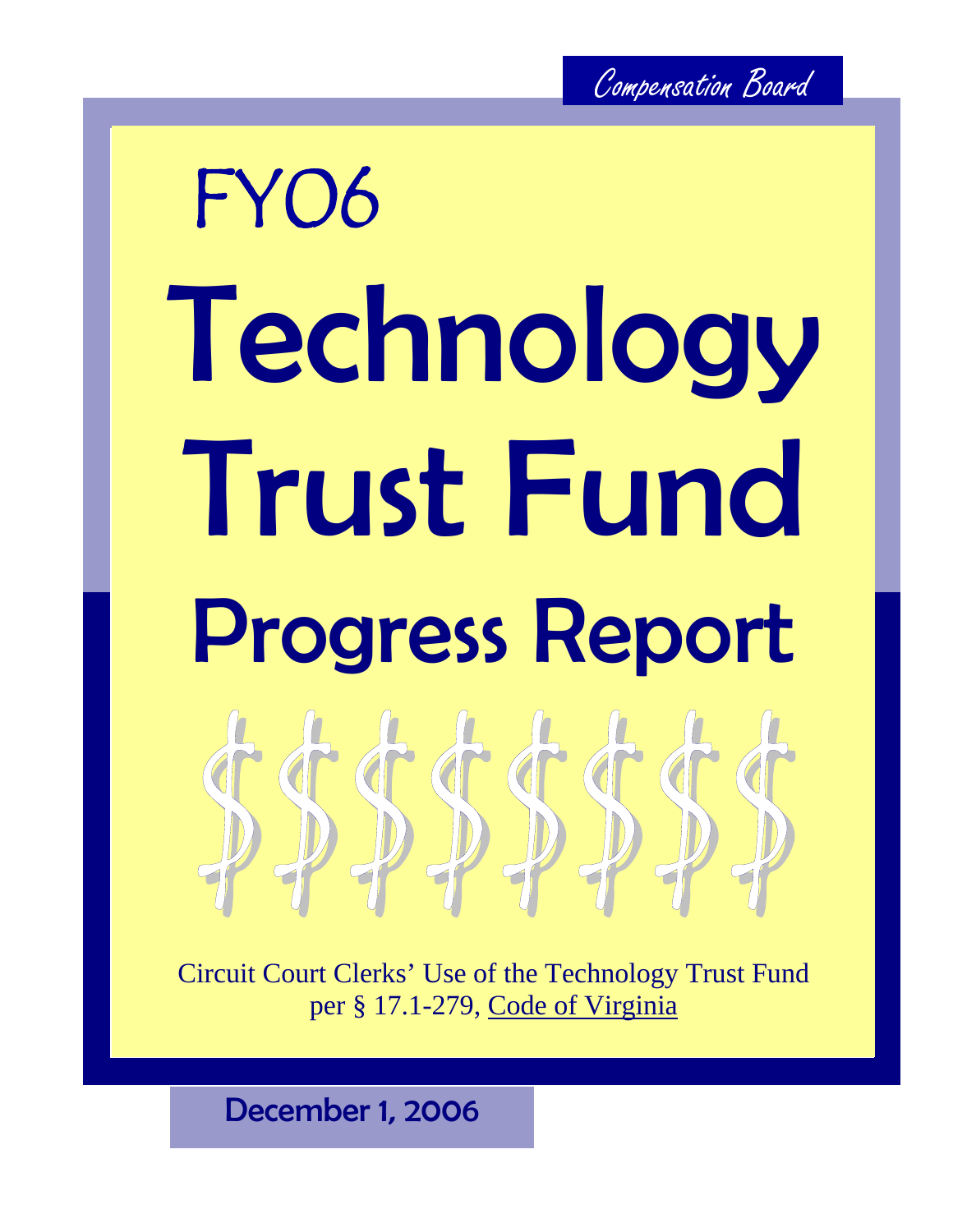Compensation Board

# FY06 Technology Trust Fund Progress Report

Circuit Court Clerks' Use of the Technology Trust Fund per § 17.1-279, Code of Virginia

December 1, 2006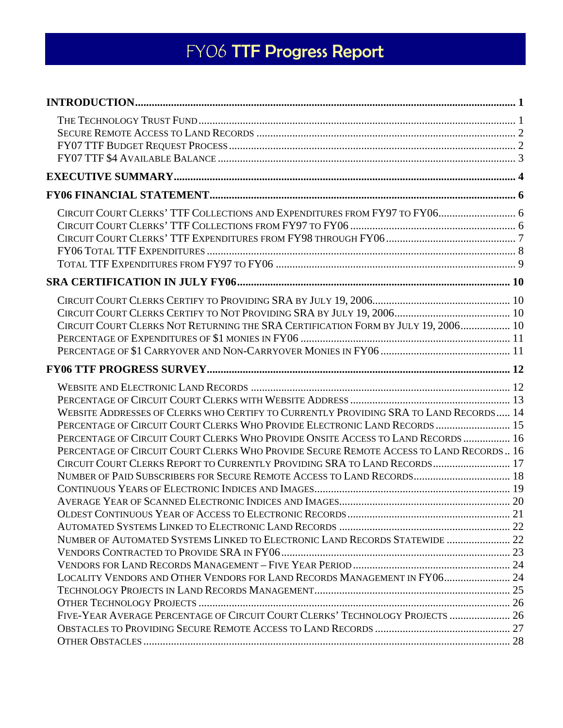# FY06 TTF Progress Report

**INTRODUCTION** ........ 1

- The Technology Trust Fund ........ 1
- Secure Remote Access to Land Records ........ 2
- FY07 TTF Budget Request Process ........ 2
- FY07 TTF $4 Available Balance ........ 3

**EXECUTIVE SUMMARY** ........ 4

**FY06 FINANCIAL STATEMENT** ........ 6

- Circuit Court Clerks' TTF Collections and Expenditures from FY97 to FY06 ........ 6
- Circuit Court Clerks' TTF Collections from FY97 to FY06 ........ 6
- Circuit Court Clerks' TTF Expenditures from FY98 through FY06 ........ 7
- FY06 Total TTF Expenditures ........ 8
- Total TTF Expenditures from FY97 to FY06 ........ 9

**SRA CERTIFICATION IN JULY FY06** ........ 10

- Circuit Court Clerks Certify to Providing SRA by July 19, 2006 ........ 10
- Circuit Court Clerks Certify to Not Providing SRA by July 19, 2006 ........ 10
- Circuit Court Clerks Not Returning the SRA Certification Form by July 19, 2006 ........ 10
- Percentage of Expenditures of $1 monies in FY06 ........ 11
- Percentage of $1 Carryover and Non-Carryover Monies in FY06 ........ 11

**FY06 TTF PROGRESS SURVEY** ........ 12

- Website and Electronic Land Records ........ 12
- Percentage of Circuit Court Clerks with Website Address ........ 13
- Website Addresses of Clerks who Certify to Currently Providing SRA to Land Records ........ 14
- Percentage of Circuit Court Clerks Who Provide Electronic Land Records ........ 15
- Percentage of Circuit Court Clerks Who Provide Onsite Access to Land Records ........ 16
- Percentage of Circuit Court Clerks Who Provide Secure Remote Access to Land Records ........ 16
- Circuit Court Clerks Report to Currently Providing SRA to Land Records ........ 17
- Number of Paid Subscribers for Secure Remote Access to Land Records ........ 18
- Continuous Years of Electronic Indices and Images ........ 19
- Average Year of Scanned Electronic Indices and Images ........ 20
- Oldest Continuous Year of Access to Electronic Records ........ 21
- Automated Systems Linked to Electronic Land Records ........ 22
- Number of Automated Systems Linked to Electronic Land Records Statewide ........ 22
- Vendors Contracted to Provide SRA in FY06 ........ 23
- Vendors for Land Records Management – Five Year Period ........ 24
- Locality Vendors and Other Vendors for Land Records Management in FY06 ........ 24
- Technology Projects in Land Records Management ........ 25
- Other Technology Projects ........ 26
- Five-Year Average Percentage of Circuit Court Clerks' Technology Projects ........ 26
- Obstacles to Providing Secure Remote Access to Land Records ........ 27
- Other Obstacles ........ 28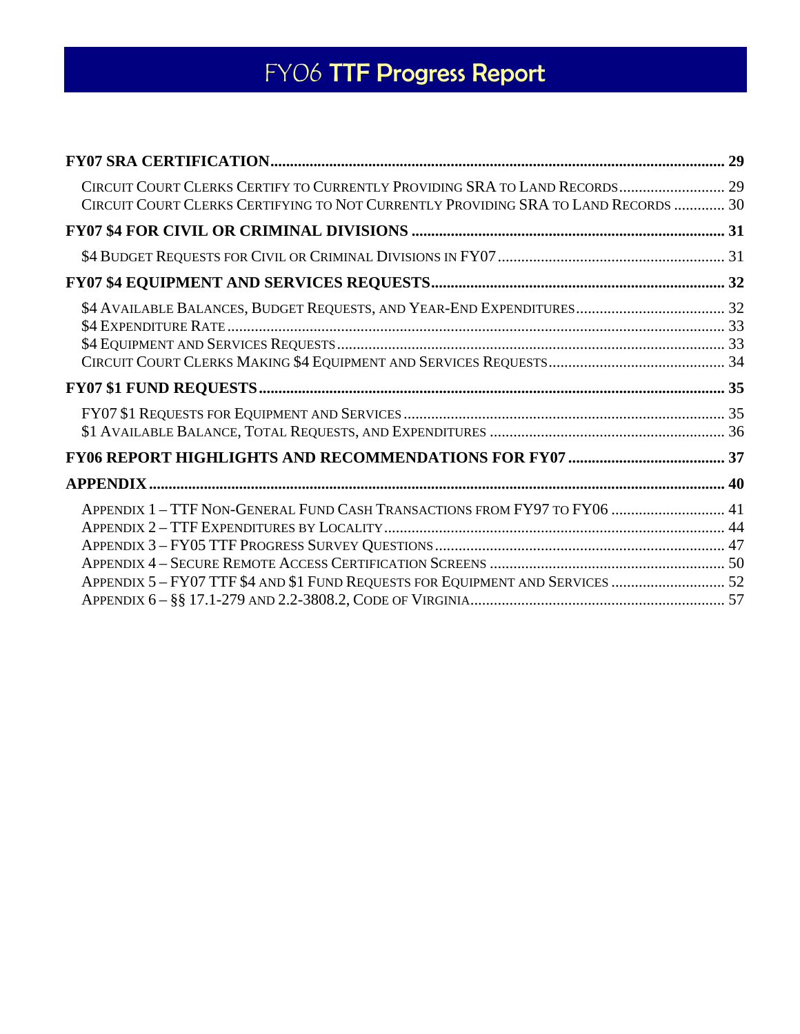| | |
|---|---|
| **FY07 SRA CERTIFICATION** | **29** |
| Circuit Court Clerks Certify to Currently Providing SRA to Land Records | 29 |
| Circuit Court Clerks Certifying to Not Currently Providing SRA to Land Records | 30 |
| **FY07 $4 FOR CIVIL OR CRIMINAL DIVISIONS** | **31** |
| $4 Budget Requests for Civil or Criminal Divisions in FY07 | 31 |
| **FY07 $4 EQUIPMENT AND SERVICES REQUESTS** | **32** |
| $4 Available Balances, Budget Requests, and Year-End Expenditures | 32 |
| $4 Expenditure Rate | 33 |
| $4 Equipment and Services Requests | 33 |
| Circuit Court Clerks Making $4 Equipment and Services Requests | 34 |
| **FY07 $1 FUND REQUESTS** | **35** |
| FY07 $1 Requests for Equipment and Services | 35 |
| $1 Available Balance, Total Requests, and Expenditures | 36 |
| **FY06 REPORT HIGHLIGHTS AND RECOMMENDATIONS FOR FY07** | **37** |
| **APPENDIX** | **40** |
| Appendix 1 – TTF Non-General Fund Cash Transactions from FY97 to FY06 | 41 |
| Appendix 2 – TTF Expenditures by Locality | 44 |
| Appendix 3 – FY05 TTF Progress Survey Questions | 47 |
| Appendix 4 – Secure Remote Access Certification Screens | 50 |
| Appendix 5 – FY07 TTF $4 and $1 Fund Requests for Equipment and Services | 52 |
| Appendix 6 – §§ 17.1-279 and 2.2-3808.2, Code of Virginia | 57 |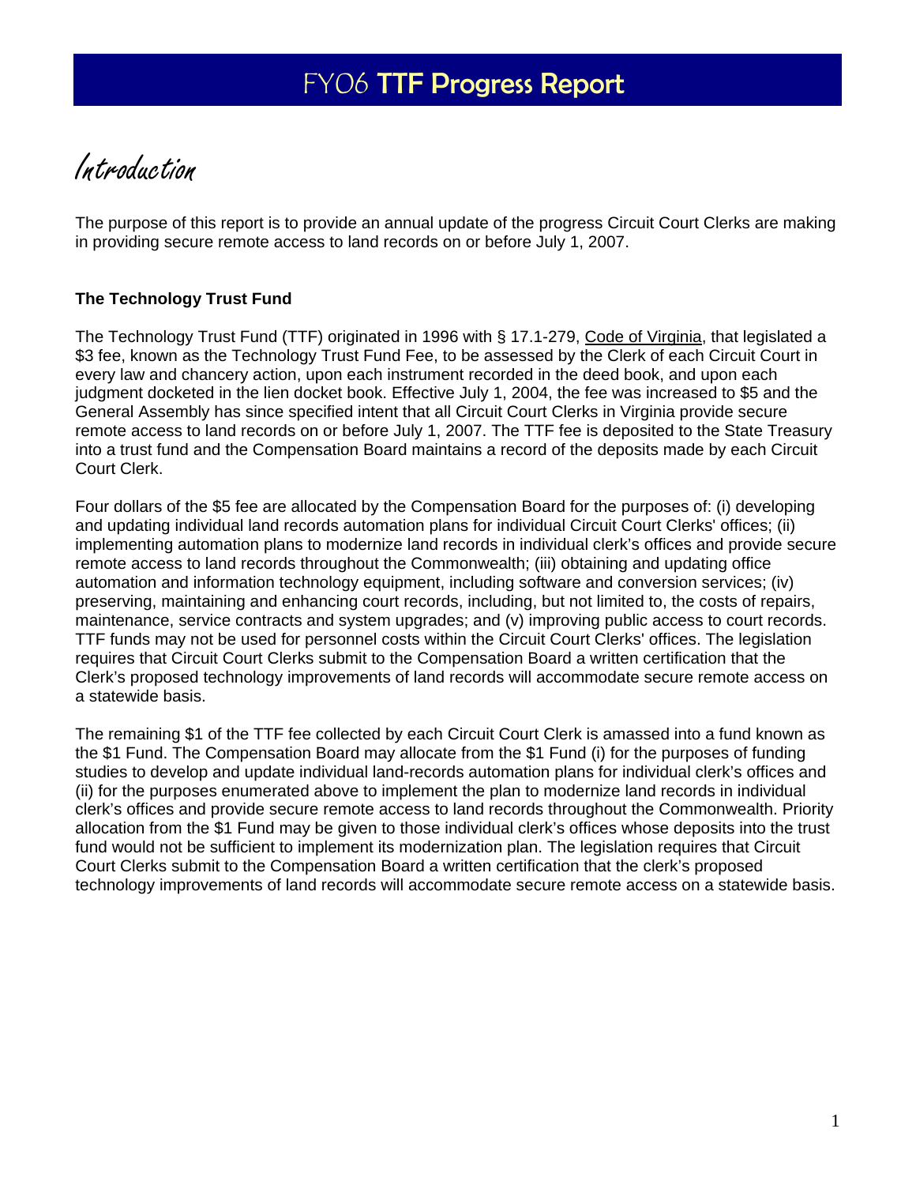# FY06 TTF Progress Report

## Introduction

The purpose of this report is to provide an annual update of the progress Circuit Court Clerks are making in providing secure remote access to land records on or before July 1, 2007.

### The Technology Trust Fund

The Technology Trust Fund (TTF) originated in 1996 with § 17.1-279, Code of Virginia, that legislated a $3 fee, known as the Technology Trust Fund Fee, to be assessed by the Clerk of each Circuit Court in every law and chancery action, upon each instrument recorded in the deed book, and upon each judgment docketed in the lien docket book. Effective July 1, 2004, the fee was increased to $5 and the General Assembly has since specified intent that all Circuit Court Clerks in Virginia provide secure remote access to land records on or before July 1, 2007. The TTF fee is deposited to the State Treasury into a trust fund and the Compensation Board maintains a record of the deposits made by each Circuit Court Clerk.

Four dollars of the $5 fee are allocated by the Compensation Board for the purposes of: (i) developing and updating individual land records automation plans for individual Circuit Court Clerks' offices; (ii) implementing automation plans to modernize land records in individual clerk's offices and provide secure remote access to land records throughout the Commonwealth; (iii) obtaining and updating office automation and information technology equipment, including software and conversion services; (iv) preserving, maintaining and enhancing court records, including, but not limited to, the costs of repairs, maintenance, service contracts and system upgrades; and (v) improving public access to court records. TTF funds may not be used for personnel costs within the Circuit Court Clerks' offices. The legislation requires that Circuit Court Clerks submit to the Compensation Board a written certification that the Clerk's proposed technology improvements of land records will accommodate secure remote access on a statewide basis.

The remaining $1 of the TTF fee collected by each Circuit Court Clerk is amassed into a fund known as the $1 Fund. The Compensation Board may allocate from the $1 Fund (i) for the purposes of funding studies to develop and update individual land-records automation plans for individual clerk's offices and (ii) for the purposes enumerated above to implement the plan to modernize land records in individual clerk's offices and provide secure remote access to land records throughout the Commonwealth. Priority allocation from the $1 Fund may be given to those individual clerk's offices whose deposits into the trust fund would not be sufficient to implement its modernization plan. The legislation requires that Circuit Court Clerks submit to the Compensation Board a written certification that the clerk's proposed technology improvements of land records will accommodate secure remote access on a statewide basis.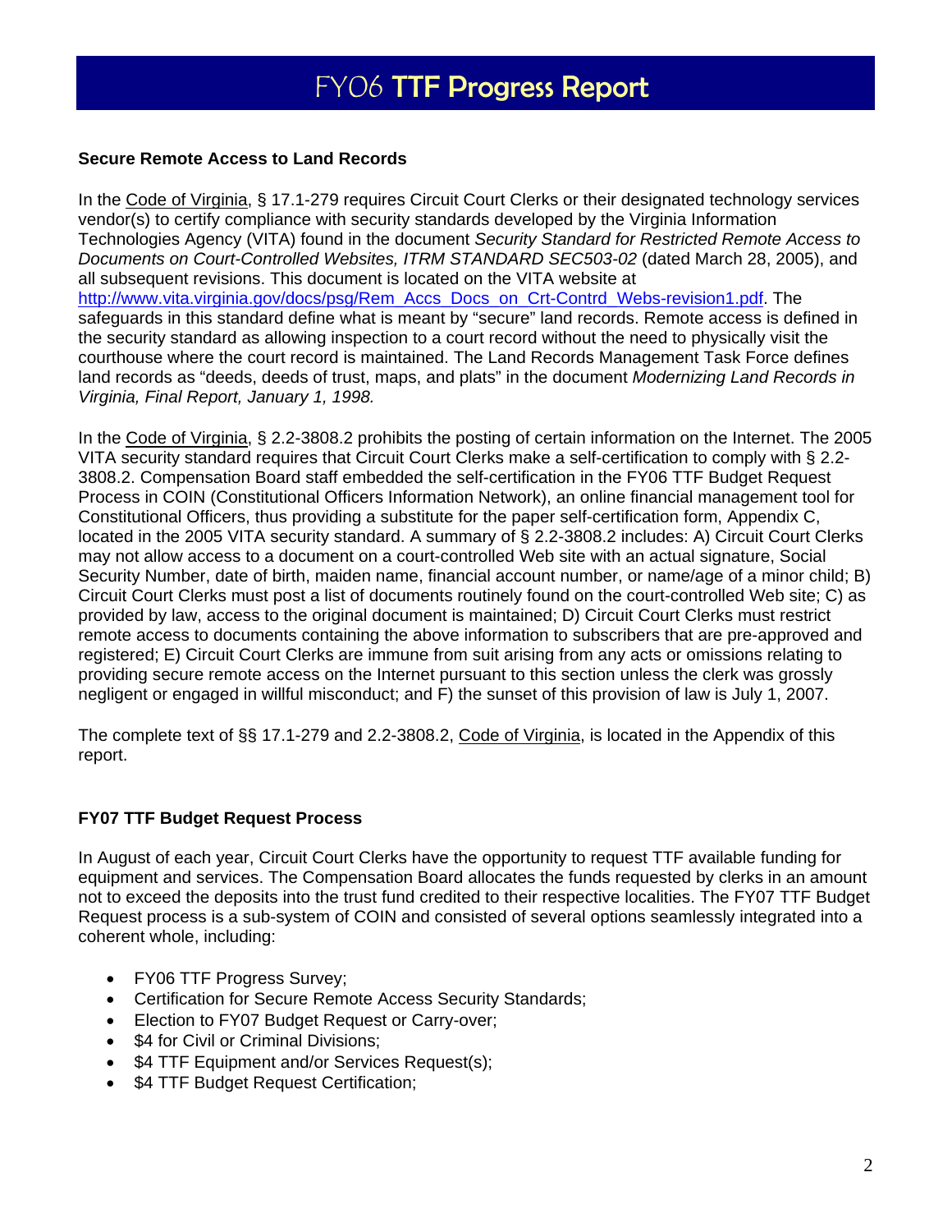## Secure Remote Access to Land Records

In the Code of Virginia, § 17.1-279 requires Circuit Court Clerks or their designated technology services vendor(s) to certify compliance with security standards developed by the Virginia Information Technologies Agency (VITA) found in the document *Security Standard for Restricted Remote Access to Documents on Court-Controlled Websites, ITRM STANDARD SEC503-02* (dated March 28, 2005), and all subsequent revisions. This document is located on the VITA website at http://www.vita.virginia.gov/docs/psg/Rem_Accs_Docs_on_Crt-Contrd_Webs-revision1.pdf. The safeguards in this standard define what is meant by "secure" land records. Remote access is defined in the security standard as allowing inspection to a court record without the need to physically visit the courthouse where the court record is maintained. The Land Records Management Task Force defines land records as "deeds, deeds of trust, maps, and plats" in the document *Modernizing Land Records in Virginia, Final Report, January 1, 1998.*

In the Code of Virginia, § 2.2-3808.2 prohibits the posting of certain information on the Internet. The 2005 VITA security standard requires that Circuit Court Clerks make a self-certification to comply with § 2.2-3808.2. Compensation Board staff embedded the self-certification in the FY06 TTF Budget Request Process in COIN (Constitutional Officers Information Network), an online financial management tool for Constitutional Officers, thus providing a substitute for the paper self-certification form, Appendix C, located in the 2005 VITA security standard. A summary of § 2.2-3808.2 includes: A) Circuit Court Clerks may not allow access to a document on a court-controlled Web site with an actual signature, Social Security Number, date of birth, maiden name, financial account number, or name/age of a minor child; B) Circuit Court Clerks must post a list of documents routinely found on the court-controlled Web site; C) as provided by law, access to the original document is maintained; D) Circuit Court Clerks must restrict remote access to documents containing the above information to subscribers that are pre-approved and registered; E) Circuit Court Clerks are immune from suit arising from any acts or omissions relating to providing secure remote access on the Internet pursuant to this section unless the clerk was grossly negligent or engaged in willful misconduct; and F) the sunset of this provision of law is July 1, 2007.

The complete text of §§ 17.1-279 and 2.2-3808.2, Code of Virginia, is located in the Appendix of this report.

## FY07 TTF Budget Request Process

In August of each year, Circuit Court Clerks have the opportunity to request TTF available funding for equipment and services. The Compensation Board allocates the funds requested by clerks in an amount not to exceed the deposits into the trust fund credited to their respective localities. The FY07 TTF Budget Request process is a sub-system of COIN and consisted of several options seamlessly integrated into a coherent whole, including:

- FY06 TTF Progress Survey;
- Certification for Secure Remote Access Security Standards;
- Election to FY07 Budget Request or Carry-over;
- $4 for Civil or Criminal Divisions;
- $4 TTF Equipment and/or Services Request(s);
- $4 TTF Budget Request Certification;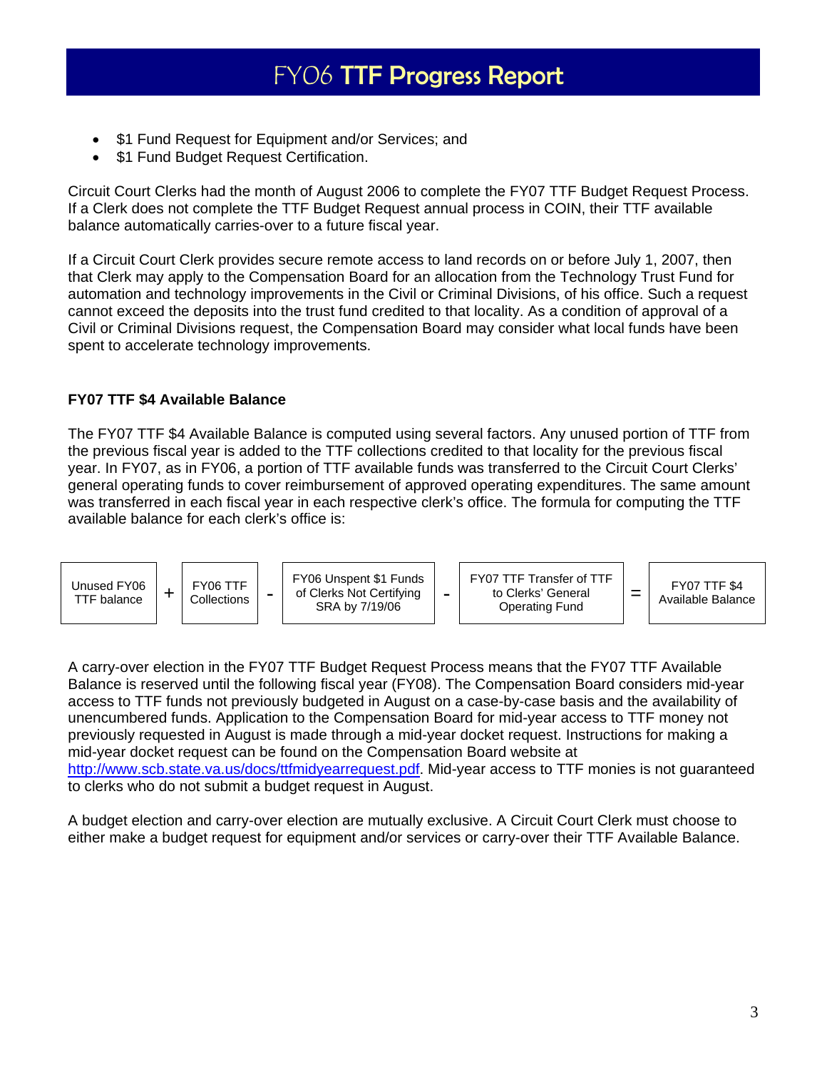- $1 Fund Request for Equipment and/or Services; and
- $1 Fund Budget Request Certification.

Circuit Court Clerks had the month of August 2006 to complete the FY07 TTF Budget Request Process. If a Clerk does not complete the TTF Budget Request annual process in COIN, their TTF available balance automatically carries-over to a future fiscal year.

If a Circuit Court Clerk provides secure remote access to land records on or before July 1, 2007, then that Clerk may apply to the Compensation Board for an allocation from the Technology Trust Fund for automation and technology improvements in the Civil or Criminal Divisions, of his office. Such a request cannot exceed the deposits into the trust fund credited to that locality. As a condition of approval of a Civil or Criminal Divisions request, the Compensation Board may consider what local funds have been spent to accelerate technology improvements.

**FY07 TTF $4 Available Balance**

The FY07 TTF $4 Available Balance is computed using several factors. Any unused portion of TTF from the previous fiscal year is added to the TTF collections credited to that locality for the previous fiscal year. In FY07, as in FY06, a portion of TTF available funds was transferred to the Circuit Court Clerks' general operating funds to cover reimbursement of approved operating expenditures. The same amount was transferred in each fiscal year in each respective clerk's office. The formula for computing the TTF available balance for each clerk's office is:

| Unused FY06 TTF balance | + | FY06 TTF Collections | - | FY06 Unspent $1 Funds of Clerks Not Certifying SRA by 7/19/06 | - | FY07 TTF Transfer of TTF to Clerks' General Operating Fund | = | FY07 TTF $4 Available Balance |
|---|---|---|---|---|---|---|---|---|

A carry-over election in the FY07 TTF Budget Request Process means that the FY07 TTF Available Balance is reserved until the following fiscal year (FY08). The Compensation Board considers mid-year access to TTF funds not previously budgeted in August on a case-by-case basis and the availability of unencumbered funds. Application to the Compensation Board for mid-year access to TTF money not previously requested in August is made through a mid-year docket request. Instructions for making a mid-year docket request can be found on the Compensation Board website at http://www.scb.state.va.us/docs/ttfmidyearrequest.pdf. Mid-year access to TTF monies is not guaranteed to clerks who do not submit a budget request in August.

A budget election and carry-over election are mutually exclusive. A Circuit Court Clerk must choose to either make a budget request for equipment and/or services or carry-over their TTF Available Balance.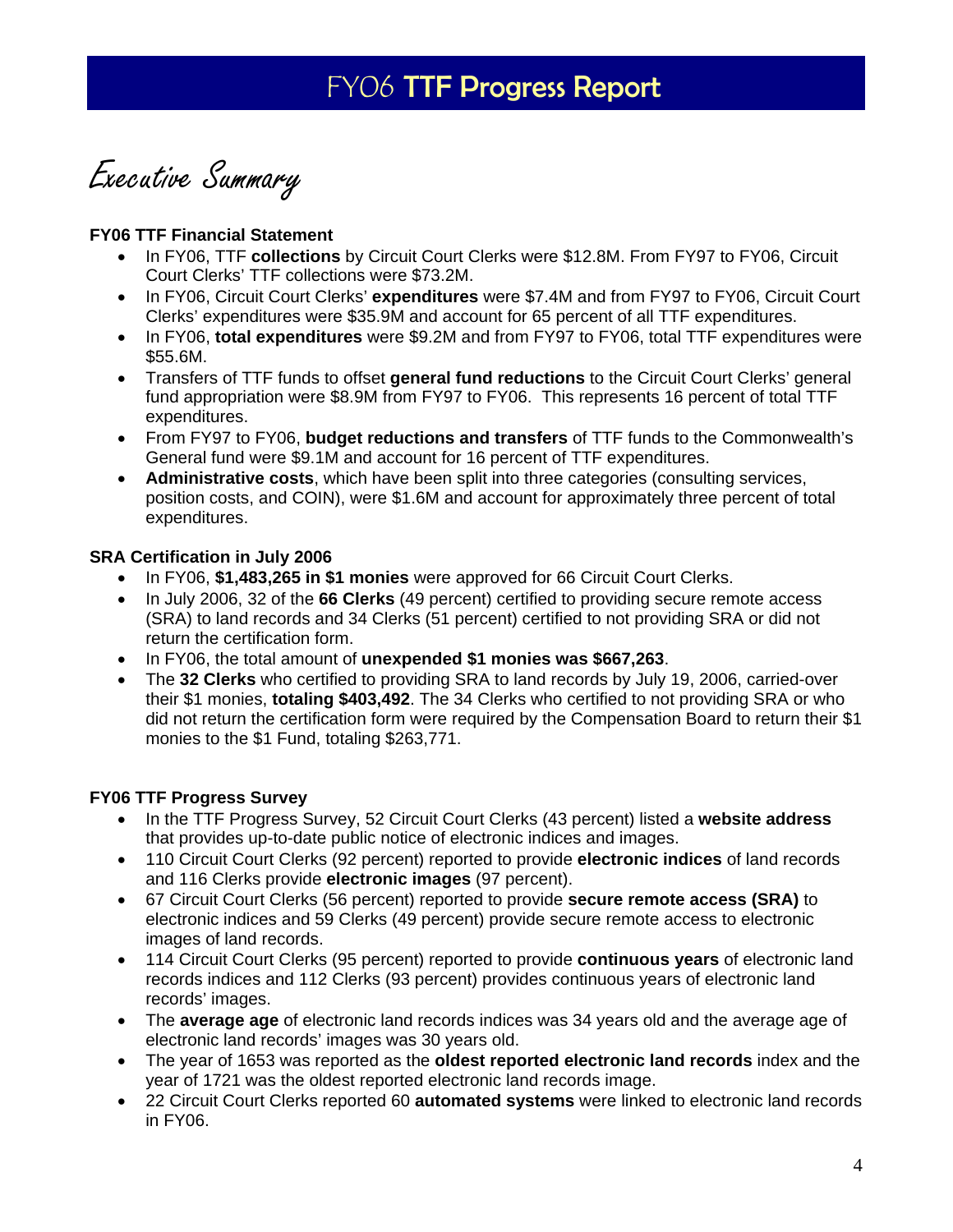# FY06 TTF Progress Report

## Executive Summary

### FY06 TTF Financial Statement

- In FY06, TTF **collections** by Circuit Court Clerks were $12.8M. From FY97 to FY06, Circuit Court Clerks' TTF collections were $73.2M.
- In FY06, Circuit Court Clerks' **expenditures** were $7.4M and from FY97 to FY06, Circuit Court Clerks' expenditures were $35.9M and account for 65 percent of all TTF expenditures.
- In FY06, **total expenditures** were $9.2M and from FY97 to FY06, total TTF expenditures were $55.6M.
- Transfers of TTF funds to offset **general fund reductions** to the Circuit Court Clerks' general fund appropriation were $8.9M from FY97 to FY06. This represents 16 percent of total TTF expenditures.
- From FY97 to FY06, **budget reductions and transfers** of TTF funds to the Commonwealth's General fund were $9.1M and account for 16 percent of TTF expenditures.
- **Administrative costs**, which have been split into three categories (consulting services, position costs, and COIN), were $1.6M and account for approximately three percent of total expenditures.

### SRA Certification in July 2006

- In FY06, **$1,483,265 in $1 monies** were approved for 66 Circuit Court Clerks.
- In July 2006, 32 of the **66 Clerks** (49 percent) certified to providing secure remote access (SRA) to land records and 34 Clerks (51 percent) certified to not providing SRA or did not return the certification form.
- In FY06, the total amount of **unexpended $1 monies was $667,263**.
- The **32 Clerks** who certified to providing SRA to land records by July 19, 2006, carried-over their $1 monies, **totaling $403,492**. The 34 Clerks who certified to not providing SRA or who did not return the certification form were required by the Compensation Board to return their $1 monies to the $1 Fund, totaling $263,771.

### FY06 TTF Progress Survey

- In the TTF Progress Survey, 52 Circuit Court Clerks (43 percent) listed a **website address** that provides up-to-date public notice of electronic indices and images.
- 110 Circuit Court Clerks (92 percent) reported to provide **electronic indices** of land records and 116 Clerks provide **electronic images** (97 percent).
- 67 Circuit Court Clerks (56 percent) reported to provide **secure remote access (SRA)** to electronic indices and 59 Clerks (49 percent) provide secure remote access to electronic images of land records.
- 114 Circuit Court Clerks (95 percent) reported to provide **continuous years** of electronic land records indices and 112 Clerks (93 percent) provides continuous years of electronic land records' images.
- The **average age** of electronic land records indices was 34 years old and the average age of electronic land records' images was 30 years old.
- The year of 1653 was reported as the **oldest reported electronic land records** index and the year of 1721 was the oldest reported electronic land records image.
- 22 Circuit Court Clerks reported 60 **automated systems** were linked to electronic land records in FY06.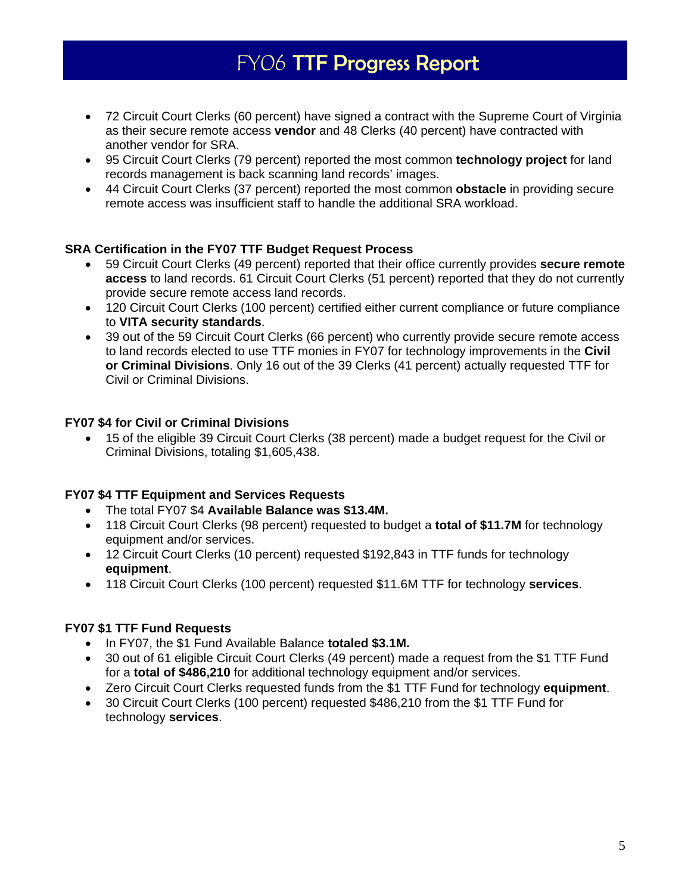# FY06 TTF Progress Report

- 72 Circuit Court Clerks (60 percent) have signed a contract with the Supreme Court of Virginia as their secure remote access **vendor** and 48 Clerks (40 percent) have contracted with another vendor for SRA.
- 95 Circuit Court Clerks (79 percent) reported the most common **technology project** for land records management is back scanning land records' images.
- 44 Circuit Court Clerks (37 percent) reported the most common **obstacle** in providing secure remote access was insufficient staff to handle the additional SRA workload.

**SRA Certification in the FY07 TTF Budget Request Process**

- 59 Circuit Court Clerks (49 percent) reported that their office currently provides **secure remote access** to land records. 61 Circuit Court Clerks (51 percent) reported that they do not currently provide secure remote access land records.
- 120 Circuit Court Clerks (100 percent) certified either current compliance or future compliance to **VITA security standards**.
- 39 out of the 59 Circuit Court Clerks (66 percent) who currently provide secure remote access to land records elected to use TTF monies in FY07 for technology improvements in the **Civil or Criminal Divisions**. Only 16 out of the 39 Clerks (41 percent) actually requested TTF for Civil or Criminal Divisions.

**FY07 $4 for Civil or Criminal Divisions**

- 15 of the eligible 39 Circuit Court Clerks (38 percent) made a budget request for the Civil or Criminal Divisions, totaling $1,605,438.

**FY07 $4 TTF Equipment and Services Requests**

- The total FY07 $4 **Available Balance was $13.4M.**
- 118 Circuit Court Clerks (98 percent) requested to budget a **total of $11.7M** for technology equipment and/or services.
- 12 Circuit Court Clerks (10 percent) requested $192,843 in TTF funds for technology **equipment**.
- 118 Circuit Court Clerks (100 percent) requested $11.6M TTF for technology **services**.

**FY07 $1 TTF Fund Requests**

- In FY07, the $1 Fund Available Balance **totaled $3.1M.**
- 30 out of 61 eligible Circuit Court Clerks (49 percent) made a request from the $1 TTF Fund for a **total of $486,210** for additional technology equipment and/or services.
- Zero Circuit Court Clerks requested funds from the $1 TTF Fund for technology **equipment**.
- 30 Circuit Court Clerks (100 percent) requested $486,210 from the $1 TTF Fund for technology **services**.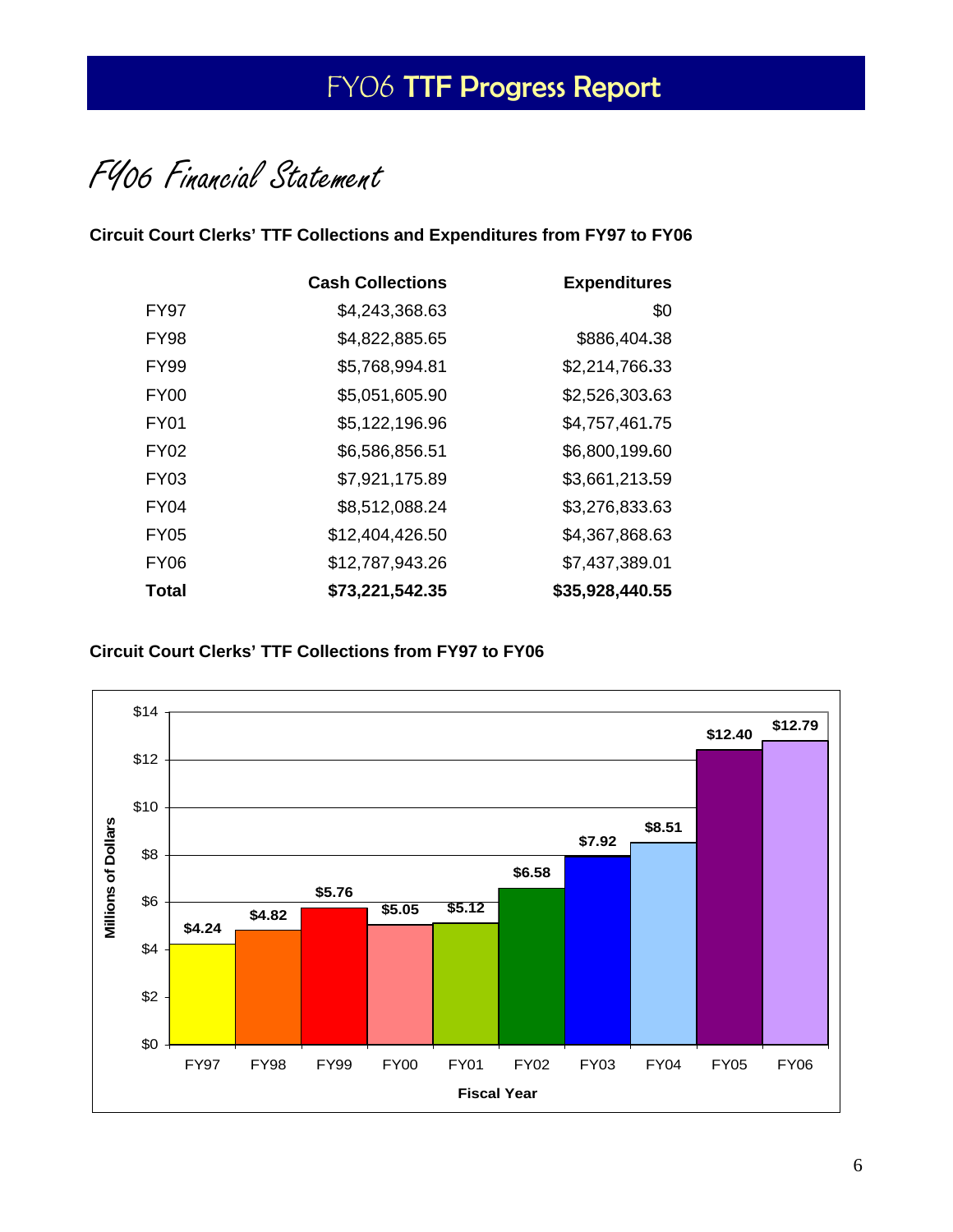# FY06 TTF Progress Report

## FY06 Financial Statement

**Circuit Court Clerks' TTF Collections and Expenditures from FY97 to FY06**

| | Cash Collections | Expenditures |
|---|---:|---:|
| FY97 | $4,243,368.63 | $0 |
| FY98 | $4,822,885.65 | $886,404.38 |
| FY99 | $5,768,994.81 | $2,214,766.33 |
| FY00 | $5,051,605.90 | $2,526,303.63 |
| FY01 | $5,122,196.96 | $4,757,461.75 |
| FY02 | $6,586,856.51 | $6,800,199.60 |
| FY03 | $7,921,175.89 | $3,661,213.59 |
| FY04 | $8,512,088.24 | $3,276,833.63 |
| FY05 | $12,404,426.50 | $4,367,868.63 |
| FY06 | $12,787,943.26 | $7,437,389.01 |
| **Total** | **$73,221,542.35** | **$35,928,440.55** |

**Circuit Court Clerks' TTF Collections from FY97 to FY06**

| Fiscal Year | Millions of Dollars |
|---|---:|
| FY97 | $4.24 |
| FY98 | $4.82 |
| FY99 | $5.76 |
| FY00 | $5.05 |
| FY01 | $5.12 |
| FY02 | $6.58 |
| FY03 | $7.92 |
| FY04 | $8.51 |
| FY05 | $12.40 |
| FY06 | $12.79 |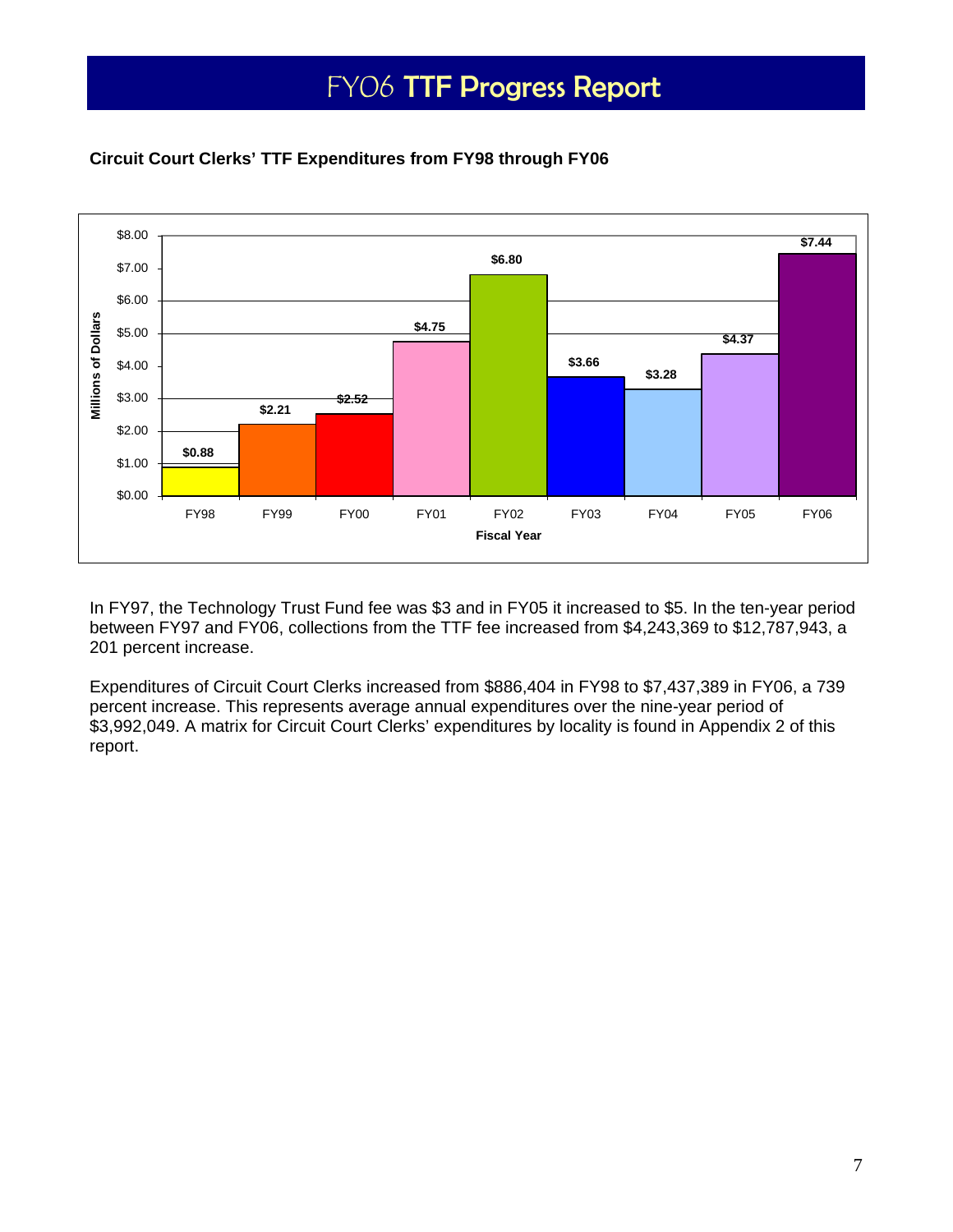# FY06 TTF Progress Report

**Circuit Court Clerks' TTF Expenditures from FY98 through FY06**

| Fiscal Year | Millions of Dollars |
|---|---|
| FY98 | $0.88 |
| FY99 | $2.21 |
| FY00 | $2.52 |
| FY01 | $4.75 |
| FY02 | $6.80 |
| FY03 | $3.66 |
| FY04 | $3.28 |
| FY05 | $4.37 |
| FY06 | $7.44 |

In FY97, the Technology Trust Fund fee was $3 and in FY05 it increased to $5. In the ten-year period between FY97 and FY06, collections from the TTF fee increased from $4,243,369 to $12,787,943, a 201 percent increase.

Expenditures of Circuit Court Clerks increased from $886,404 in FY98 to $7,437,389 in FY06, a 739 percent increase. This represents average annual expenditures over the nine-year period of $3,992,049. A matrix for Circuit Court Clerks' expenditures by locality is found in Appendix 2 of this report.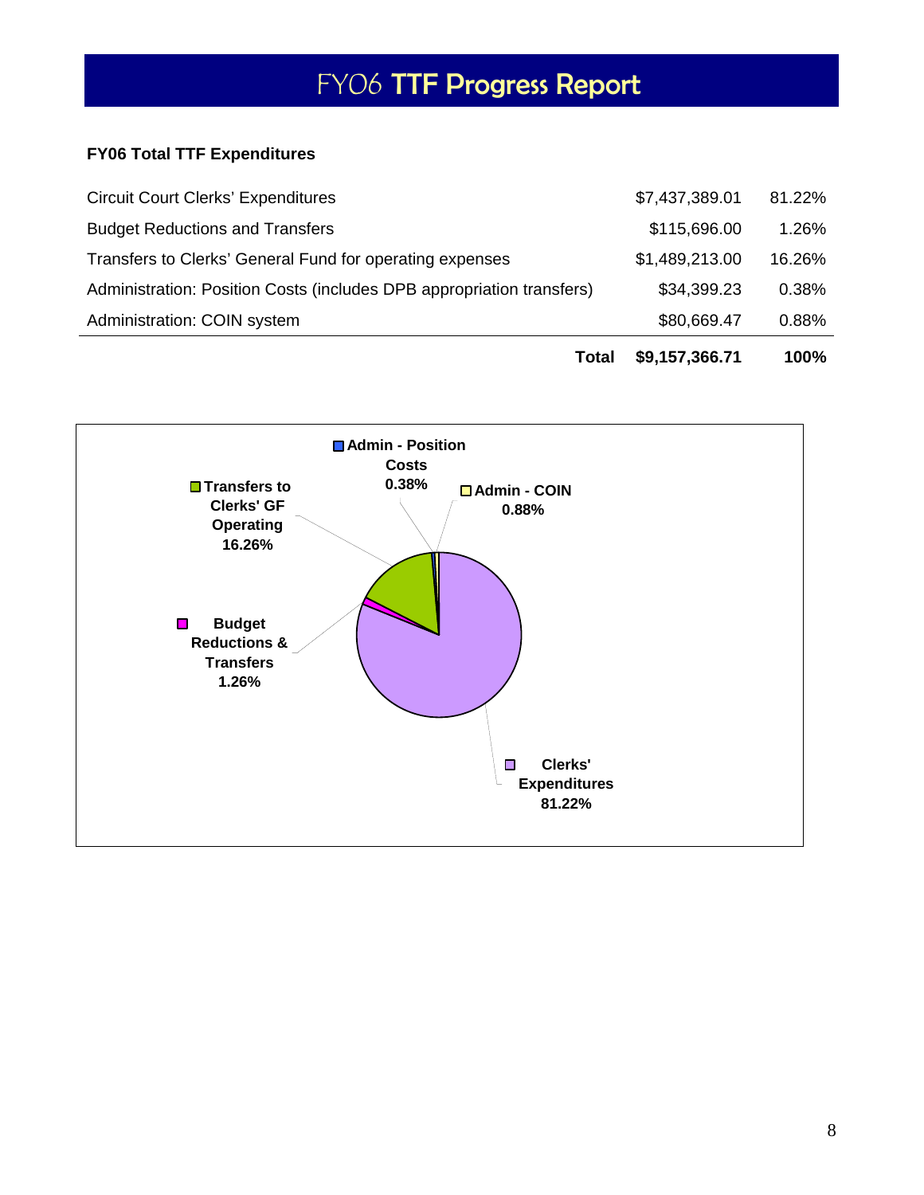# FY06 TTF Progress Report

**FY06 Total TTF Expenditures**

| Item | Amount | Percent |
|---|---|---|
| Circuit Court Clerks' Expenditures | $7,437,389.01 | 81.22% |
| Budget Reductions and Transfers | $115,696.00 | 1.26% |
| Transfers to Clerks' General Fund for operating expenses | $1,489,213.00 | 16.26% |
| Administration: Position Costs (includes DPB appropriation transfers) | $34,399.23 | 0.38% |
| Administration: COIN system | $80,669.47 | 0.88% |
| **Total** | **$9,157,366.71** | **100%** |

**Admin - Position Costs 0.38%**

**Admin - COIN 0.88%**

**Transfers to Clerks' GF Operating 16.26%**

**Budget Reductions & Transfers 1.26%**

**Clerks' Expenditures 81.22%**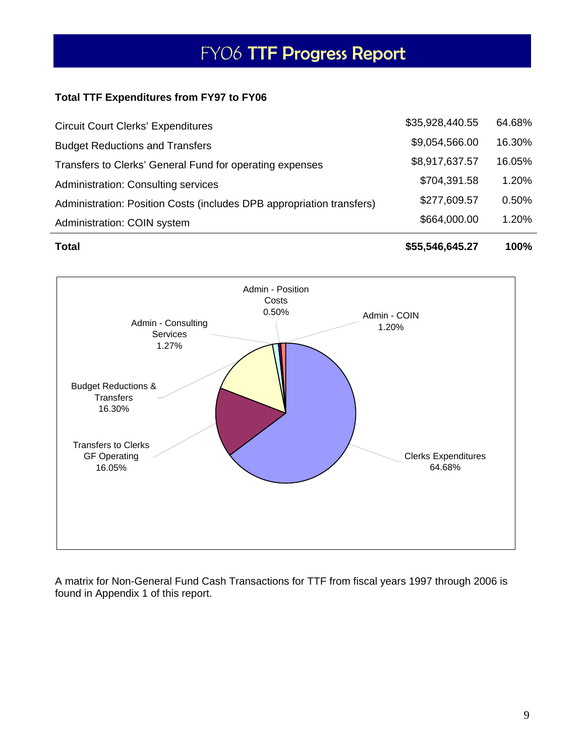# FY06 TTF Progress Report

**Total TTF Expenditures from FY97 to FY06**

| | | |
|---|---|---|
| Circuit Court Clerks' Expenditures | $35,928,440.55 | 64.68% |
| Budget Reductions and Transfers | $9,054,566.00 | 16.30% |
| Transfers to Clerks' General Fund for operating expenses | $8,917,637.57 | 16.05% |
| Administration: Consulting services | $704,391.58 | 1.20% |
| Administration: Position Costs (includes DPB appropriation transfers) | $277,609.57 | 0.50% |
| Administration: COIN system | $664,000.00 | 1.20% |
| **Total** | **$55,546,645.27** | **100%** |

A matrix for Non-General Fund Cash Transactions for TTF from fiscal years 1997 through 2006 is found in Appendix 1 of this report.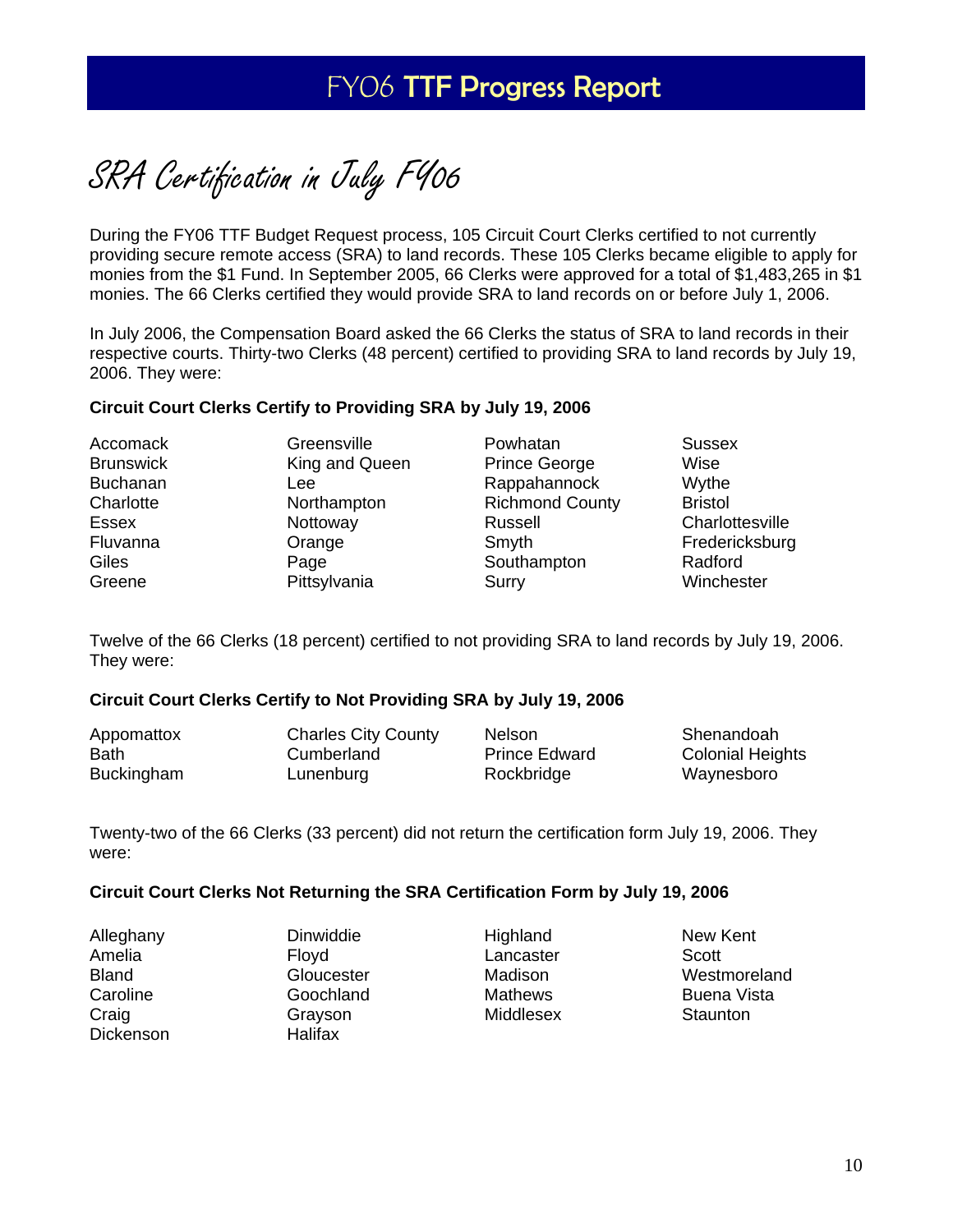# FY06 TTF Progress Report

## SRA Certification in July FY06

During the FY06 TTF Budget Request process, 105 Circuit Court Clerks certified to not currently providing secure remote access (SRA) to land records. These 105 Clerks became eligible to apply for monies from the $1 Fund. In September 2005, 66 Clerks were approved for a total of $1,483,265 in $1 monies. The 66 Clerks certified they would provide SRA to land records on or before July 1, 2006.

In July 2006, the Compensation Board asked the 66 Clerks the status of SRA to land records in their respective courts. Thirty-two Clerks (48 percent) certified to providing SRA to land records by July 19, 2006. They were:

**Circuit Court Clerks Certify to Providing SRA by July 19, 2006**

| | | | |
|---|---|---|---|
| Accomack | Greensville | Powhatan | Sussex |
| Brunswick | King and Queen | Prince George | Wise |
| Buchanan | Lee | Rappahannock | Wythe |
| Charlotte | Northampton | Richmond County | Bristol |
| Essex | Nottoway | Russell | Charlottesville |
| Fluvanna | Orange | Smyth | Fredericksburg |
| Giles | Page | Southampton | Radford |
| Greene | Pittsylvania | Surry | Winchester |

Twelve of the 66 Clerks (18 percent) certified to not providing SRA to land records by July 19, 2006. They were:

**Circuit Court Clerks Certify to Not Providing SRA by July 19, 2006**

| | | | |
|---|---|---|---|
| Appomattox | Charles City County | Nelson | Shenandoah |
| Bath | Cumberland | Prince Edward | Colonial Heights |
| Buckingham | Lunenburg | Rockbridge | Waynesboro |

Twenty-two of the 66 Clerks (33 percent) did not return the certification form July 19, 2006. They were:

**Circuit Court Clerks Not Returning the SRA Certification Form by July 19, 2006**

| | | | |
|---|---|---|---|
| Alleghany | Dinwiddie | Highland | New Kent |
| Amelia | Floyd | Lancaster | Scott |
| Bland | Gloucester | Madison | Westmoreland |
| Caroline | Goochland | Mathews | Buena Vista |
| Craig | Grayson | Middlesex | Staunton |
| Dickenson | Halifax | | |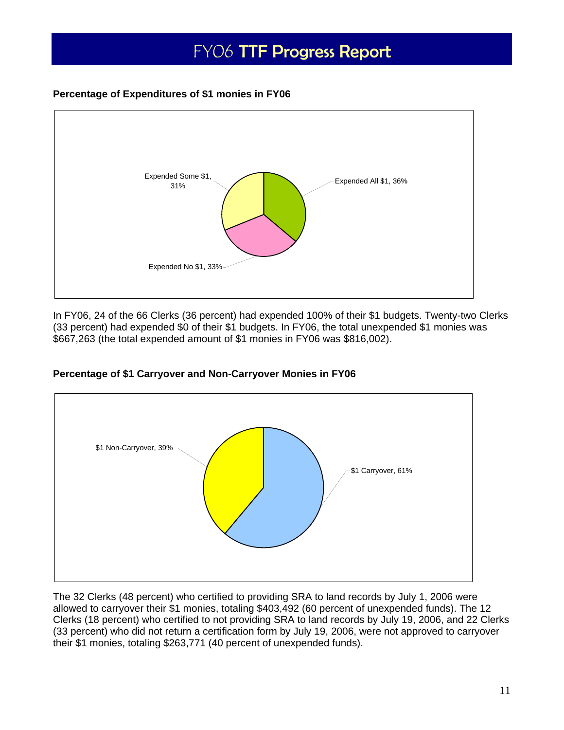**Percentage of Expenditures of $1 monies in FY06**

In FY06, 24 of the 66 Clerks (36 percent) had expended 100% of their $1 budgets. Twenty-two Clerks (33 percent) had expended $0 of their $1 budgets. In FY06, the total unexpended $1 monies was $667,263 (the total expended amount of $1 monies in FY06 was $816,002).

**Percentage of $1 Carryover and Non-Carryover Monies in FY06**

The 32 Clerks (48 percent) who certified to providing SRA to land records by July 1, 2006 were allowed to carryover their $1 monies, totaling $403,492 (60 percent of unexpended funds). The 12 Clerks (18 percent) who certified to not providing SRA to land records by July 19, 2006, and 22 Clerks (33 percent) who did not return a certification form by July 19, 2006, were not approved to carryover their $1 monies, totaling $263,771 (40 percent of unexpended funds).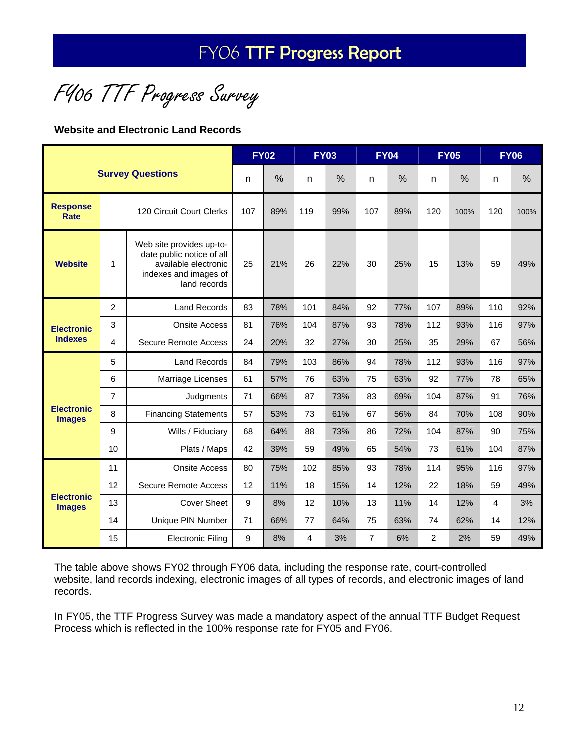# FY06 TTF Progress Report

## FY06 TTF Progress Survey

**Website and Electronic Land Records**

| Survey Questions | | | FY02 | | FY03 | | FY04 | | FY05 | | FY06 | |
|---|---|---|---|---|---|---|---|---|---|---|---|---|
| | | | n | % | n | % | n | % | n | % | n | % |
| **Response Rate** | | 120 Circuit Court Clerks | 107 | 89% | 119 | 99% | 107 | 89% | 120 | 100% | 120 | 100% |
| **Website** | 1 | Web site provides up-to-date public notice of all available electronic indexes and images of land records | 25 | 21% | 26 | 22% | 30 | 25% | 15 | 13% | 59 | 49% |
| **Electronic Indexes** | 2 | Land Records | 83 | 78% | 101 | 84% | 92 | 77% | 107 | 89% | 110 | 92% |
| | 3 | Onsite Access | 81 | 76% | 104 | 87% | 93 | 78% | 112 | 93% | 116 | 97% |
| | 4 | Secure Remote Access | 24 | 20% | 32 | 27% | 30 | 25% | 35 | 29% | 67 | 56% |
| **Electronic Images** | 5 | Land Records | 84 | 79% | 103 | 86% | 94 | 78% | 112 | 93% | 116 | 97% |
| | 6 | Marriage Licenses | 61 | 57% | 76 | 63% | 75 | 63% | 92 | 77% | 78 | 65% |
| | 7 | Judgments | 71 | 66% | 87 | 73% | 83 | 69% | 104 | 87% | 91 | 76% |
| | 8 | Financing Statements | 57 | 53% | 73 | 61% | 67 | 56% | 84 | 70% | 108 | 90% |
| | 9 | Wills / Fiduciary | 68 | 64% | 88 | 73% | 86 | 72% | 104 | 87% | 90 | 75% |
| | 10 | Plats / Maps | 42 | 39% | 59 | 49% | 65 | 54% | 73 | 61% | 104 | 87% |
| **Electronic Images** | 11 | Onsite Access | 80 | 75% | 102 | 85% | 93 | 78% | 114 | 95% | 116 | 97% |
| | 12 | Secure Remote Access | 12 | 11% | 18 | 15% | 14 | 12% | 22 | 18% | 59 | 49% |
| | 13 | Cover Sheet | 9 | 8% | 12 | 10% | 13 | 11% | 14 | 12% | 4 | 3% |
| | 14 | Unique PIN Number | 71 | 66% | 77 | 64% | 75 | 63% | 74 | 62% | 14 | 12% |
| | 15 | Electronic Filing | 9 | 8% | 4 | 3% | 7 | 6% | 2 | 2% | 59 | 49% |

The table above shows FY02 through FY06 data, including the response rate, court-controlled website, land records indexing, electronic images of all types of records, and electronic images of land records.

In FY05, the TTF Progress Survey was made a mandatory aspect of the annual TTF Budget Request Process which is reflected in the 100% response rate for FY05 and FY06.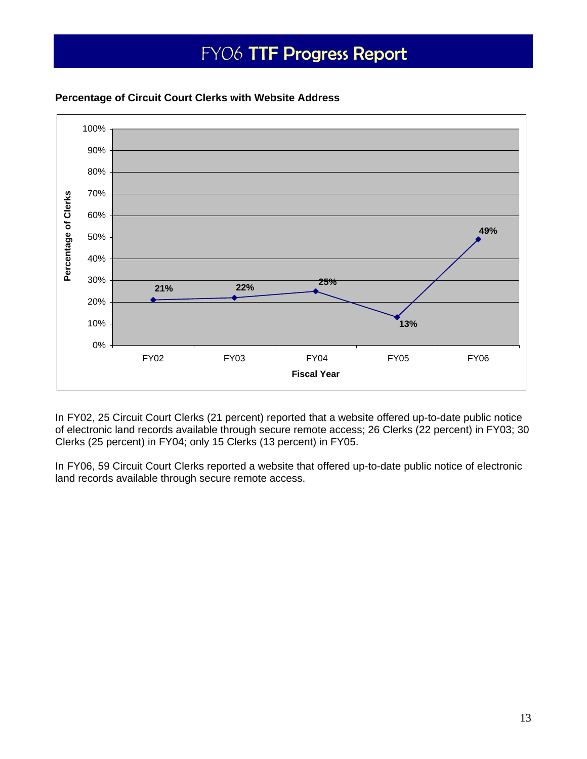**Percentage of Circuit Court Clerks with Website Address**

| Fiscal Year | Percentage of Clerks |
|---|---|
| FY02 | 21% |
| FY03 | 22% |
| FY04 | 25% |
| FY05 | 13% |
| FY06 | 49% |

In FY02, 25 Circuit Court Clerks (21 percent) reported that a website offered up-to-date public notice of electronic land records available through secure remote access; 26 Clerks (22 percent) in FY03; 30 Clerks (25 percent) in FY04; only 15 Clerks (13 percent) in FY05.

In FY06, 59 Circuit Court Clerks reported a website that offered up-to-date public notice of electronic land records available through secure remote access.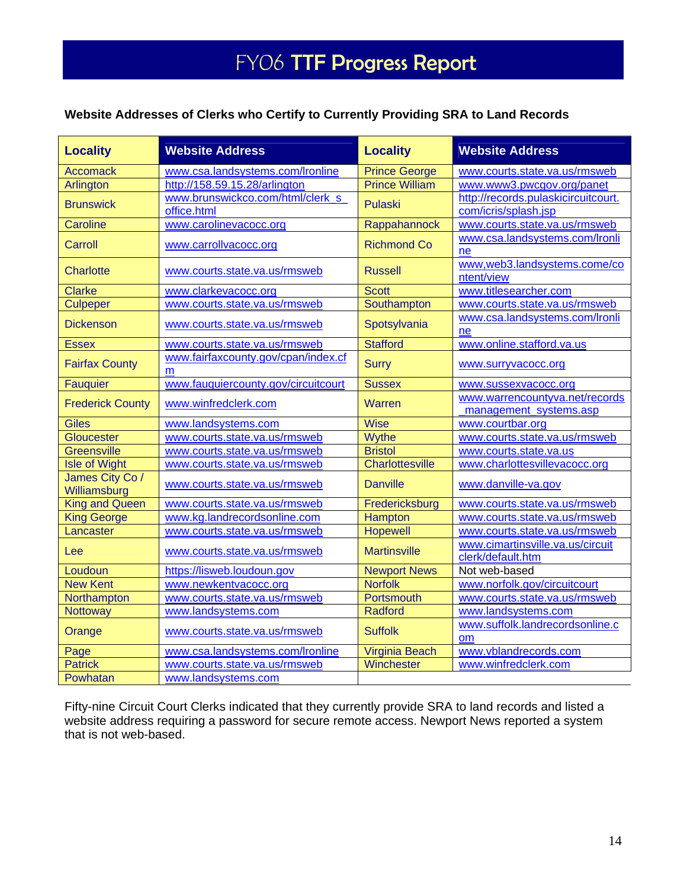# FY06 TTF Progress Report

**Website Addresses of Clerks who Certify to Currently Providing SRA to Land Records**

| Locality | Website Address | Locality | Website Address |
|---|---|---|---|
| Accomack | www.csa.landsystems.com/lronline | Prince George | www.courts.state.va.us/rmsweb |
| Arlington | http://158.59.15.28/arlington | Prince William | www.www3.pwcgov.org/panet |
| Brunswick | www.brunswickco.com/html/clerk_s_office.html | Pulaski | http://records.pulaskicircuitcourt.com/icris/splash.jsp |
| Caroline | www.carolinevacocc.org | Rappahannock | www.courts.state.va.us/rmsweb |
| Carroll | www.carrollvacocc.org | Richmond Co | www.csa.landsystems.com/lronline |
| Charlotte | www.courts.state.va.us/rmsweb | Russell | www,web3.landsystems.come/content/view |
| Clarke | www.clarkevacocc.org | Scott | www.titlesearcher.com |
| Culpeper | www.courts.state.va.us/rmsweb | Southampton | www.courts.state.va.us/rmsweb |
| Dickenson | www.courts.state.va.us/rmsweb | Spotsylvania | www.csa.landsystems.com/lronline |
| Essex | www.courts.state.va.us/rmsweb | Stafford | www.online.stafford.va.us |
| Fairfax County | www.fairfaxcounty.gov/cpan/index.cfm | Surry | www.surryvacocc.org |
| Fauquier | www.fauquiercounty.gov/circuitcourt | Sussex | www.sussexvacocc.org |
| Frederick County | www.winfredclerk.com | Warren | www.warrencountyva.net/records_management_systems.asp |
| Giles | www.landsystems.com | Wise | www.courtbar.org |
| Gloucester | www.courts.state.va.us/rmsweb | Wythe | www.courts.state.va.us/rmsweb |
| Greensville | www.courts.state.va.us/rmsweb | Bristol | www.courts.state.va.us |
| Isle of Wight | www.courts.state.va.us/rmsweb | Charlottesville | www.charlottesvillevacocc.org |
| James City Co / Williamsburg | www.courts.state.va.us/rmsweb | Danville | www.danville-va.gov |
| King and Queen | www.courts.state.va.us/rmsweb | Fredericksburg | www.courts.state.va.us/rmsweb |
| King George | www.kg.landrecordsonline.com | Hampton | www.courts.state.va.us/rmsweb |
| Lancaster | www.courts.state.va.us/rmsweb | Hopewell | www.courts.state.va.us/rmsweb |
| Lee | www.courts.state.va.us/rmsweb | Martinsville | www.cimartinsville.va.us/circuitclerk/default.htm |
| Loudoun | https://lisweb.loudoun.gov | Newport News | Not web-based |
| New Kent | www.newkentvacocc.org | Norfolk | www.norfolk.gov/circuitcourt |
| Northampton | www.courts.state.va.us/rmsweb | Portsmouth | www.courts.state.va.us/rmsweb |
| Nottoway | www.landsystems.com | Radford | www.landsystems.com |
| Orange | www.courts.state.va.us/rmsweb | Suffolk | www.suffolk.landrecordsonline.com |
| Page | www.csa.landsystems.com/lronline | Virginia Beach | www.vblandrecords.com |
| Patrick | www.courts.state.va.us/rmsweb | Winchester | www.winfredclerk.com |
| Powhatan | www.landsystems.com | | |

Fifty-nine Circuit Court Clerks indicated that they currently provide SRA to land records and listed a website address requiring a password for secure remote access. Newport News reported a system that is not web-based.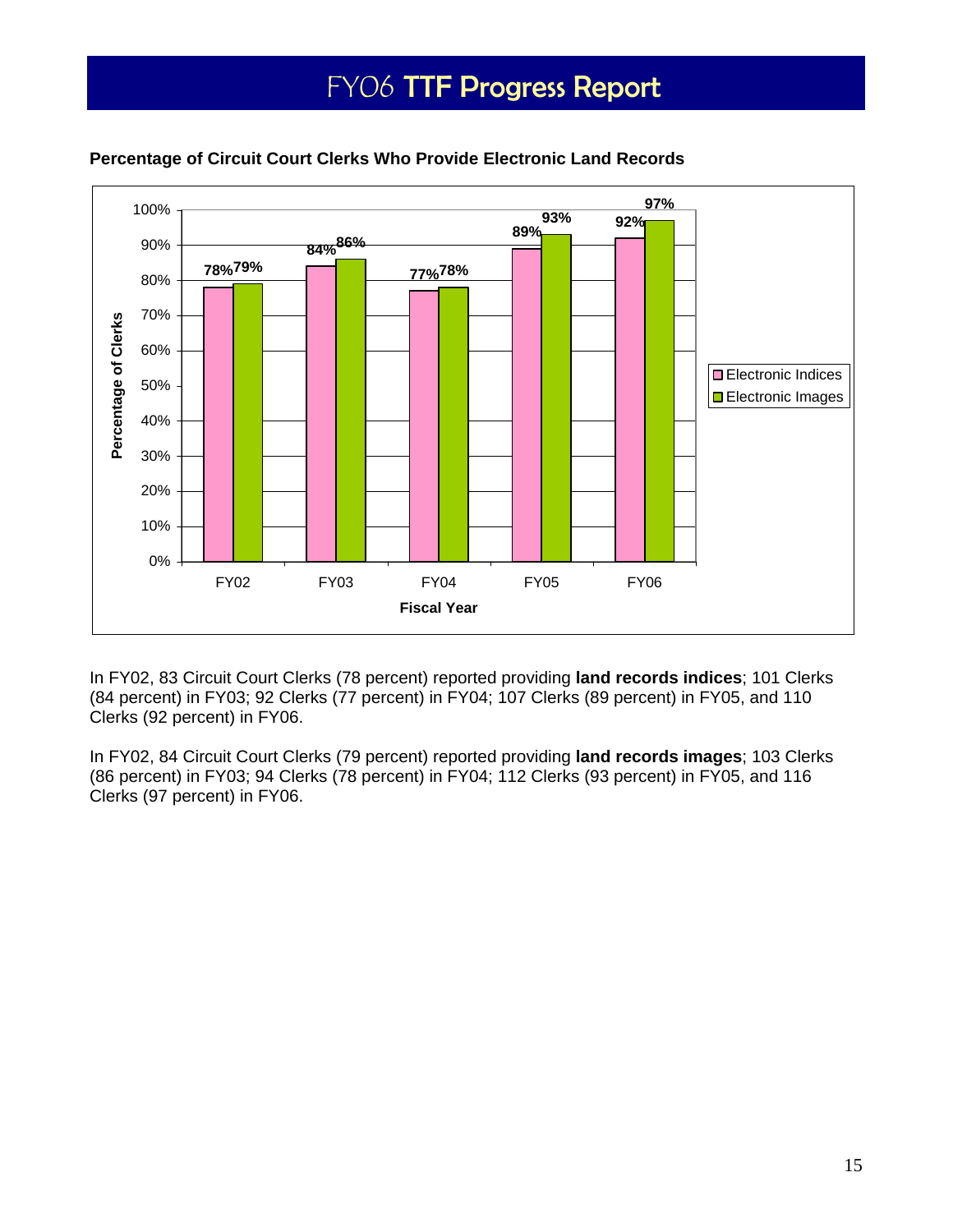# FY06 TTF Progress Report

**Percentage of Circuit Court Clerks Who Provide Electronic Land Records**

| Fiscal Year | Electronic Indices | Electronic Images |
|---|---|---|
| FY02 | 78% | 79% |
| FY03 | 84% | 86% |
| FY04 | 77% | 78% |
| FY05 | 89% | 93% |
| FY06 | 92% | 97% |

In FY02, 83 Circuit Court Clerks (78 percent) reported providing **land records indices**; 101 Clerks (84 percent) in FY03; 92 Clerks (77 percent) in FY04; 107 Clerks (89 percent) in FY05, and 110 Clerks (92 percent) in FY06.

In FY02, 84 Circuit Court Clerks (79 percent) reported providing **land records images**; 103 Clerks (86 percent) in FY03; 94 Clerks (78 percent) in FY04; 112 Clerks (93 percent) in FY05, and 116 Clerks (97 percent) in FY06.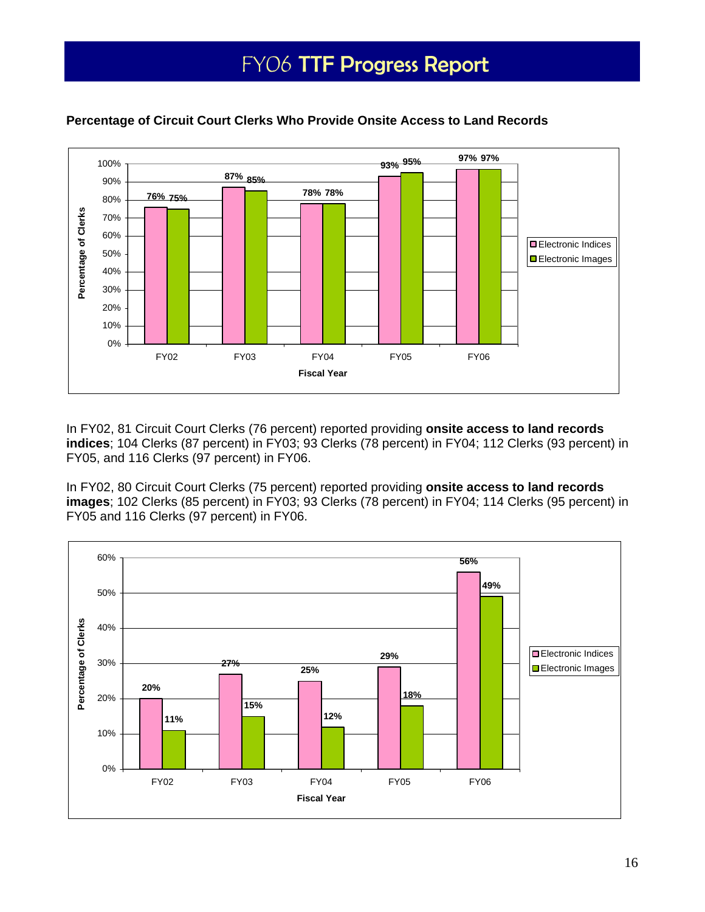# FY06 TTF Progress Report

**Percentage of Circuit Court Clerks Who Provide Onsite Access to Land Records**

| Fiscal Year | Electronic Indices | Electronic Images |
|---|---|---|
| FY02 | 76% | 75% |
| FY03 | 87% | 85% |
| FY04 | 78% | 78% |
| FY05 | 93% | 95% |
| FY06 | 97% | 97% |

In FY02, 81 Circuit Court Clerks (76 percent) reported providing **onsite access to land records indices**; 104 Clerks (87 percent) in FY03; 93 Clerks (78 percent) in FY04; 112 Clerks (93 percent) in FY05, and 116 Clerks (97 percent) in FY06.

In FY02, 80 Circuit Court Clerks (75 percent) reported providing **onsite access to land records images**; 102 Clerks (85 percent) in FY03; 93 Clerks (78 percent) in FY04; 114 Clerks (95 percent) in FY05 and 116 Clerks (97 percent) in FY06.

| Fiscal Year | Electronic Indices | Electronic Images |
|---|---|---|
| FY02 | 20% | 11% |
| FY03 | 27% | 15% |
| FY04 | 25% | 12% |
| FY05 | 29% | 18% |
| FY06 | 56% | 49% |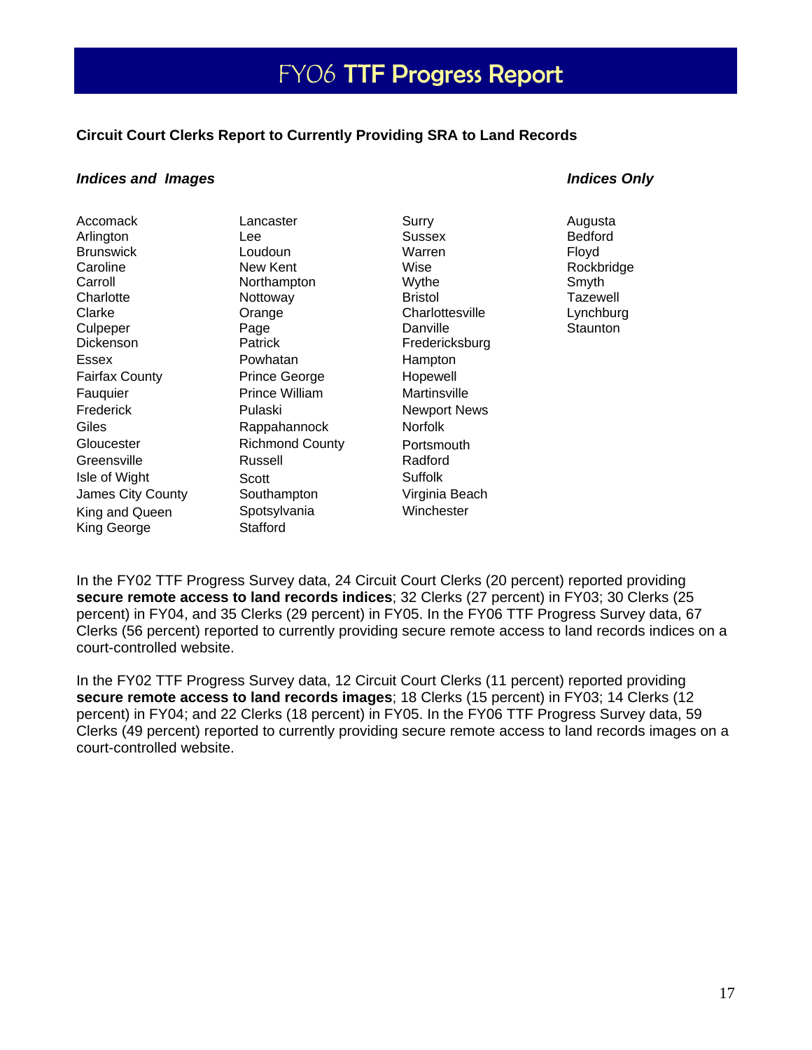# FY06 TTF Progress Report

**Circuit Court Clerks Report to Currently Providing SRA to Land Records**

***Indices and Images***

Accomack
Arlington
Brunswick
Caroline
Carroll
Charlotte
Clarke
Culpeper
Dickenson
Essex
Fairfax County
Fauquier
Frederick
Giles
Gloucester
Greensville
Isle of Wight
James City County
King and Queen
King George
Lancaster
Lee
Loudoun
New Kent
Northampton
Nottoway
Orange
Page
Patrick
Powhatan
Prince George
Prince William
Pulaski
Rappahannock
Richmond County
Russell
Scott
Southampton
Spotsylvania
Stafford
Surry
Sussex
Warren
Wise
Wythe
Bristol
Charlottesville
Danville
Fredericksburg
Hampton
Hopewell
Martinsville
Newport News
Norfolk
Portsmouth
Radford
Suffolk
Virginia Beach
Winchester

***Indices Only***

Augusta
Bedford
Floyd
Rockbridge
Smyth
Tazewell
Lynchburg
Staunton

In the FY02 TTF Progress Survey data, 24 Circuit Court Clerks (20 percent) reported providing **secure remote access to land records indices**; 32 Clerks (27 percent) in FY03; 30 Clerks (25 percent) in FY04, and 35 Clerks (29 percent) in FY05. In the FY06 TTF Progress Survey data, 67 Clerks (56 percent) reported to currently providing secure remote access to land records indices on a court-controlled website.

In the FY02 TTF Progress Survey data, 12 Circuit Court Clerks (11 percent) reported providing **secure remote access to land records images**; 18 Clerks (15 percent) in FY03; 14 Clerks (12 percent) in FY04; and 22 Clerks (18 percent) in FY05. In the FY06 TTF Progress Survey data, 59 Clerks (49 percent) reported to currently providing secure remote access to land records images on a court-controlled website.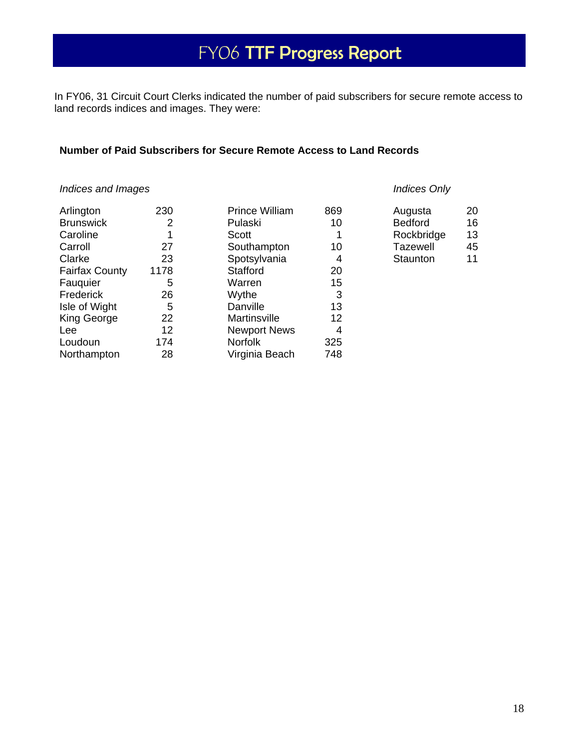# FY06 TTF Progress Report

In FY06, 31 Circuit Court Clerks indicated the number of paid subscribers for secure remote access to land records indices and images. They were:

**Number of Paid Subscribers for Secure Remote Access to Land Records**

*Indices and Images*

| Locality | Subscribers |
|---|---|
| Arlington | 230 |
| Brunswick | 2 |
| Caroline | 1 |
| Carroll | 27 |
| Clarke | 23 |
| Fairfax County | 1178 |
| Fauquier | 5 |
| Frederick | 26 |
| Isle of Wight | 5 |
| King George | 22 |
| Lee | 12 |
| Loudoun | 174 |
| Northampton | 28 |
| Prince William | 869 |
| Pulaski | 10 |
| Scott | 1 |
| Southampton | 10 |
| Spotsylvania | 4 |
| Stafford | 20 |
| Warren | 15 |
| Wythe | 3 |
| Danville | 13 |
| Martinsville | 12 |
| Newport News | 4 |
| Norfolk | 325 |
| Virginia Beach | 748 |

*Indices Only*

| Locality | Subscribers |
|---|---|
| Augusta | 20 |
| Bedford | 16 |
| Rockbridge | 13 |
| Tazewell | 45 |
| Staunton | 11 |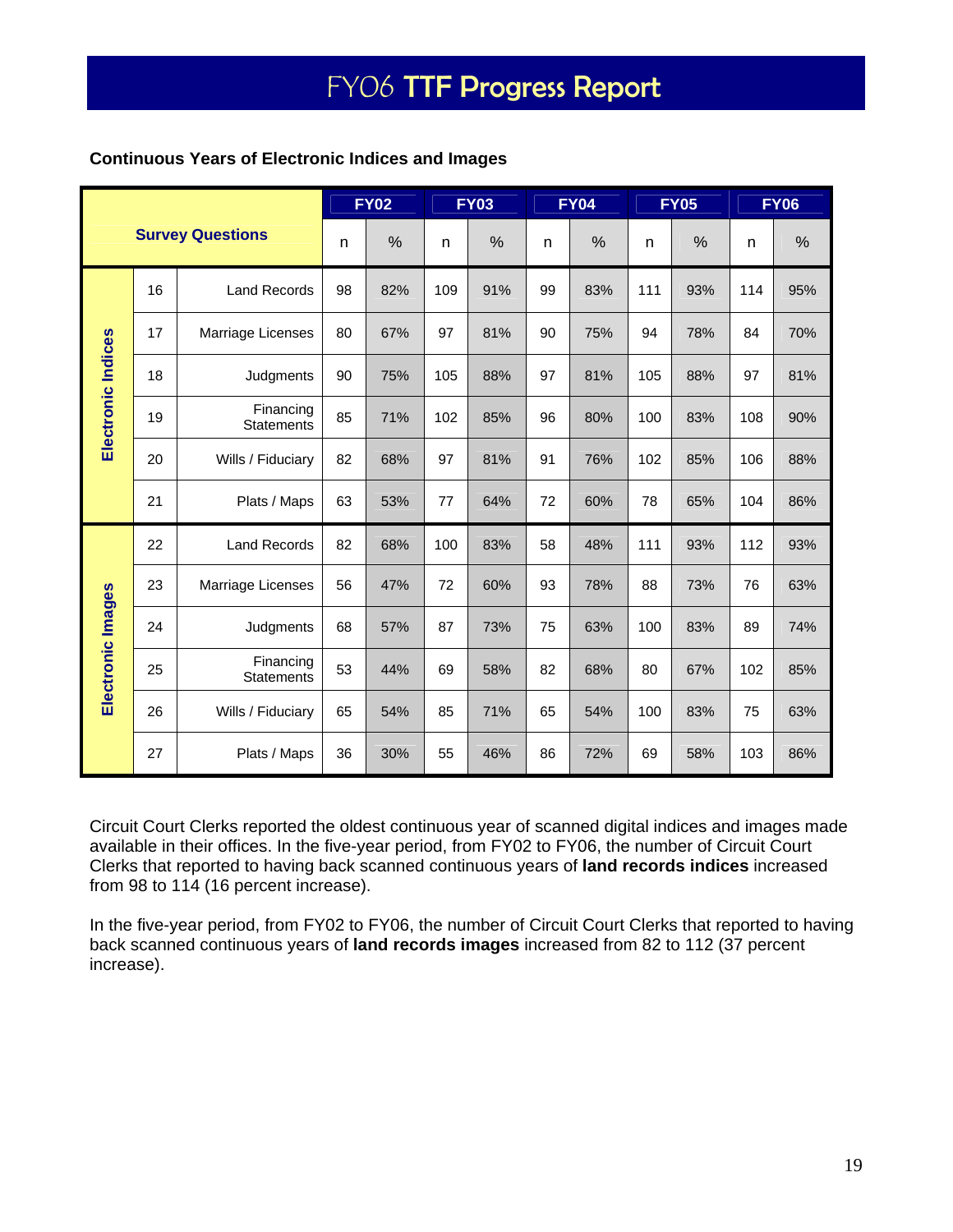# FY06 TTF Progress Report

**Continuous Years of Electronic Indices and Images**

| Survey Questions | | | FY02 | | FY03 | | FY04 | | FY05 | | FY06 | |
|---|---|---|---|---|---|---|---|---|---|---|---|---|
| | | | n | % | n | % | n | % | n | % | n | % |
| Electronic Indices | 16 | Land Records | 98 | 82% | 109 | 91% | 99 | 83% | 111 | 93% | 114 | 95% |
| | 17 | Marriage Licenses | 80 | 67% | 97 | 81% | 90 | 75% | 94 | 78% | 84 | 70% |
| | 18 | Judgments | 90 | 75% | 105 | 88% | 97 | 81% | 105 | 88% | 97 | 81% |
| | 19 | Financing Statements | 85 | 71% | 102 | 85% | 96 | 80% | 100 | 83% | 108 | 90% |
| | 20 | Wills / Fiduciary | 82 | 68% | 97 | 81% | 91 | 76% | 102 | 85% | 106 | 88% |
| | 21 | Plats / Maps | 63 | 53% | 77 | 64% | 72 | 60% | 78 | 65% | 104 | 86% |
| Electronic Images | 22 | Land Records | 82 | 68% | 100 | 83% | 58 | 48% | 111 | 93% | 112 | 93% |
| | 23 | Marriage Licenses | 56 | 47% | 72 | 60% | 93 | 78% | 88 | 73% | 76 | 63% |
| | 24 | Judgments | 68 | 57% | 87 | 73% | 75 | 63% | 100 | 83% | 89 | 74% |
| | 25 | Financing Statements | 53 | 44% | 69 | 58% | 82 | 68% | 80 | 67% | 102 | 85% |
| | 26 | Wills / Fiduciary | 65 | 54% | 85 | 71% | 65 | 54% | 100 | 83% | 75 | 63% |
| | 27 | Plats / Maps | 36 | 30% | 55 | 46% | 86 | 72% | 69 | 58% | 103 | 86% |

Circuit Court Clerks reported the oldest continuous year of scanned digital indices and images made available in their offices. In the five-year period, from FY02 to FY06, the number of Circuit Court Clerks that reported to having back scanned continuous years of **land records indices** increased from 98 to 114 (16 percent increase).

In the five-year period, from FY02 to FY06, the number of Circuit Court Clerks that reported to having back scanned continuous years of **land records images** increased from 82 to 112 (37 percent increase).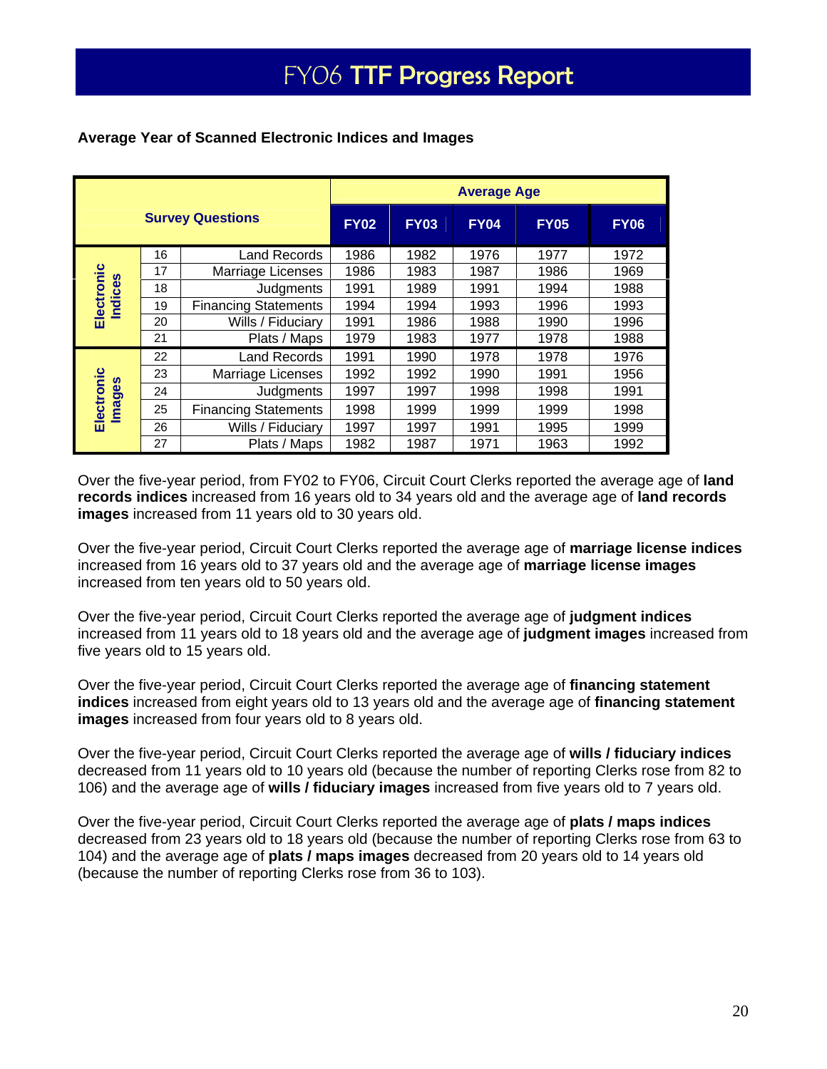# FY06 TTF Progress Report

**Average Year of Scanned Electronic Indices and Images**

| Survey Questions | | | Average Age | | | | |
|---|---|---|---|---|---|---|---|
| | | | **FY02** | **FY03** | **FY04** | **FY05** | **FY06** |
| Electronic Indices | 16 | Land Records | 1986 | 1982 | 1976 | 1977 | 1972 |
| | 17 | Marriage Licenses | 1986 | 1983 | 1987 | 1986 | 1969 |
| | 18 | Judgments | 1991 | 1989 | 1991 | 1994 | 1988 |
| | 19 | Financing Statements | 1994 | 1994 | 1993 | 1996 | 1993 |
| | 20 | Wills / Fiduciary | 1991 | 1986 | 1988 | 1990 | 1996 |
| | 21 | Plats / Maps | 1979 | 1983 | 1977 | 1978 | 1988 |
| Electronic Images | 22 | Land Records | 1991 | 1990 | 1978 | 1978 | 1976 |
| | 23 | Marriage Licenses | 1992 | 1992 | 1990 | 1991 | 1956 |
| | 24 | Judgments | 1997 | 1997 | 1998 | 1998 | 1991 |
| | 25 | Financing Statements | 1998 | 1999 | 1999 | 1999 | 1998 |
| | 26 | Wills / Fiduciary | 1997 | 1997 | 1991 | 1995 | 1999 |
| | 27 | Plats / Maps | 1982 | 1987 | 1971 | 1963 | 1992 |

Over the five-year period, from FY02 to FY06, Circuit Court Clerks reported the average age of **land records indices** increased from 16 years old to 34 years old and the average age of **land records images** increased from 11 years old to 30 years old.

Over the five-year period, Circuit Court Clerks reported the average age of **marriage license indices** increased from 16 years old to 37 years old and the average age of **marriage license images** increased from ten years old to 50 years old.

Over the five-year period, Circuit Court Clerks reported the average age of **judgment indices** increased from 11 years old to 18 years old and the average age of **judgment images** increased from five years old to 15 years old.

Over the five-year period, Circuit Court Clerks reported the average age of **financing statement indices** increased from eight years old to 13 years old and the average age of **financing statement images** increased from four years old to 8 years old.

Over the five-year period, Circuit Court Clerks reported the average age of **wills / fiduciary indices** decreased from 11 years old to 10 years old (because the number of reporting Clerks rose from 82 to 106) and the average age of **wills / fiduciary images** increased from five years old to 7 years old.

Over the five-year period, Circuit Court Clerks reported the average age of **plats / maps indices** decreased from 23 years old to 18 years old (because the number of reporting Clerks rose from 63 to 104) and the average age of **plats / maps images** decreased from 20 years old to 14 years old (because the number of reporting Clerks rose from 36 to 103).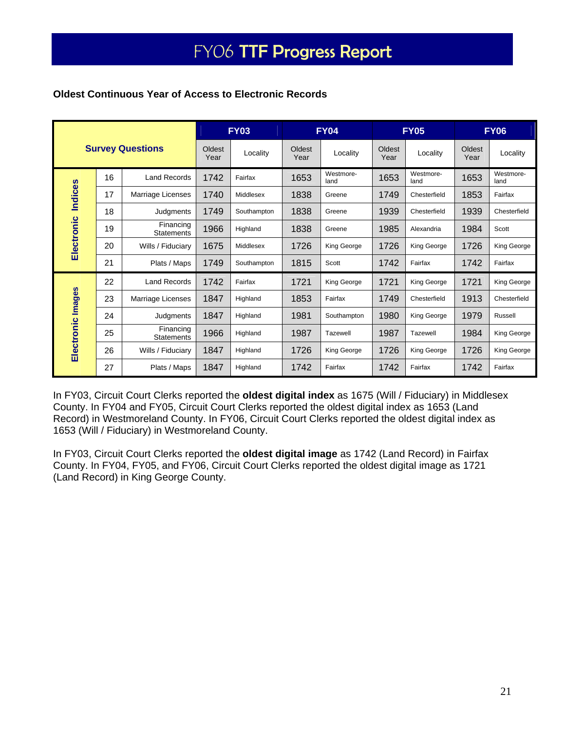# FY06 TTF Progress Report

**Oldest Continuous Year of Access to Electronic Records**

| Survey Questions | | | FY03 | | FY04 | | FY05 | | FY06 | |
|---|---|---|---|---|---|---|---|---|---|---|
| | | | Oldest Year | Locality | Oldest Year | Locality | Oldest Year | Locality | Oldest Year | Locality |
| Electronic Indices | 16 | Land Records | 1742 | Fairfax | 1653 | Westmore-land | 1653 | Westmore-land | 1653 | Westmore-land |
| | 17 | Marriage Licenses | 1740 | Middlesex | 1838 | Greene | 1749 | Chesterfield | 1853 | Fairfax |
| | 18 | Judgments | 1749 | Southampton | 1838 | Greene | 1939 | Chesterfield | 1939 | Chesterfield |
| | 19 | Financing Statements | 1966 | Highland | 1838 | Greene | 1985 | Alexandria | 1984 | Scott |
| | 20 | Wills / Fiduciary | 1675 | Middlesex | 1726 | King George | 1726 | King George | 1726 | King George |
| | 21 | Plats / Maps | 1749 | Southampton | 1815 | Scott | 1742 | Fairfax | 1742 | Fairfax |
| Electronic Images | 22 | Land Records | 1742 | Fairfax | 1721 | King George | 1721 | King George | 1721 | King George |
| | 23 | Marriage Licenses | 1847 | Highland | 1853 | Fairfax | 1749 | Chesterfield | 1913 | Chesterfield |
| | 24 | Judgments | 1847 | Highland | 1981 | Southampton | 1980 | King George | 1979 | Russell |
| | 25 | Financing Statements | 1966 | Highland | 1987 | Tazewell | 1987 | Tazewell | 1984 | King George |
| | 26 | Wills / Fiduciary | 1847 | Highland | 1726 | King George | 1726 | King George | 1726 | King George |
| | 27 | Plats / Maps | 1847 | Highland | 1742 | Fairfax | 1742 | Fairfax | 1742 | Fairfax |

In FY03, Circuit Court Clerks reported the **oldest digital index** as 1675 (Will / Fiduciary) in Middlesex County. In FY04 and FY05, Circuit Court Clerks reported the oldest digital index as 1653 (Land Record) in Westmoreland County. In FY06, Circuit Court Clerks reported the oldest digital index as 1653 (Will / Fiduciary) in Westmoreland County.

In FY03, Circuit Court Clerks reported the **oldest digital image** as 1742 (Land Record) in Fairfax County. In FY04, FY05, and FY06, Circuit Court Clerks reported the oldest digital image as 1721 (Land Record) in King George County.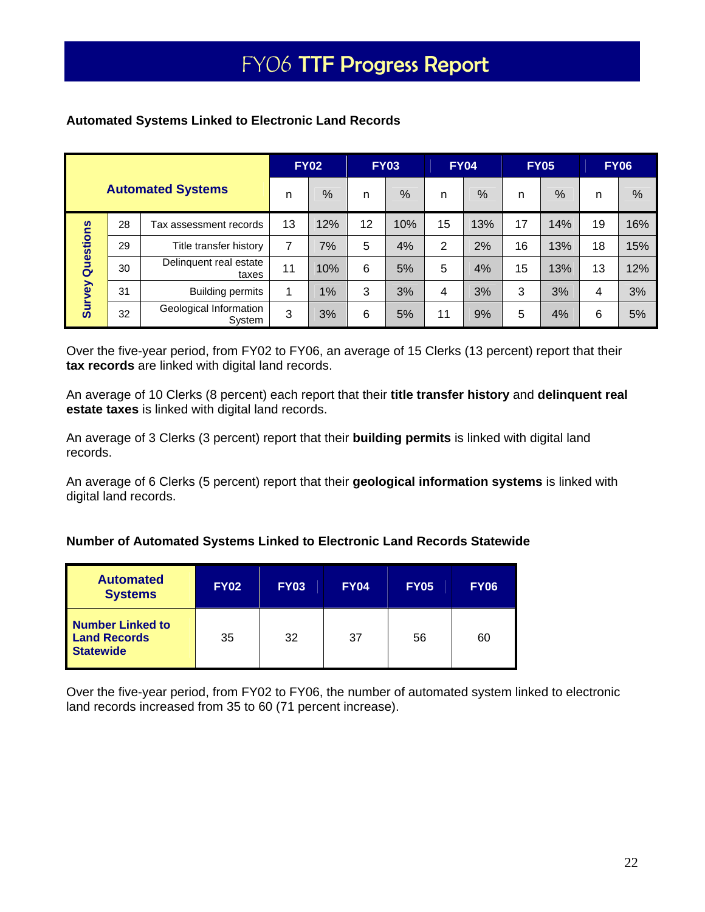# FY06 TTF Progress Report

### Automated Systems Linked to Electronic Land Records

| Automated Systems | | | FY02 | | FY03 | | FY04 | | FY05 | | FY06 | |
|---|---|---|---|---|---|---|---|---|---|---|---|---|
| | | | n | % | n | % | n | % | n | % | n | % |
| Survey Questions | 28 | Tax assessment records | 13 | 12% | 12 | 10% | 15 | 13% | 17 | 14% | 19 | 16% |
| | 29 | Title transfer history | 7 | 7% | 5 | 4% | 2 | 2% | 16 | 13% | 18 | 15% |
| | 30 | Delinquent real estate taxes | 11 | 10% | 6 | 5% | 5 | 4% | 15 | 13% | 13 | 12% |
| | 31 | Building permits | 1 | 1% | 3 | 3% | 4 | 3% | 3 | 3% | 4 | 3% |
| | 32 | Geological Information System | 3 | 3% | 6 | 5% | 11 | 9% | 5 | 4% | 6 | 5% |

Over the five-year period, from FY02 to FY06, an average of 15 Clerks (13 percent) report that their **tax records** are linked with digital land records.

An average of 10 Clerks (8 percent) each report that their **title transfer history** and **delinquent real estate taxes** is linked with digital land records.

An average of 3 Clerks (3 percent) report that their **building permits** is linked with digital land records.

An average of 6 Clerks (5 percent) report that their **geological information systems** is linked with digital land records.

### Number of Automated Systems Linked to Electronic Land Records Statewide

| Automated Systems | FY02 | FY03 | FY04 | FY05 | FY06 |
|---|---|---|---|---|---|
| Number Linked to Land Records Statewide | 35 | 32 | 37 | 56 | 60 |

Over the five-year period, from FY02 to FY06, the number of automated system linked to electronic land records increased from 35 to 60 (71 percent increase).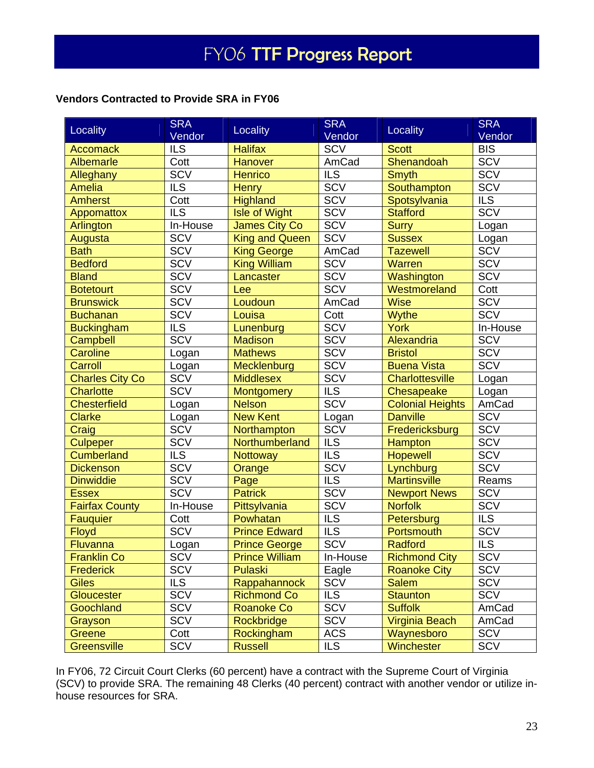# FY06 TTF Progress Report

**Vendors Contracted to Provide SRA in FY06**

| Locality | SRA Vendor | Locality | SRA Vendor | Locality | SRA Vendor |
|---|---|---|---|---|---|
| Accomack | ILS | Halifax | SCV | Scott | BIS |
| Albemarle | Cott | Hanover | AmCad | Shenandoah | SCV |
| Alleghany | SCV | Henrico | ILS | Smyth | SCV |
| Amelia | ILS | Henry | SCV | Southampton | SCV |
| Amherst | Cott | Highland | SCV | Spotsylvania | ILS |
| Appomattox | ILS | Isle of Wight | SCV | Stafford | SCV |
| Arlington | In-House | James City Co | SCV | Surry | Logan |
| Augusta | SCV | King and Queen | SCV | Sussex | Logan |
| Bath | SCV | King George | AmCad | Tazewell | SCV |
| Bedford | SCV | King William | SCV | Warren | SCV |
| Bland | SCV | Lancaster | SCV | Washington | SCV |
| Botetourt | SCV | Lee | SCV | Westmoreland | Cott |
| Brunswick | SCV | Loudoun | AmCad | Wise | SCV |
| Buchanan | SCV | Louisa | Cott | Wythe | SCV |
| Buckingham | ILS | Lunenburg | SCV | York | In-House |
| Campbell | SCV | Madison | SCV | Alexandria | SCV |
| Caroline | Logan | Mathews | SCV | Bristol | SCV |
| Carroll | Logan | Mecklenburg | SCV | Buena Vista | SCV |
| Charles City Co | SCV | Middlesex | SCV | Charlottesville | Logan |
| Charlotte | SCV | Montgomery | ILS | Chesapeake | Logan |
| Chesterfield | Logan | Nelson | SCV | Colonial Heights | AmCad |
| Clarke | Logan | New Kent | Logan | Danville | SCV |
| Craig | SCV | Northampton | SCV | Fredericksburg | SCV |
| Culpeper | SCV | Northumberland | ILS | Hampton | SCV |
| Cumberland | ILS | Nottoway | ILS | Hopewell | SCV |
| Dickenson | SCV | Orange | SCV | Lynchburg | SCV |
| Dinwiddie | SCV | Page | ILS | Martinsville | Reams |
| Essex | SCV | Patrick | SCV | Newport News | SCV |
| Fairfax County | In-House | Pittsylvania | SCV | Norfolk | SCV |
| Fauquier | Cott | Powhatan | ILS | Petersburg | ILS |
| Floyd | SCV | Prince Edward | ILS | Portsmouth | SCV |
| Fluvanna | Logan | Prince George | SCV | Radford | ILS |
| Franklin Co | SCV | Prince William | In-House | Richmond City | SCV |
| Frederick | SCV | Pulaski | Eagle | Roanoke City | SCV |
| Giles | ILS | Rappahannock | SCV | Salem | SCV |
| Gloucester | SCV | Richmond Co | ILS | Staunton | SCV |
| Goochland | SCV | Roanoke Co | SCV | Suffolk | AmCad |
| Grayson | SCV | Rockbridge | SCV | Virginia Beach | AmCad |
| Greene | Cott | Rockingham | ACS | Waynesboro | SCV |
| Greensville | SCV | Russell | ILS | Winchester | SCV |

In FY06, 72 Circuit Court Clerks (60 percent) have a contract with the Supreme Court of Virginia (SCV) to provide SRA. The remaining 48 Clerks (40 percent) contract with another vendor or utilize in-house resources for SRA.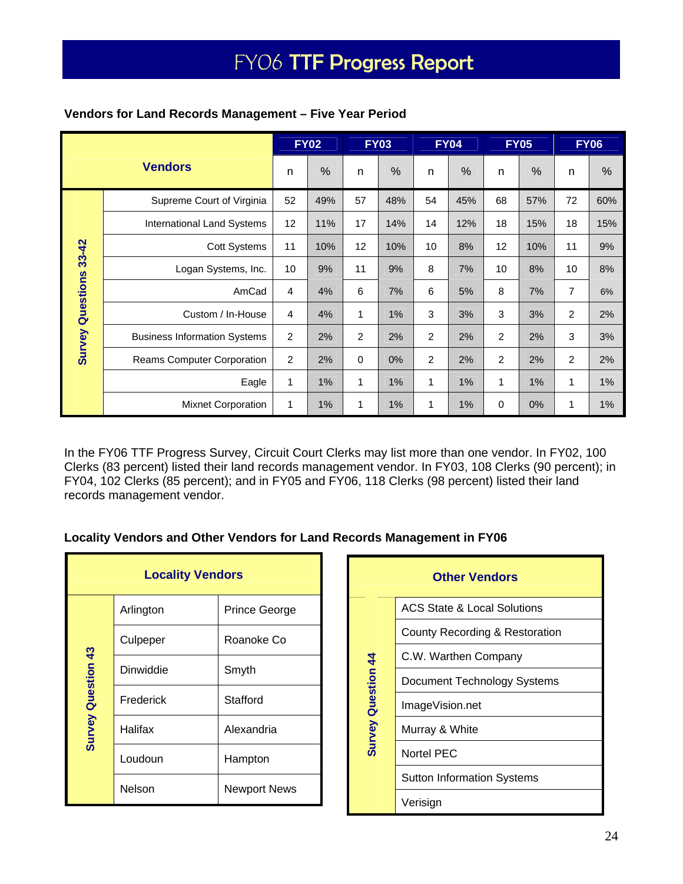# FY06 TTF Progress Report

**Vendors for Land Records Management – Five Year Period**

| | Vendors | FY02 | | FY03 | | FY04 | | FY05 | | FY06 | |
|---|---|---|---|---|---|---|---|---|---|---|---|
| | | n | % | n | % | n | % | n | % | n | % |
| Survey Questions 33-42 | Supreme Court of Virginia | 52 | 49% | 57 | 48% | 54 | 45% | 68 | 57% | 72 | 60% |
| | International Land Systems | 12 | 11% | 17 | 14% | 14 | 12% | 18 | 15% | 18 | 15% |
| | Cott Systems | 11 | 10% | 12 | 10% | 10 | 8% | 12 | 10% | 11 | 9% |
| | Logan Systems, Inc. | 10 | 9% | 11 | 9% | 8 | 7% | 10 | 8% | 10 | 8% |
| | AmCad | 4 | 4% | 6 | 7% | 6 | 5% | 8 | 7% | 7 | 6% |
| | Custom / In-House | 4 | 4% | 1 | 1% | 3 | 3% | 3 | 3% | 2 | 2% |
| | Business Information Systems | 2 | 2% | 2 | 2% | 2 | 2% | 2 | 2% | 3 | 3% |
| | Reams Computer Corporation | 2 | 2% | 0 | 0% | 2 | 2% | 2 | 2% | 2 | 2% |
| | Eagle | 1 | 1% | 1 | 1% | 1 | 1% | 1 | 1% | 1 | 1% |
| | Mixnet Corporation | 1 | 1% | 1 | 1% | 1 | 1% | 0 | 0% | 1 | 1% |

In the FY06 TTF Progress Survey, Circuit Court Clerks may list more than one vendor. In FY02, 100 Clerks (83 percent) listed their land records management vendor. In FY03, 108 Clerks (90 percent); in FY04, 102 Clerks (85 percent); and in FY05 and FY06, 118 Clerks (98 percent) listed their land records management vendor.

**Locality Vendors and Other Vendors for Land Records Management in FY06**

| | Locality Vendors | |
|---|---|---|
| Survey Question 43 | Arlington | Prince George |
| | Culpeper | Roanoke Co |
| | Dinwiddie | Smyth |
| | Frederick | Stafford |
| | Halifax | Alexandria |
| | Loudoun | Hampton |
| | Nelson | Newport News |

| | Other Vendors |
|---|---|
| Survey Question 44 | ACS State & Local Solutions |
| | County Recording & Restoration |
| | C.W. Warthen Company |
| | Document Technology Systems |
| | ImageVision.net |
| | Murray & White |
| | Nortel PEC |
| | Sutton Information Systems |
| | Verisign |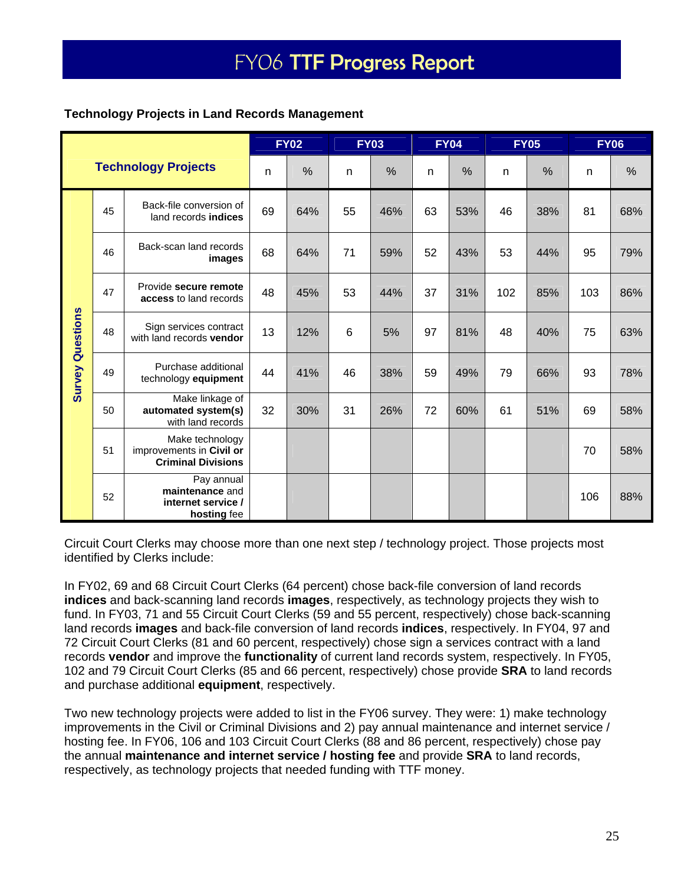# FY06 TTF Progress Report

**Technology Projects in Land Records Management**

| Technology Projects | | | FY02 | | FY03 | | FY04 | | FY05 | | FY06 | |
|---|---|---|---|---|---|---|---|---|---|---|---|---|
| | | | n | % | n | % | n | % | n | % | n | % |
| Survey Questions | 45 | Back-file conversion of land records **indices** | 69 | 64% | 55 | 46% | 63 | 53% | 46 | 38% | 81 | 68% |
| | 46 | Back-scan land records **images** | 68 | 64% | 71 | 59% | 52 | 43% | 53 | 44% | 95 | 79% |
| | 47 | Provide **secure remote access** to land records | 48 | 45% | 53 | 44% | 37 | 31% | 102 | 85% | 103 | 86% |
| | 48 | Sign services contract with land records **vendor** | 13 | 12% | 6 | 5% | 97 | 81% | 48 | 40% | 75 | 63% |
| | 49 | Purchase additional technology **equipment** | 44 | 41% | 46 | 38% | 59 | 49% | 79 | 66% | 93 | 78% |
| | 50 | Make linkage of **automated system(s)** with land records | 32 | 30% | 31 | 26% | 72 | 60% | 61 | 51% | 69 | 58% |
| | 51 | Make technology improvements in **Civil or Criminal Divisions** | | | | | | | | | 70 | 58% |
| | 52 | Pay annual **maintenance** and **internet service / hosting** fee | | | | | | | | | 106 | 88% |

Circuit Court Clerks may choose more than one next step / technology project. Those projects most identified by Clerks include:

In FY02, 69 and 68 Circuit Court Clerks (64 percent) chose back-file conversion of land records **indices** and back-scanning land records **images**, respectively, as technology projects they wish to fund. In FY03, 71 and 55 Circuit Court Clerks (59 and 55 percent, respectively) chose back-scanning land records **images** and back-file conversion of land records **indices**, respectively. In FY04, 97 and 72 Circuit Court Clerks (81 and 60 percent, respectively) chose sign a services contract with a land records **vendor** and improve the **functionality** of current land records system, respectively. In FY05, 102 and 79 Circuit Court Clerks (85 and 66 percent, respectively) chose provide **SRA** to land records and purchase additional **equipment**, respectively.

Two new technology projects were added to list in the FY06 survey. They were: 1) make technology improvements in the Civil or Criminal Divisions and 2) pay annual maintenance and internet service / hosting fee. In FY06, 106 and 103 Circuit Court Clerks (88 and 86 percent, respectively) chose pay the annual **maintenance and internet service / hosting fee** and provide **SRA** to land records, respectively, as technology projects that needed funding with TTF money.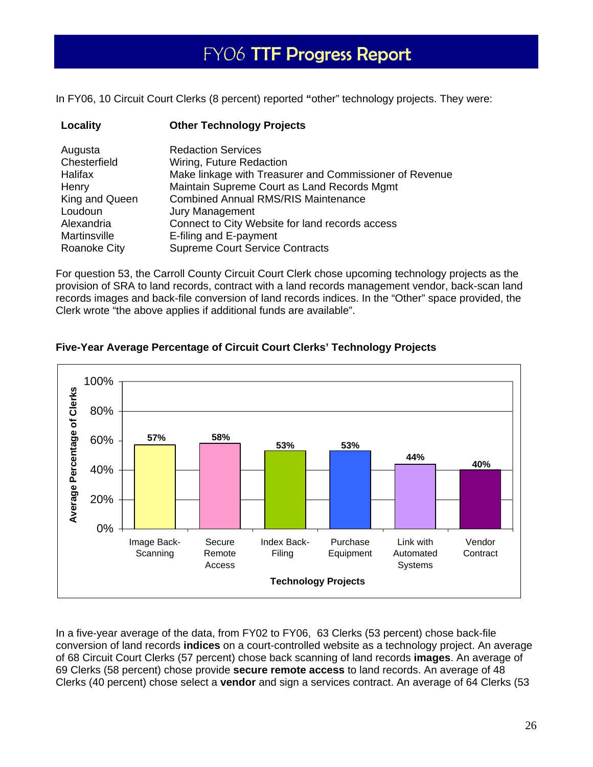# FY06 TTF Progress Report

In FY06, 10 Circuit Court Clerks (8 percent) reported "other" technology projects. They were:

| Locality | Other Technology Projects |
|---|---|
| Augusta | Redaction Services |
| Chesterfield | Wiring, Future Redaction |
| Halifax | Make linkage with Treasurer and Commissioner of Revenue |
| Henry | Maintain Supreme Court as Land Records Mgmt |
| King and Queen | Combined Annual RMS/RIS Maintenance |
| Loudoun | Jury Management |
| Alexandria | Connect to City Website for land records access |
| Martinsville | E-filing and E-payment |
| Roanoke City | Supreme Court Service Contracts |

For question 53, the Carroll County Circuit Court Clerk chose upcoming technology projects as the provision of SRA to land records, contract with a land records management vendor, back-scan land records images and back-file conversion of land records indices. In the "Other" space provided, the Clerk wrote "the above applies if additional funds are available".

**Five-Year Average Percentage of Circuit Court Clerks' Technology Projects**

| Technology Projects | Average Percentage of Clerks |
|---|---|
| Image Back-Scanning | 57% |
| Secure Remote Access | 58% |
| Index Back-Filing | 53% |
| Purchase Equipment | 53% |
| Link with Automated Systems | 44% |
| Vendor Contract | 40% |

In a five-year average of the data, from FY02 to FY06, 63 Clerks (53 percent) chose back-file conversion of land records **indices** on a court-controlled website as a technology project. An average of 68 Circuit Court Clerks (57 percent) chose back scanning of land records **images**. An average of 69 Clerks (58 percent) chose provide **secure remote access** to land records. An average of 48 Clerks (40 percent) chose select a **vendor** and sign a services contract. An average of 64 Clerks (53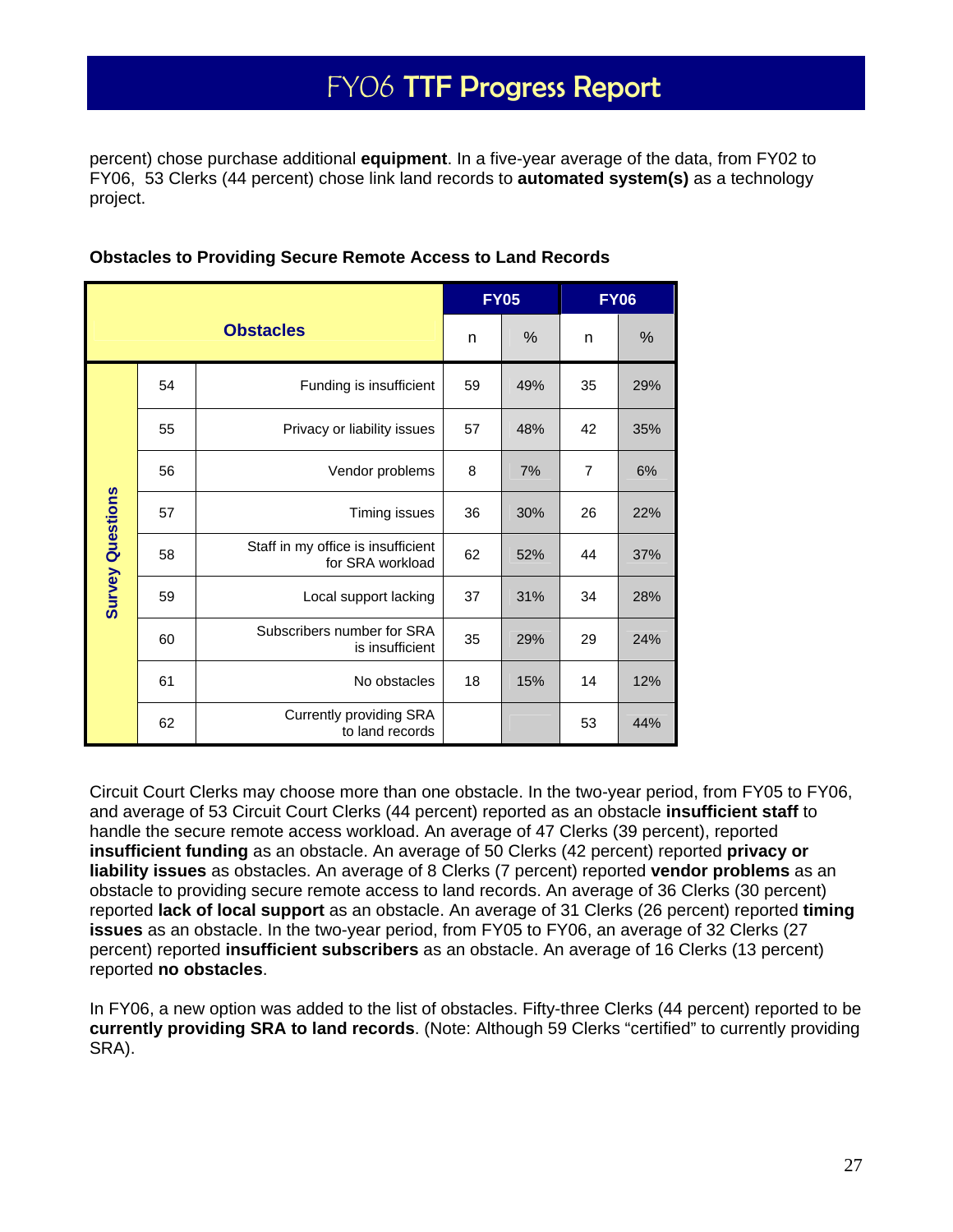percent) chose purchase additional **equipment**. In a five-year average of the data, from FY02 to FY06, 53 Clerks (44 percent) chose link land records to **automated system(s)** as a technology project.

**Obstacles to Providing Secure Remote Access to Land Records**

| | | Obstacles | FY05 | | FY06 | |
|---|---|---|---|---|---|---|
| | | | n | % | n | % |
| Survey Questions | 54 | Funding is insufficient | 59 | 49% | 35 | 29% |
| | 55 | Privacy or liability issues | 57 | 48% | 42 | 35% |
| | 56 | Vendor problems | 8 | 7% | 7 | 6% |
| | 57 | Timing issues | 36 | 30% | 26 | 22% |
| | 58 | Staff in my office is insufficient for SRA workload | 62 | 52% | 44 | 37% |
| | 59 | Local support lacking | 37 | 31% | 34 | 28% |
| | 60 | Subscribers number for SRA is insufficient | 35 | 29% | 29 | 24% |
| | 61 | No obstacles | 18 | 15% | 14 | 12% |
| | 62 | Currently providing SRA to land records | | | 53 | 44% |

Circuit Court Clerks may choose more than one obstacle. In the two-year period, from FY05 to FY06, and average of 53 Circuit Court Clerks (44 percent) reported as an obstacle **insufficient staff** to handle the secure remote access workload. An average of 47 Clerks (39 percent), reported **insufficient funding** as an obstacle. An average of 50 Clerks (42 percent) reported **privacy or liability issues** as obstacles. An average of 8 Clerks (7 percent) reported **vendor problems** as an obstacle to providing secure remote access to land records. An average of 36 Clerks (30 percent) reported **lack of local support** as an obstacle. An average of 31 Clerks (26 percent) reported **timing issues** as an obstacle. In the two-year period, from FY05 to FY06, an average of 32 Clerks (27 percent) reported **insufficient subscribers** as an obstacle. An average of 16 Clerks (13 percent) reported **no obstacles**.

In FY06, a new option was added to the list of obstacles. Fifty-three Clerks (44 percent) reported to be **currently providing SRA to land records**. (Note: Although 59 Clerks "certified" to currently providing SRA).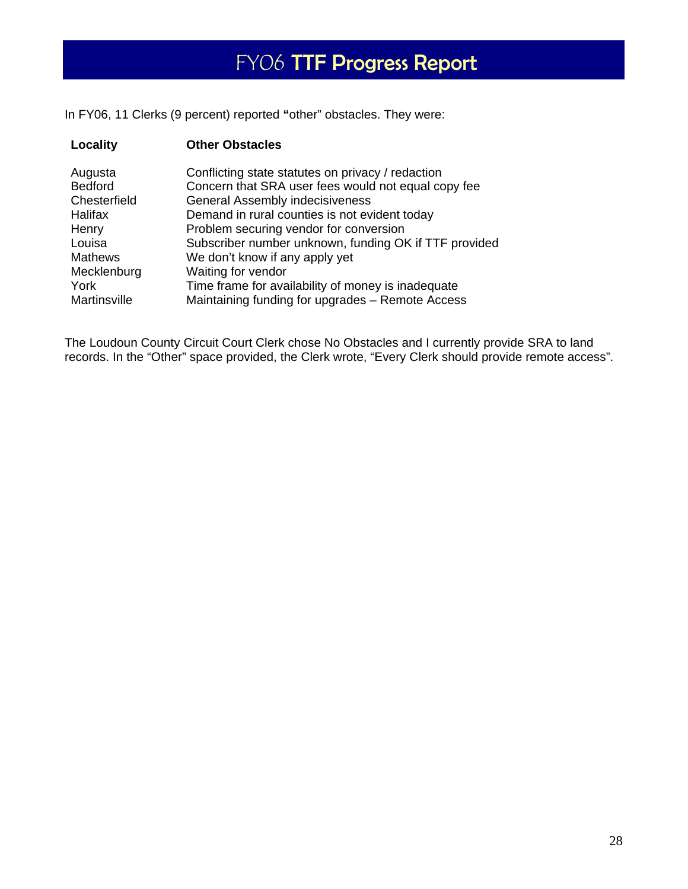In FY06, 11 Clerks (9 percent) reported **"**other" obstacles. They were:

| Locality | Other Obstacles |
|---|---|
| Augusta | Conflicting state statutes on privacy / redaction |
| Bedford | Concern that SRA user fees would not equal copy fee |
| Chesterfield | General Assembly indecisiveness |
| Halifax | Demand in rural counties is not evident today |
| Henry | Problem securing vendor for conversion |
| Louisa | Subscriber number unknown, funding OK if TTF provided |
| Mathews | We don't know if any apply yet |
| Mecklenburg | Waiting for vendor |
| York | Time frame for availability of money is inadequate |
| Martinsville | Maintaining funding for upgrades – Remote Access |

The Loudoun County Circuit Court Clerk chose No Obstacles and I currently provide SRA to land records. In the "Other" space provided, the Clerk wrote, "Every Clerk should provide remote access".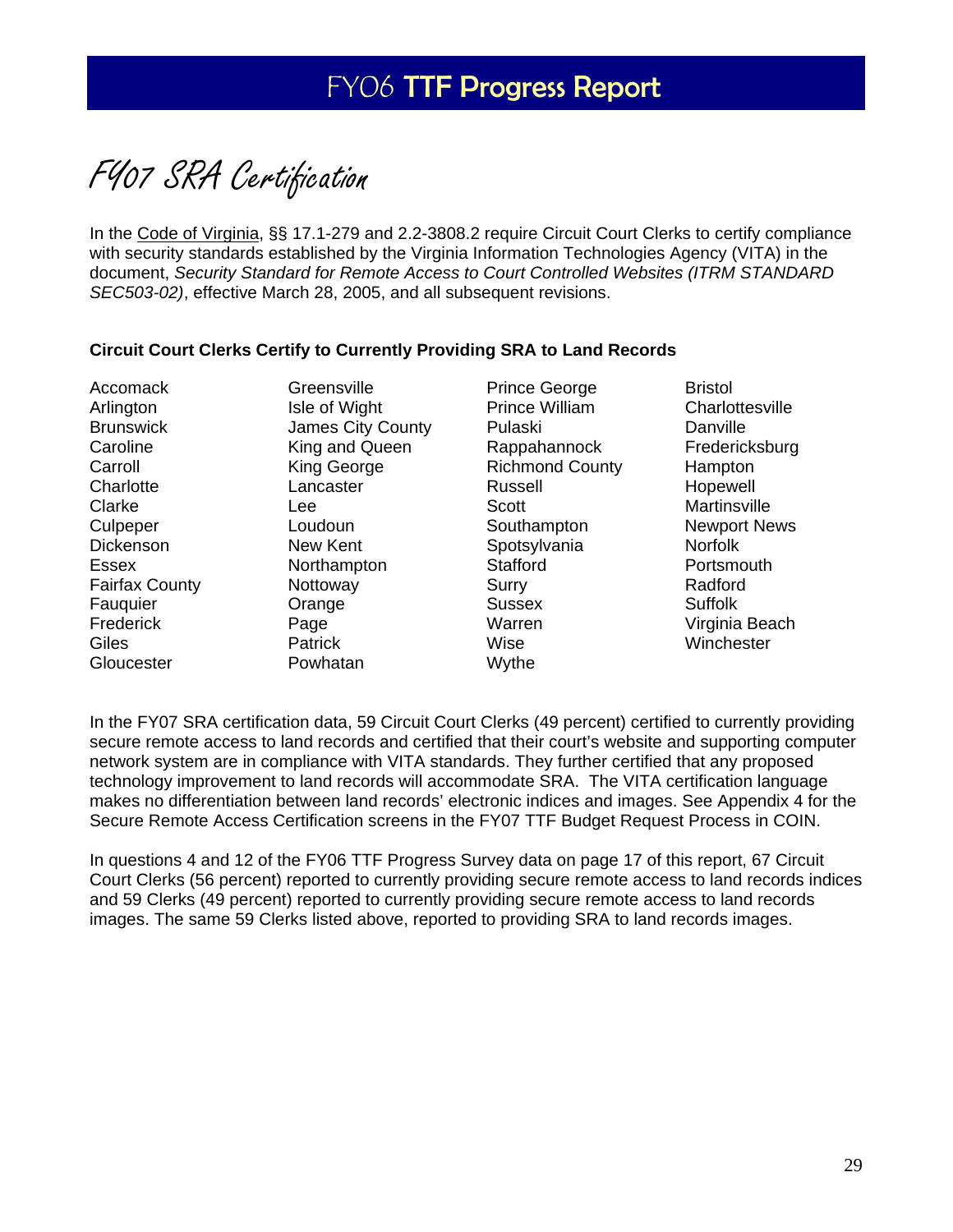# FY07 SRA Certification

In the Code of Virginia, §§ 17.1-279 and 2.2-3808.2 require Circuit Court Clerks to certify compliance with security standards established by the Virginia Information Technologies Agency (VITA) in the document, *Security Standard for Remote Access to Court Controlled Websites (ITRM STANDARD SEC503-02)*, effective March 28, 2005, and all subsequent revisions.

**Circuit Court Clerks Certify to Currently Providing SRA to Land Records**

| | | | |
|---|---|---|---|
| Accomack | Greensville | Prince George | Bristol |
| Arlington | Isle of Wight | Prince William | Charlottesville |
| Brunswick | James City County | Pulaski | Danville |
| Caroline | King and Queen | Rappahannock | Fredericksburg |
| Carroll | King George | Richmond County | Hampton |
| Charlotte | Lancaster | Russell | Hopewell |
| Clarke | Lee | Scott | Martinsville |
| Culpeper | Loudoun | Southampton | Newport News |
| Dickenson | New Kent | Spotsylvania | Norfolk |
| Essex | Northampton | Stafford | Portsmouth |
| Fairfax County | Nottoway | Surry | Radford |
| Fauquier | Orange | Sussex | Suffolk |
| Frederick | Page | Warren | Virginia Beach |
| Giles | Patrick | Wise | Winchester |
| Gloucester | Powhatan | Wythe | |

In the FY07 SRA certification data, 59 Circuit Court Clerks (49 percent) certified to currently providing secure remote access to land records and certified that their court's website and supporting computer network system are in compliance with VITA standards. They further certified that any proposed technology improvement to land records will accommodate SRA. The VITA certification language makes no differentiation between land records' electronic indices and images. See Appendix 4 for the Secure Remote Access Certification screens in the FY07 TTF Budget Request Process in COIN.

In questions 4 and 12 of the FY06 TTF Progress Survey data on page 17 of this report, 67 Circuit Court Clerks (56 percent) reported to currently providing secure remote access to land records indices and 59 Clerks (49 percent) reported to currently providing secure remote access to land records images. The same 59 Clerks listed above, reported to providing SRA to land records images.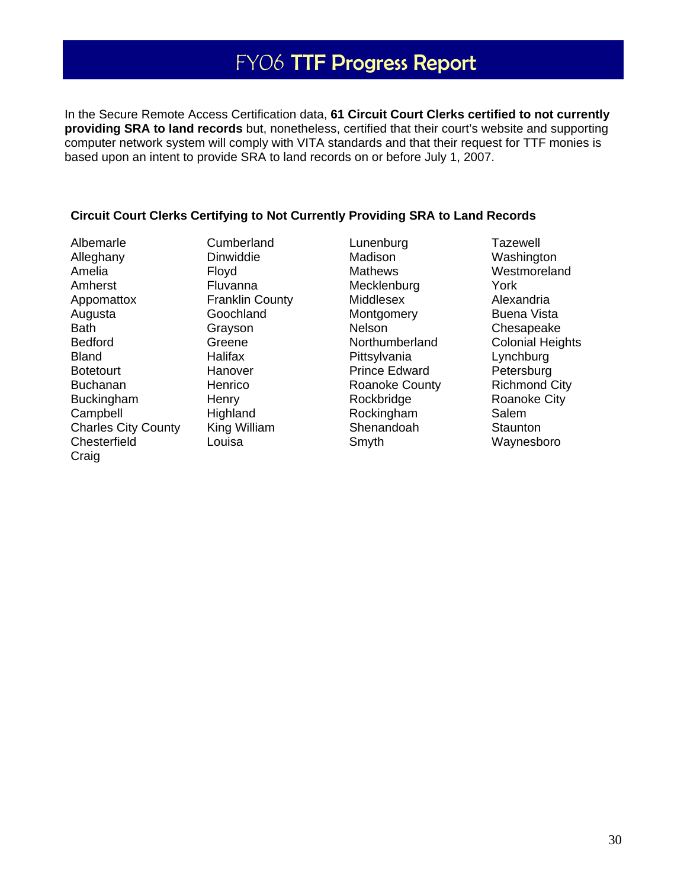# FY06 TTF Progress Report

In the Secure Remote Access Certification data, **61 Circuit Court Clerks certified to not currently providing SRA to land records** but, nonetheless, certified that their court's website and supporting computer network system will comply with VITA standards and that their request for TTF monies is based upon an intent to provide SRA to land records on or before July 1, 2007.

**Circuit Court Clerks Certifying to Not Currently Providing SRA to Land Records**

Albemarle
Alleghany
Amelia
Amherst
Appomattox
Augusta
Bath
Bedford
Bland
Botetourt
Buchanan
Buckingham
Campbell
Charles City County
Chesterfield
Craig
Cumberland
Dinwiddie
Floyd
Fluvanna
Franklin County
Goochland
Grayson
Greene
Halifax
Hanover
Henrico
Henry
Highland
King William
Louisa
Lunenburg
Madison
Mathews
Mecklenburg
Middlesex
Montgomery
Nelson
Northumberland
Pittsylvania
Prince Edward
Roanoke County
Rockbridge
Rockingham
Shenandoah
Smyth
Tazewell
Washington
Westmoreland
York
Alexandria
Buena Vista
Chesapeake
Colonial Heights
Lynchburg
Petersburg
Richmond City
Roanoke City
Salem
Staunton
Waynesboro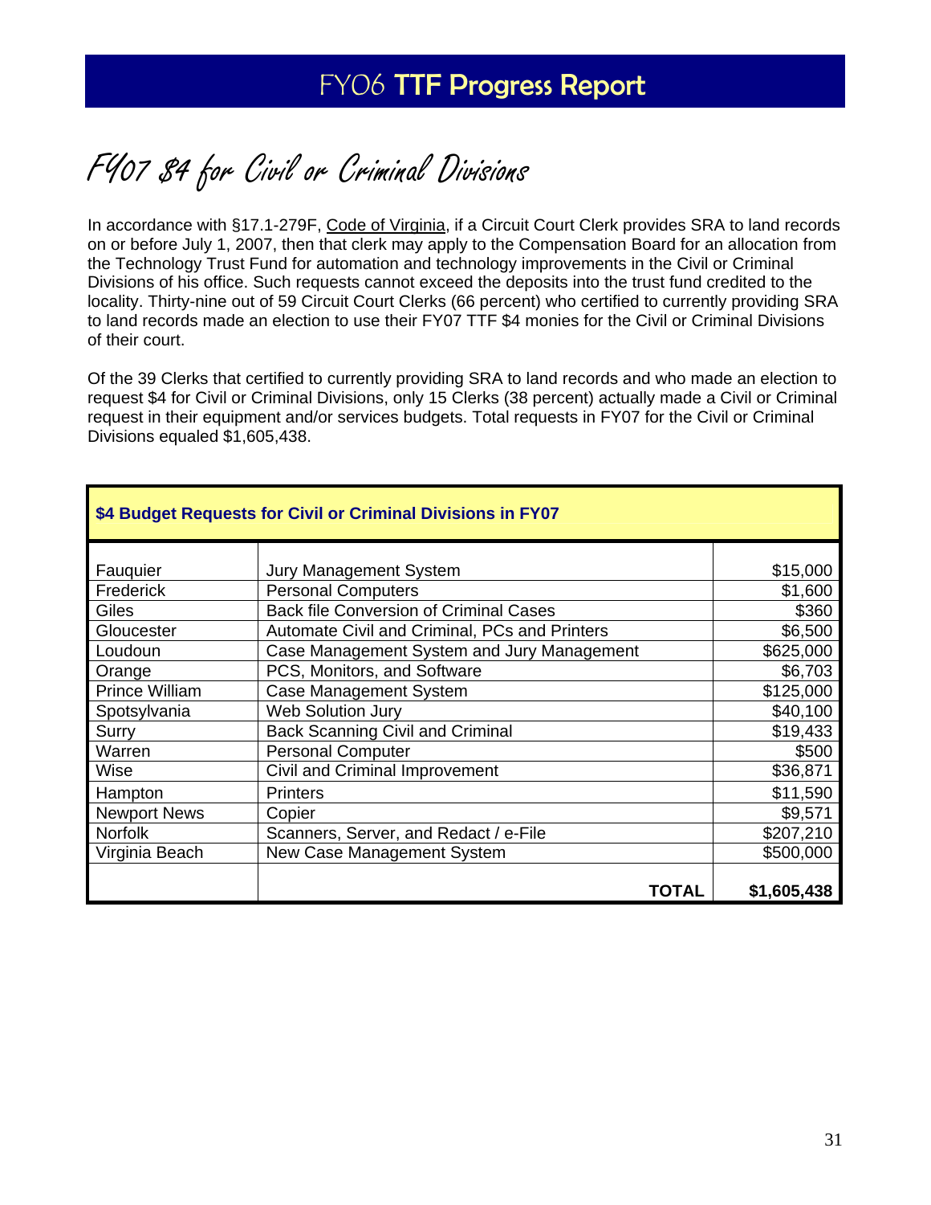# FY06 TTF Progress Report

## FY07 $4 for Civil or Criminal Divisions

In accordance with §17.1-279F, Code of Virginia, if a Circuit Court Clerk provides SRA to land records on or before July 1, 2007, then that clerk may apply to the Compensation Board for an allocation from the Technology Trust Fund for automation and technology improvements in the Civil or Criminal Divisions of his office. Such requests cannot exceed the deposits into the trust fund credited to the locality. Thirty-nine out of 59 Circuit Court Clerks (66 percent) who certified to currently providing SRA to land records made an election to use their FY07 TTF $4 monies for the Civil or Criminal Divisions of their court.

Of the 39 Clerks that certified to currently providing SRA to land records and who made an election to request $4 for Civil or Criminal Divisions, only 15 Clerks (38 percent) actually made a Civil or Criminal request in their equipment and/or services budgets. Total requests in FY07 for the Civil or Criminal Divisions equaled $1,605,438.

| **$4 Budget Requests for Civil or Criminal Divisions in FY07** | | |
|---|---|---|
| Fauquier | Jury Management System | $15,000 |
| Frederick | Personal Computers | $1,600 |
| Giles | Back file Conversion of Criminal Cases | $360 |
| Gloucester | Automate Civil and Criminal, PCs and Printers | $6,500 |
| Loudoun | Case Management System and Jury Management | $625,000 |
| Orange | PCS, Monitors, and Software | $6,703 |
| Prince William | Case Management System | $125,000 |
| Spotsylvania | Web Solution Jury | $40,100 |
| Surry | Back Scanning Civil and Criminal | $19,433 |
| Warren | Personal Computer | $500 |
| Wise | Civil and Criminal Improvement | $36,871 |
| Hampton | Printers | $11,590 |
| Newport News | Copier | $9,571 |
| Norfolk | Scanners, Server, and Redact / e-File | $207,210 |
| Virginia Beach | New Case Management System | $500,000 |
| | **TOTAL** | **$1,605,438** |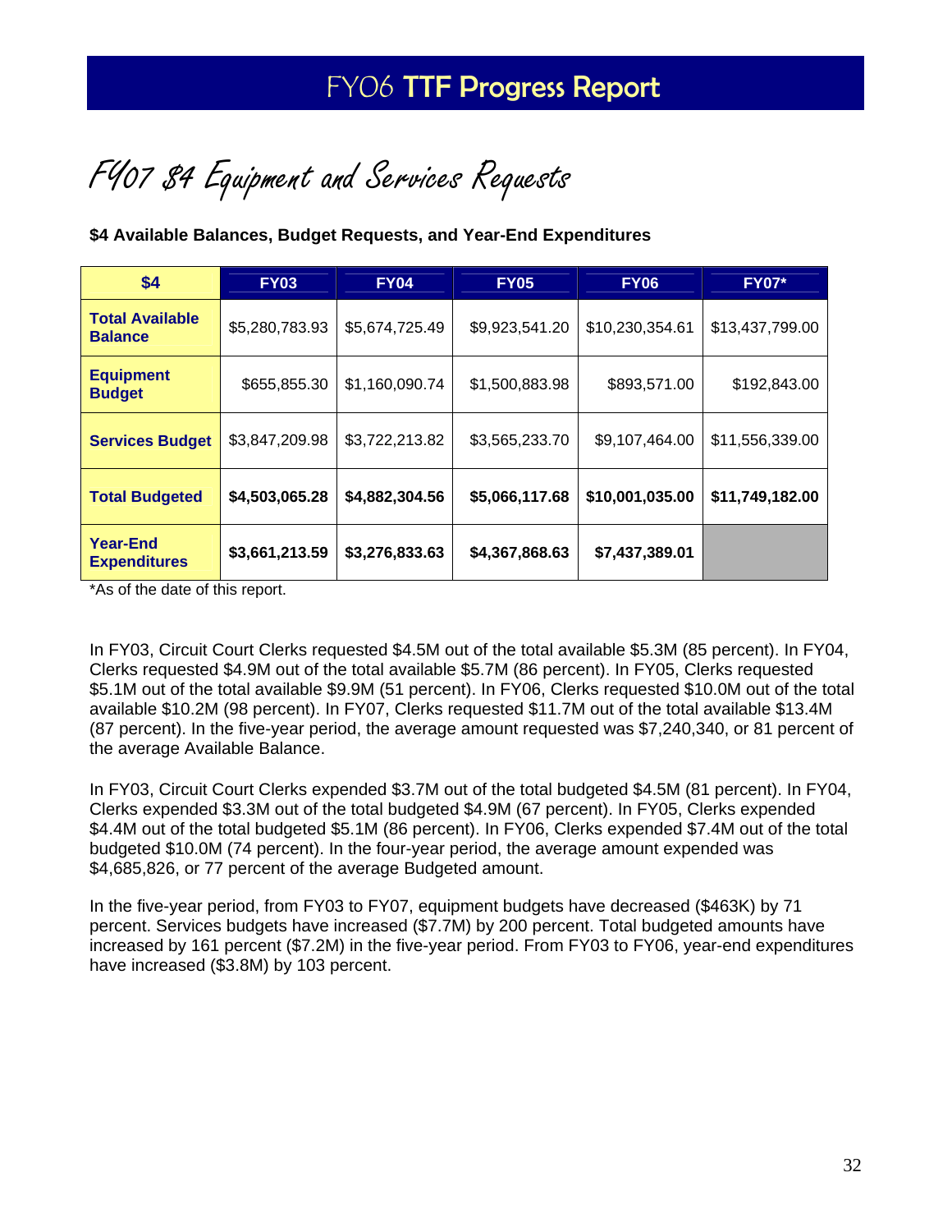# FY07 $4 Equipment and Services Requests

**$4 Available Balances, Budget Requests, and Year-End Expenditures**

| $4 | FY03 | FY04 | FY05 | FY06 | FY07* |
|---|---|---|---|---|---|
| **Total Available Balance** | $5,280,783.93 | $5,674,725.49 | $9,923,541.20 | $10,230,354.61 | $13,437,799.00 |
| **Equipment Budget** | $655,855.30 | $1,160,090.74 | $1,500,883.98 | $893,571.00 | $192,843.00 |
| **Services Budget** | $3,847,209.98 | $3,722,213.82 | $3,565,233.70 | $9,107,464.00 | $11,556,339.00 |
| **Total Budgeted** | **$4,503,065.28** | **$4,882,304.56** | **$5,066,117.68** | **$10,001,035.00** | **$11,749,182.00** |
| **Year-End Expenditures** | **$3,661,213.59** | **$3,276,833.63** | **$4,367,868.63** | **$7,437,389.01** | |

*As of the date of this report.

In FY03, Circuit Court Clerks requested $4.5M out of the total available $5.3M (85 percent). In FY04, Clerks requested $4.9M out of the total available $5.7M (86 percent). In FY05, Clerks requested $5.1M out of the total available $9.9M (51 percent). In FY06, Clerks requested $10.0M out of the total available $10.2M (98 percent). In FY07, Clerks requested $11.7M out of the total available $13.4M (87 percent). In the five-year period, the average amount requested was $7,240,340, or 81 percent of the average Available Balance.

In FY03, Circuit Court Clerks expended $3.7M out of the total budgeted $4.5M (81 percent). In FY04, Clerks expended $3.3M out of the total budgeted $4.9M (67 percent). In FY05, Clerks expended $4.4M out of the total budgeted $5.1M (86 percent). In FY06, Clerks expended $7.4M out of the total budgeted $10.0M (74 percent). In the four-year period, the average amount expended was $4,685,826, or 77 percent of the average Budgeted amount.

In the five-year period, from FY03 to FY07, equipment budgets have decreased ($463K) by 71 percent. Services budgets have increased ($7.7M) by 200 percent. Total budgeted amounts have increased by 161 percent ($7.2M) in the five-year period. From FY03 to FY06, year-end expenditures have increased ($3.8M) by 103 percent.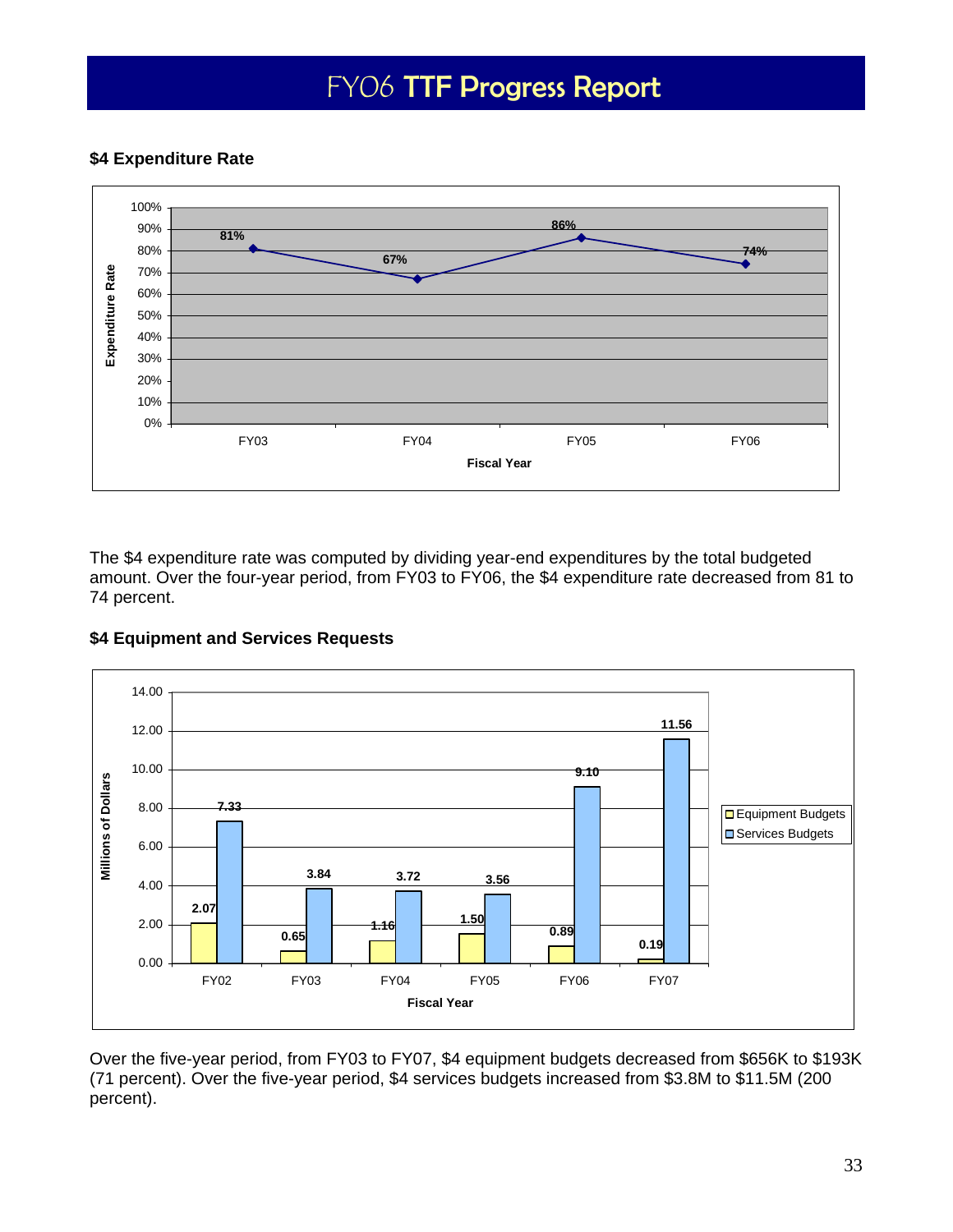# FY06 TTF Progress Report

**$4 Expenditure Rate**

| Fiscal Year | Expenditure Rate |
|---|---|
| FY03 | 81% |
| FY04 | 67% |
| FY05 | 86% |
| FY06 | 74% |

The $4 expenditure rate was computed by dividing year-end expenditures by the total budgeted amount. Over the four-year period, from FY03 to FY06, the $4 expenditure rate decreased from 81 to 74 percent.

**$4 Equipment and Services Requests**

| Fiscal Year | Equipment Budgets (Millions of Dollars) | Services Budgets (Millions of Dollars) |
|---|---|---|
| FY02 | 2.07 | 7.33 |
| FY03 | 0.65 | 3.84 |
| FY04 | 1.16 | 3.72 |
| FY05 | 1.50 | 3.56 |
| FY06 | 0.89 | 9.10 |
| FY07 | 0.19 | 11.56 |

Over the five-year period, from FY03 to FY07, $4 equipment budgets decreased from $656K to $193K (71 percent). Over the five-year period, $4 services budgets increased from $3.8M to $11.5M (200 percent).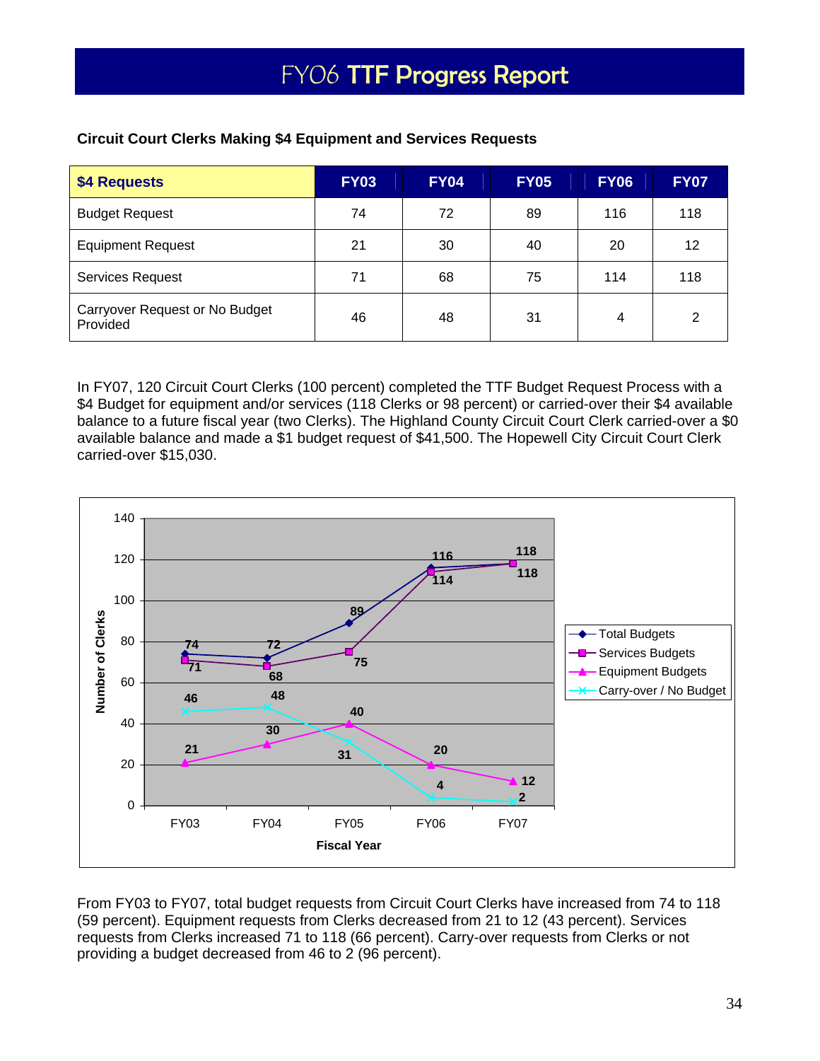# FY06 TTF Progress Report

**Circuit Court Clerks Making $4 Equipment and Services Requests**

| $4 Requests | FY03 | FY04 | FY05 | FY06 | FY07 |
|---|---|---|---|---|---|
| Budget Request | 74 | 72 | 89 | 116 | 118 |
| Equipment Request | 21 | 30 | 40 | 20 | 12 |
| Services Request | 71 | 68 | 75 | 114 | 118 |
| Carryover Request or No Budget Provided | 46 | 48 | 31 | 4 | 2 |

In FY07, 120 Circuit Court Clerks (100 percent) completed the TTF Budget Request Process with a $4 Budget for equipment and/or services (118 Clerks or 98 percent) or carried-over their $4 available balance to a future fiscal year (two Clerks). The Highland County Circuit Court Clerk carried-over a $0 available balance and made a $1 budget request of $41,500. The Hopewell City Circuit Court Clerk carried-over $15,030.

From FY03 to FY07, total budget requests from Circuit Court Clerks have increased from 74 to 118 (59 percent). Equipment requests from Clerks decreased from 21 to 12 (43 percent). Services requests from Clerks increased 71 to 118 (66 percent). Carry-over requests from Clerks or not providing a budget decreased from 46 to 2 (96 percent).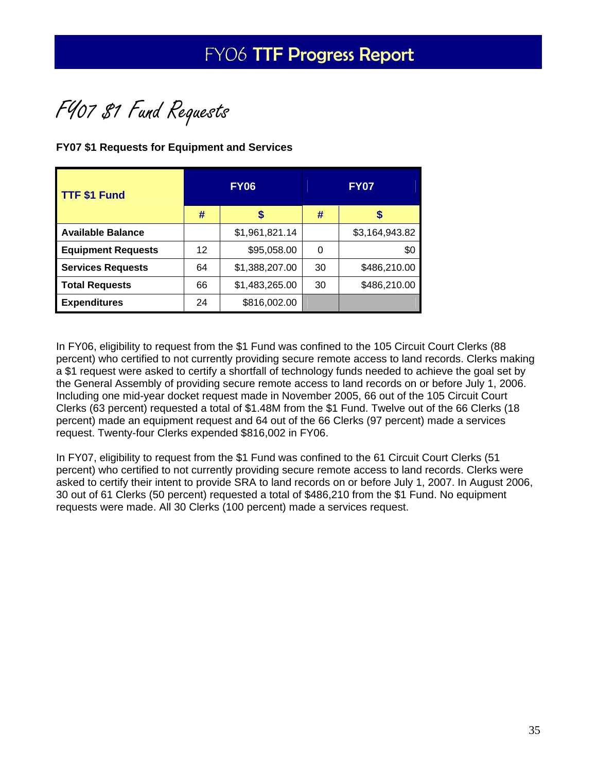# FY07 $1 Fund Requests

**FY07 $1 Requests for Equipment and Services**

| TTF $1 Fund | FY06 | | FY07 | |
|---|---|---|---|---|
| | # | $ | # | $ |
| **Available Balance** | | $1,961,821.14 | | $3,164,943.82 |
| **Equipment Requests** | 12 | $95,058.00 | 0 | $0 |
| **Services Requests** | 64 | $1,388,207.00 | 30 | $486,210.00 |
| **Total Requests** | 66 | $1,483,265.00 | 30 | $486,210.00 |
| **Expenditures** | 24 | $816,002.00 | | |

In FY06, eligibility to request from the $1 Fund was confined to the 105 Circuit Court Clerks (88 percent) who certified to not currently providing secure remote access to land records. Clerks making a $1 request were asked to certify a shortfall of technology funds needed to achieve the goal set by the General Assembly of providing secure remote access to land records on or before July 1, 2006. Including one mid-year docket request made in November 2005, 66 out of the 105 Circuit Court Clerks (63 percent) requested a total of $1.48M from the $1 Fund. Twelve out of the 66 Clerks (18 percent) made an equipment request and 64 out of the 66 Clerks (97 percent) made a services request. Twenty-four Clerks expended $816,002 in FY06.

In FY07, eligibility to request from the $1 Fund was confined to the 61 Circuit Court Clerks (51 percent) who certified to not currently providing secure remote access to land records. Clerks were asked to certify their intent to provide SRA to land records on or before July 1, 2007. In August 2006, 30 out of 61 Clerks (50 percent) requested a total of $486,210 from the $1 Fund. No equipment requests were made. All 30 Clerks (100 percent) made a services request.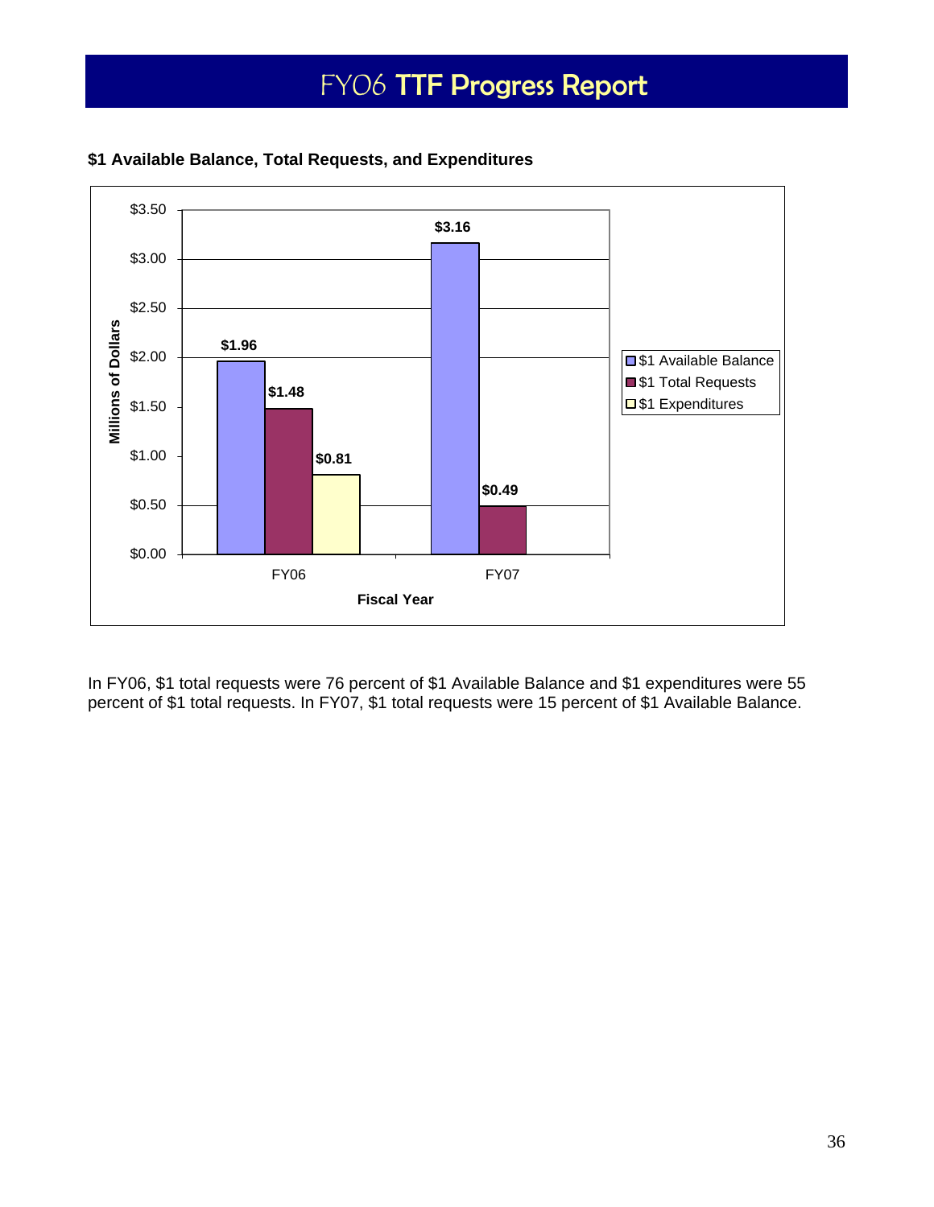# FY06 TTF Progress Report

**$1 Available Balance, Total Requests, and Expenditures**

| Fiscal Year | $1 Available Balance | $1 Total Requests | $1 Expenditures |
|---|---|---|---|
| FY06 | $1.96 | $1.48 | $0.81 |
| FY07 | $3.16 | $0.49 | |

*Millions of Dollars*

In FY06, $1 total requests were 76 percent of $1 Available Balance and $1 expenditures were 55 percent of $1 total requests. In FY07, $1 total requests were 15 percent of $1 Available Balance.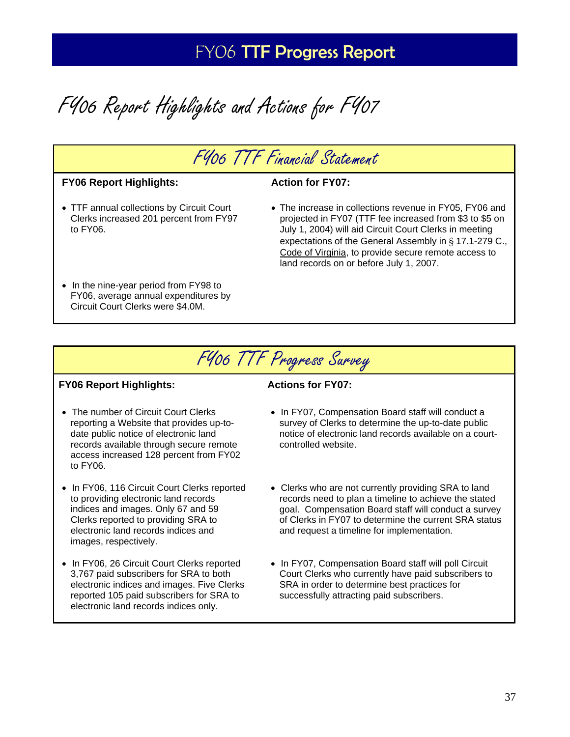# FY06 TTF Progress Report

## FY06 Report Highlights and Actions for FY07

### FY06 TTF Financial Statement

**FY06 Report Highlights:**

- TTF annual collections by Circuit Court Clerks increased 201 percent from FY97 to FY06.
- In the nine-year period from FY98 to FY06, average annual expenditures by Circuit Court Clerks were $4.0M.

**Action for FY07:**

- The increase in collections revenue in FY05, FY06 and projected in FY07 (TTF fee increased from $3 to $5 on July 1, 2004) will aid Circuit Court Clerks in meeting expectations of the General Assembly in § 17.1-279 C., Code of Virginia, to provide secure remote access to land records on or before July 1, 2007.

### FY06 TTF Progress Survey

**FY06 Report Highlights:**

- The number of Circuit Court Clerks reporting a Website that provides up-to-date public notice of electronic land records available through secure remote access increased 128 percent from FY02 to FY06.
- In FY06, 116 Circuit Court Clerks reported to providing electronic land records indices and images. Only 67 and 59 Clerks reported to providing SRA to electronic land records indices and images, respectively.
- In FY06, 26 Circuit Court Clerks reported 3,767 paid subscribers for SRA to both electronic indices and images. Five Clerks reported 105 paid subscribers for SRA to electronic land records indices only.

**Actions for FY07:**

- In FY07, Compensation Board staff will conduct a survey of Clerks to determine the up-to-date public notice of electronic land records available on a court-controlled website.
- Clerks who are not currently providing SRA to land records need to plan a timeline to achieve the stated goal. Compensation Board staff will conduct a survey of Clerks in FY07 to determine the current SRA status and request a timeline for implementation.
- In FY07, Compensation Board staff will poll Circuit Court Clerks who currently have paid subscribers to SRA in order to determine best practices for successfully attracting paid subscribers.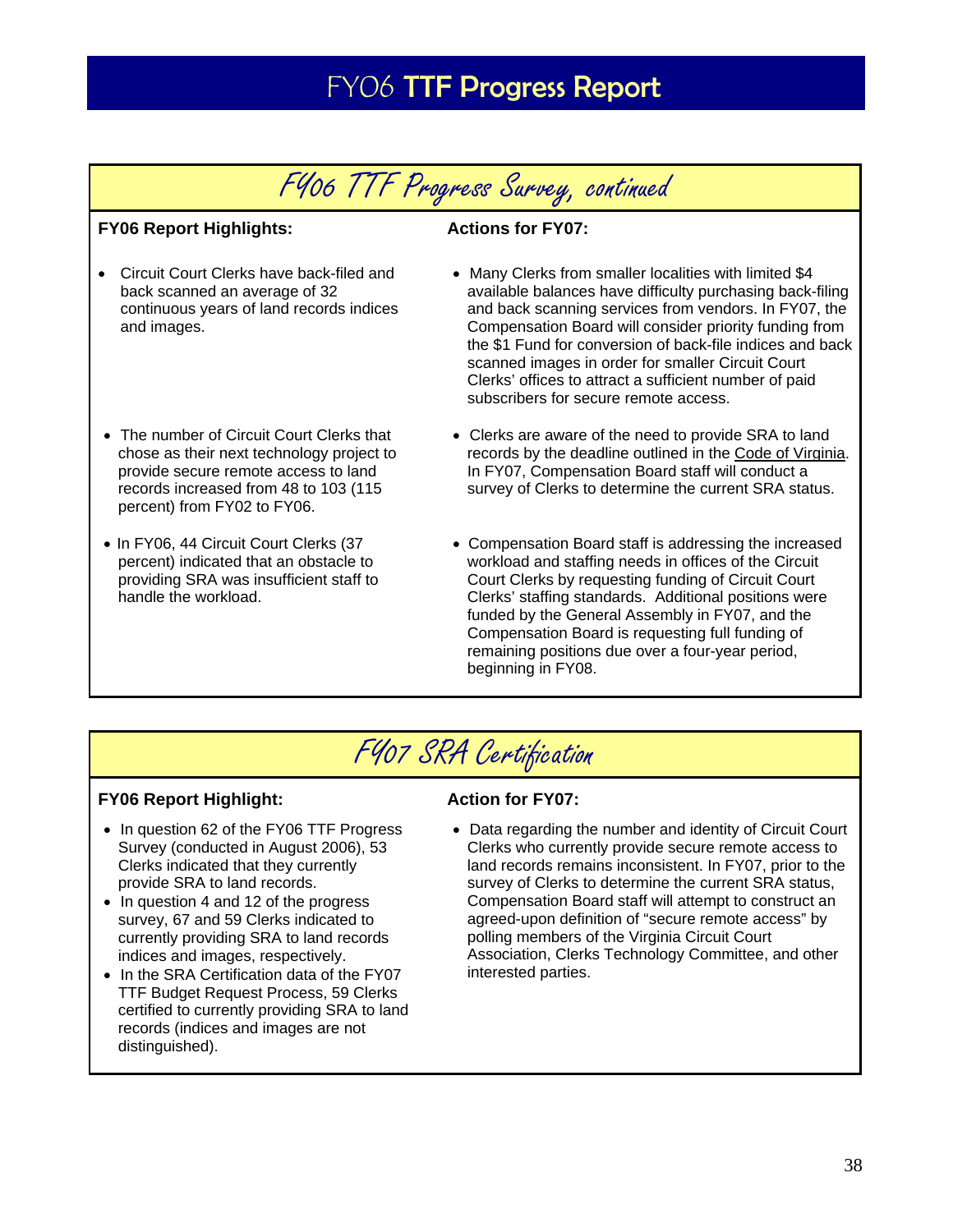# FY06 TTF Progress Report

## FY06 TTF Progress Survey, continued

**FY06 Report Highlights:**

- Circuit Court Clerks have back-filed and back scanned an average of 32 continuous years of land records indices and images.
- The number of Circuit Court Clerks that chose as their next technology project to provide secure remote access to land records increased from 48 to 103 (115 percent) from FY02 to FY06.
- In FY06, 44 Circuit Court Clerks (37 percent) indicated that an obstacle to providing SRA was insufficient staff to handle the workload.

**Actions for FY07:**

- Many Clerks from smaller localities with limited $4 available balances have difficulty purchasing back-filing and back scanning services from vendors. In FY07, the Compensation Board will consider priority funding from the $1 Fund for conversion of back-file indices and back scanned images in order for smaller Circuit Court Clerks' offices to attract a sufficient number of paid subscribers for secure remote access.
- Clerks are aware of the need to provide SRA to land records by the deadline outlined in the Code of Virginia. In FY07, Compensation Board staff will conduct a survey of Clerks to determine the current SRA status.
- Compensation Board staff is addressing the increased workload and staffing needs in offices of the Circuit Court Clerks by requesting funding of Circuit Court Clerks' staffing standards. Additional positions were funded by the General Assembly in FY07, and the Compensation Board is requesting full funding of remaining positions due over a four-year period, beginning in FY08.

## FY07 SRA Certification

**FY06 Report Highlight:**

- In question 62 of the FY06 TTF Progress Survey (conducted in August 2006), 53 Clerks indicated that they currently provide SRA to land records.
- In question 4 and 12 of the progress survey, 67 and 59 Clerks indicated to currently providing SRA to land records indices and images, respectively.
- In the SRA Certification data of the FY07 TTF Budget Request Process, 59 Clerks certified to currently providing SRA to land records (indices and images are not distinguished).

**Action for FY07:**

- Data regarding the number and identity of Circuit Court Clerks who currently provide secure remote access to land records remains inconsistent. In FY07, prior to the survey of Clerks to determine the current SRA status, Compensation Board staff will attempt to construct an agreed-upon definition of "secure remote access" by polling members of the Virginia Circuit Court Association, Clerks Technology Committee, and other interested parties.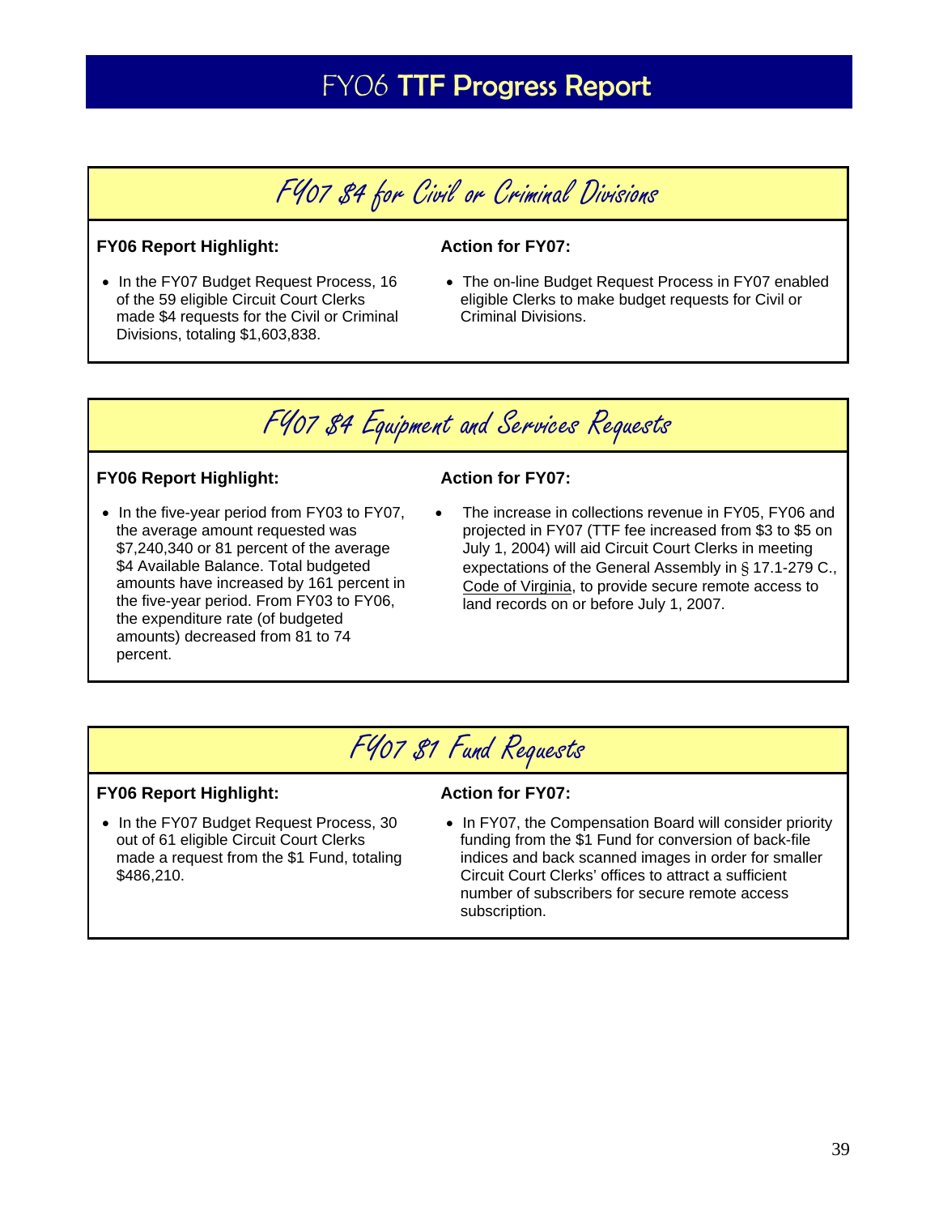# FY06 **TTF Progress Report**

## FY07 $4 for Civil or Criminal Divisions

**FY06 Report Highlight:**

- In the FY07 Budget Request Process, 16 of the 59 eligible Circuit Court Clerks made $4 requests for the Civil or Criminal Divisions, totaling $1,603,838.

**Action for FY07:**

- The on-line Budget Request Process in FY07 enabled eligible Clerks to make budget requests for Civil or Criminal Divisions.

## FY07 $4 Equipment and Services Requests

**FY06 Report Highlight:**

- In the five-year period from FY03 to FY07, the average amount requested was $7,240,340 or 81 percent of the average $4 Available Balance. Total budgeted amounts have increased by 161 percent in the five-year period. From FY03 to FY06, the expenditure rate (of budgeted amounts) decreased from 81 to 74 percent.

**Action for FY07:**

- The increase in collections revenue in FY05, FY06 and projected in FY07 (TTF fee increased from $3 to $5 on July 1, 2004) will aid Circuit Court Clerks in meeting expectations of the General Assembly in § 17.1-279 C., Code of Virginia, to provide secure remote access to land records on or before July 1, 2007.

## FY07 $1 Fund Requests

**FY06 Report Highlight:**

- In the FY07 Budget Request Process, 30 out of 61 eligible Circuit Court Clerks made a request from the $1 Fund, totaling $486,210.

**Action for FY07:**

- In FY07, the Compensation Board will consider priority funding from the $1 Fund for conversion of back-file indices and back scanned images in order for smaller Circuit Court Clerks' offices to attract a sufficient number of subscribers for secure remote access subscription.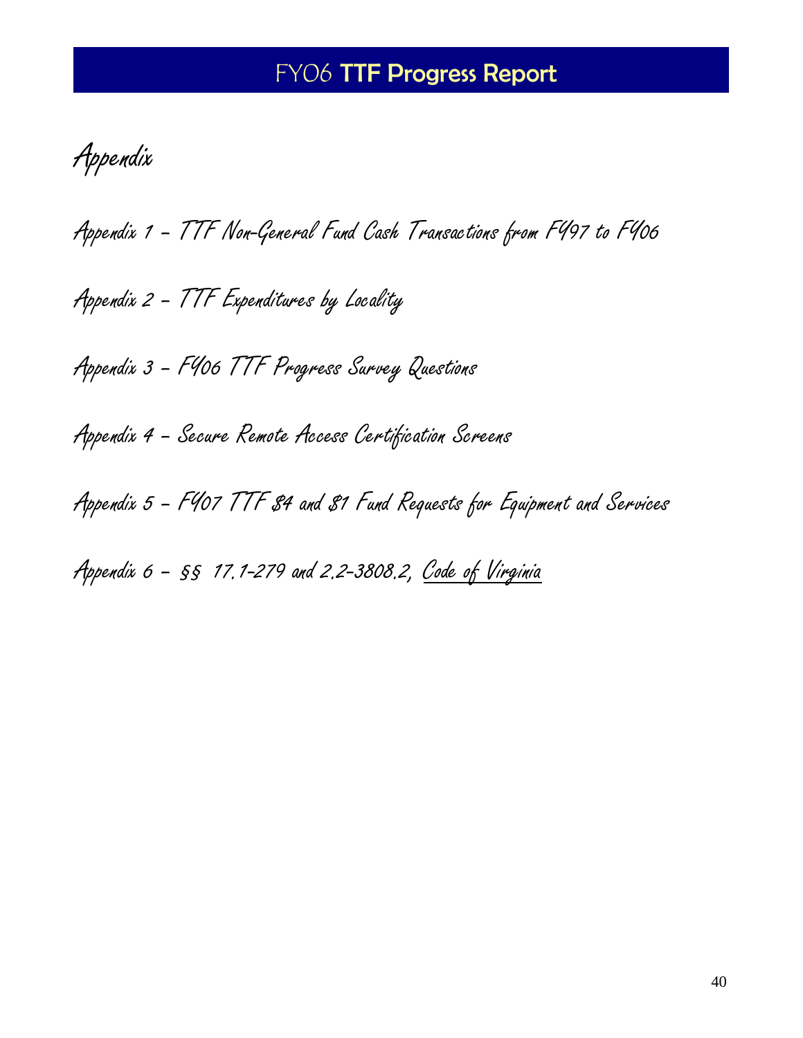# Appendix

Appendix 1 – TTF Non-General Fund Cash Transactions from FY97 to FY06

Appendix 2 – TTF Expenditures by Locality

Appendix 3 – FY06 TTF Progress Survey Questions

Appendix 4 – Secure Remote Access Certification Screens

Appendix 5 – FY07 TTF $4 and $1 Fund Requests for Equipment and Services

Appendix 6 – §§ 17.1-279 and 2.2-3808.2, Code of Virginia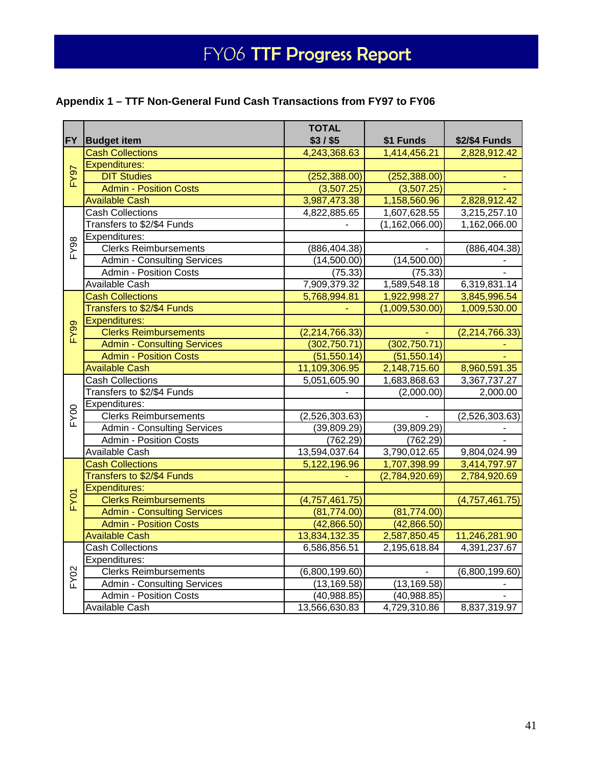# FY06 TTF Progress Report

**Appendix 1 – TTF Non-General Fund Cash Transactions from FY97 to FY06**

| FY | Budget item | TOTAL $3 / $5 | $1 Funds | $2/$4 Funds |
|---|---|---|---|---|
| FY97 | Cash Collections | 4,243,368.63 | 1,414,456.21 | 2,828,912.42 |
| | Expenditures: | | | |
| | DIT Studies | (252,388.00) | (252,388.00) | - |
| | Admin - Position Costs | (3,507.25) | (3,507.25) | - |
| | Available Cash | 3,987,473.38 | 1,158,560.96 | 2,828,912.42 |
| FY98 | Cash Collections | 4,822,885.65 | 1,607,628.55 | 3,215,257.10 |
| | Transfers to $2/$4 Funds | - | (1,162,066.00) | 1,162,066.00 |
| | Expenditures: | | | |
| | Clerks Reimbursements | (886,404.38) | - | (886,404.38) |
| | Admin - Consulting Services | (14,500.00) | (14,500.00) | - |
| | Admin - Position Costs | (75.33) | (75.33) | - |
| | Available Cash | 7,909,379.32 | 1,589,548.18 | 6,319,831.14 |
| FY99 | Cash Collections | 5,768,994.81 | 1,922,998.27 | 3,845,996.54 |
| | Transfers to $2/$4 Funds | - | (1,009,530.00) | 1,009,530.00 |
| | Expenditures: | | | |
| | Clerks Reimbursements | (2,214,766.33) | - | (2,214,766.33) |
| | Admin - Consulting Services | (302,750.71) | (302,750.71) | - |
| | Admin - Position Costs | (51,550.14) | (51,550.14) | - |
| | Available Cash | 11,109,306.95 | 2,148,715.60 | 8,960,591.35 |
| FY00 | Cash Collections | 5,051,605.90 | 1,683,868.63 | 3,367,737.27 |
| | Transfers to $2/$4 Funds | - | (2,000.00) | 2,000.00 |
| | Expenditures: | | | |
| | Clerks Reimbursements | (2,526,303.63) | - | (2,526,303.63) |
| | Admin - Consulting Services | (39,809.29) | (39,809.29) | - |
| | Admin - Position Costs | (762.29) | (762.29) | - |
| | Available Cash | 13,594,037.64 | 3,790,012.65 | 9,804,024.99 |
| FY01 | Cash Collections | 5,122,196.96 | 1,707,398.99 | 3,414,797.97 |
| | Transfers to $2/$4 Funds | - | (2,784,920.69) | 2,784,920.69 |
| | Expenditures: | | | |
| | Clerks Reimbursements | (4,757,461.75) | | (4,757,461.75) |
| | Admin - Consulting Services | (81,774.00) | (81,774.00) | |
| | Admin - Position Costs | (42,866.50) | (42,866.50) | |
| | Available Cash | 13,834,132.35 | 2,587,850.45 | 11,246,281.90 |
| FY02 | Cash Collections | 6,586,856.51 | 2,195,618.84 | 4,391,237.67 |
| | Expenditures: | | | |
| | Clerks Reimbursements | (6,800,199.60) | - | (6,800,199.60) |
| | Admin - Consulting Services | (13,169.58) | (13,169.58) | - |
| | Admin - Position Costs | (40,988.85) | (40,988.85) | - |
| | Available Cash | 13,566,630.83 | 4,729,310.86 | 8,837,319.97 |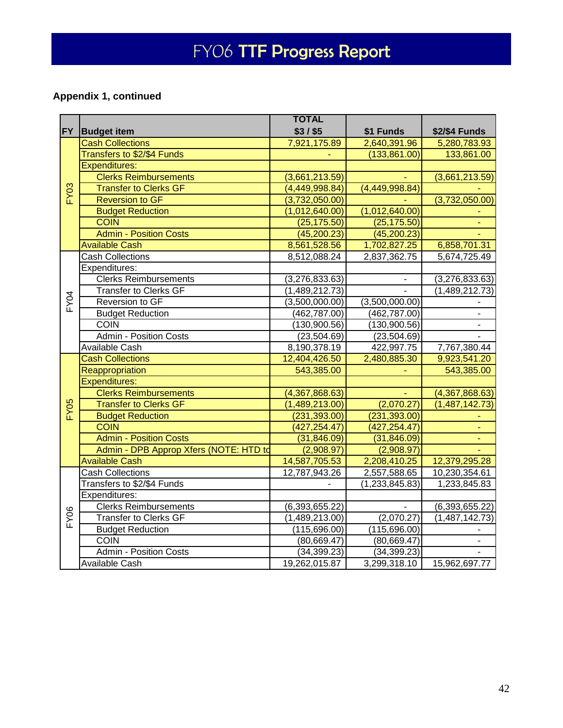# FY06 TTF Progress Report

**Appendix 1, continued**

| FY | Budget item | TOTAL $3 / $5 | $1 Funds | $2/$4 Funds |
|---|---|---|---|---|
| FY03 | Cash Collections | 7,921,175.89 | 2,640,391.96 | 5,280,783.93 |
| | Transfers to $2/$4 Funds | - | (133,861.00) | 133,861.00 |
| | Expenditures: | | | |
| | Clerks Reimbursements | (3,661,213.59) | - | (3,661,213.59) |
| | Transfer to Clerks GF | (4,449,998.84) | (4,449,998.84) | - |
| | Reversion to GF | (3,732,050.00) | - | (3,732,050.00) |
| | Budget Reduction | (1,012,640.00) | (1,012,640.00) | - |
| | COIN | (25,175.50) | (25,175.50) | - |
| | Admin - Position Costs | (45,200.23) | (45,200.23) | - |
| | Available Cash | 8,561,528.56 | 1,702,827.25 | 6,858,701.31 |
| FY04 | Cash Collections | 8,512,088.24 | 2,837,362.75 | 5,674,725.49 |
| | Expenditures: | | | |
| | Clerks Reimbursements | (3,276,833.63) | - | (3,276,833.63) |
| | Transfer to Clerks GF | (1,489,212.73) | - | (1,489,212.73) |
| | Reversion to GF | (3,500,000.00) | (3,500,000.00) | - |
| | Budget Reduction | (462,787.00) | (462,787.00) | - |
| | COIN | (130,900.56) | (130,900.56) | - |
| | Admin - Position Costs | (23,504.69) | (23,504.69) | - |
| | Available Cash | 8,190,378.19 | 422,997.75 | 7,767,380.44 |
| FY05 | Cash Collections | 12,404,426.50 | 2,480,885.30 | 9,923,541.20 |
| | Reappropriation | 543,385.00 | - | 543,385.00 |
| | Expenditures: | | | |
| | Clerks Reimbursements | (4,367,868.63) | - | (4,367,868.63) |
| | Transfer to Clerks GF | (1,489,213.00) | (2,070.27) | (1,487,142.73) |
| | Budget Reduction | (231,393.00) | (231,393.00) | - |
| | COIN | (427,254.47) | (427,254.47) | - |
| | Admin - Position Costs | (31,846.09) | (31,846.09) | - |
| | Admin - DPB Approp Xfers (NOTE: HTD to | (2,908.97) | (2,908.97) | - |
| | Available Cash | 14,587,705.53 | 2,208,410.25 | 12,379,295.28 |
| FY06 | Cash Collections | 12,787,943.26 | 2,557,588.65 | 10,230,354.61 |
| | Transfers to $2/$4 Funds | - | (1,233,845.83) | 1,233,845.83 |
| | Expenditures: | | | |
| | Clerks Reimbursements | (6,393,655.22) | - | (6,393,655.22) |
| | Transfer to Clerks GF | (1,489,213.00) | (2,070.27) | (1,487,142.73) |
| | Budget Reduction | (115,696.00) | (115,696.00) | - |
| | COIN | (80,669.47) | (80,669.47) | - |
| | Admin - Position Costs | (34,399.23) | (34,399.23) | - |
| | Available Cash | 19,262,015.87 | 3,299,318.10 | 15,962,697.77 |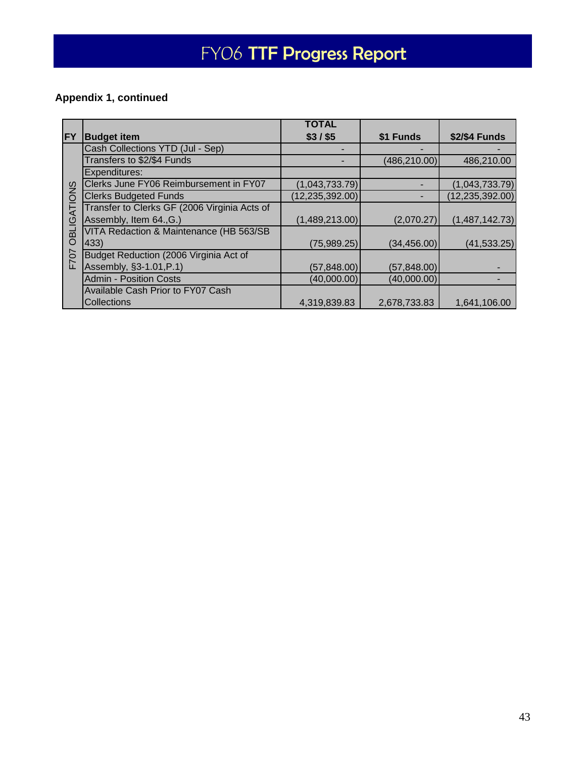# FY06 TTF Progress Report

**Appendix 1, continued**

| FY | Budget item | TOTAL $3 / $5 | $1 Funds | $2/$4 Funds |
|---|---|---|---|---|
| F707 OBLIGATIONS | Cash Collections YTD (Jul - Sep) | - | - | - |
| | Transfers to $2/$4 Funds | - | (486,210.00) | 486,210.00 |
| | Expenditures: | | | |
| | Clerks June FY06 Reimbursement in FY07 | (1,043,733.79) | - | (1,043,733.79) |
| | Clerks Budgeted Funds | (12,235,392.00) | - | (12,235,392.00) |
| | Transfer to Clerks GF (2006 Virginia Acts of Assembly, Item 64.,G.) | (1,489,213.00) | (2,070.27) | (1,487,142.73) |
| | VITA Redaction & Maintenance (HB 563/SB 433) | (75,989.25) | (34,456.00) | (41,533.25) |
| | Budget Reduction (2006 Virginia Act of Assembly, §3-1.01,P.1) | (57,848.00) | (57,848.00) | - |
| | Admin - Position Costs | (40,000.00) | (40,000.00) | - |
| | Available Cash Prior to FY07 Cash Collections | 4,319,839.83 | 2,678,733.83 | 1,641,106.00 |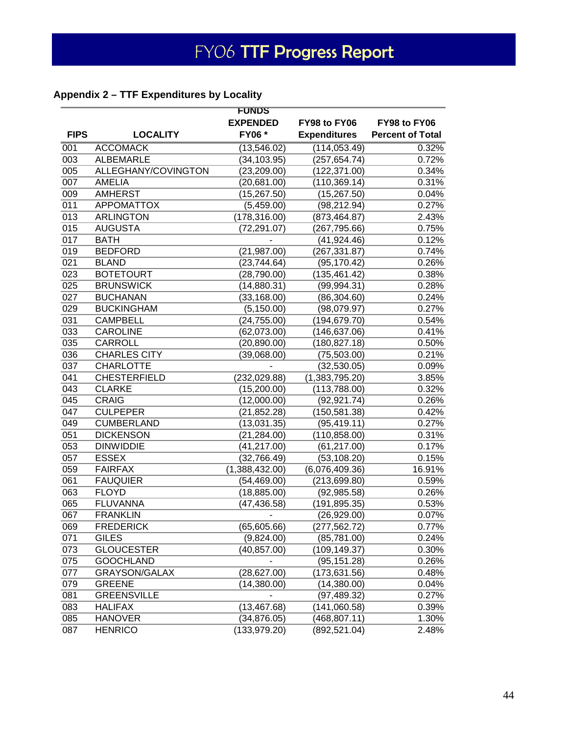# FY06 TTF Progress Report

## Appendix 2 – TTF Expenditures by Locality

| FIPS | LOCALITY | FUNDS EXPENDED FY06 * | FY98 to FY06 Expenditures | FY98 to FY06 Percent of Total |
|---|---|---|---|---|
| 001 | ACCOMACK | (13,546.02) | (114,053.49) | 0.32% |
| 003 | ALBEMARLE | (34,103.95) | (257,654.74) | 0.72% |
| 005 | ALLEGHANY/COVINGTON | (23,209.00) | (122,371.00) | 0.34% |
| 007 | AMELIA | (20,681.00) | (110,369.14) | 0.31% |
| 009 | AMHERST | (15,267.50) | (15,267.50) | 0.04% |
| 011 | APPOMATTOX | (5,459.00) | (98,212.94) | 0.27% |
| 013 | ARLINGTON | (178,316.00) | (873,464.87) | 2.43% |
| 015 | AUGUSTA | (72,291.07) | (267,795.66) | 0.75% |
| 017 | BATH | - | (41,924.46) | 0.12% |
| 019 | BEDFORD | (21,987.00) | (267,331.87) | 0.74% |
| 021 | BLAND | (23,744.64) | (95,170.42) | 0.26% |
| 023 | BOTETOURT | (28,790.00) | (135,461.42) | 0.38% |
| 025 | BRUNSWICK | (14,880.31) | (99,994.31) | 0.28% |
| 027 | BUCHANAN | (33,168.00) | (86,304.60) | 0.24% |
| 029 | BUCKINGHAM | (5,150.00) | (98,079.97) | 0.27% |
| 031 | CAMPBELL | (24,755.00) | (194,679.70) | 0.54% |
| 033 | CAROLINE | (62,073.00) | (146,637.06) | 0.41% |
| 035 | CARROLL | (20,890.00) | (180,827.18) | 0.50% |
| 036 | CHARLES CITY | (39,068.00) | (75,503.00) | 0.21% |
| 037 | CHARLOTTE | - | (32,530.05) | 0.09% |
| 041 | CHESTERFIELD | (232,029.88) | (1,383,795.20) | 3.85% |
| 043 | CLARKE | (15,200.00) | (113,788.00) | 0.32% |
| 045 | CRAIG | (12,000.00) | (92,921.74) | 0.26% |
| 047 | CULPEPER | (21,852.28) | (150,581.38) | 0.42% |
| 049 | CUMBERLAND | (13,031.35) | (95,419.11) | 0.27% |
| 051 | DICKENSON | (21,284.00) | (110,858.00) | 0.31% |
| 053 | DINWIDDIE | (41,217.00) | (61,217.00) | 0.17% |
| 057 | ESSEX | (32,766.49) | (53,108.20) | 0.15% |
| 059 | FAIRFAX | (1,388,432.00) | (6,076,409.36) | 16.91% |
| 061 | FAUQUIER | (54,469.00) | (213,699.80) | 0.59% |
| 063 | FLOYD | (18,885.00) | (92,985.58) | 0.26% |
| 065 | FLUVANNA | (47,436.58) | (191,895.35) | 0.53% |
| 067 | FRANKLIN | - | (26,929.00) | 0.07% |
| 069 | FREDERICK | (65,605.66) | (277,562.72) | 0.77% |
| 071 | GILES | (9,824.00) | (85,781.00) | 0.24% |
| 073 | GLOUCESTER | (40,857.00) | (109,149.37) | 0.30% |
| 075 | GOOCHLAND | - | (95,151.28) | 0.26% |
| 077 | GRAYSON/GALAX | (28,627.00) | (173,631.56) | 0.48% |
| 079 | GREENE | (14,380.00) | (14,380.00) | 0.04% |
| 081 | GREENSVILLE | - | (97,489.32) | 0.27% |
| 083 | HALIFAX | (13,467.68) | (141,060.58) | 0.39% |
| 085 | HANOVER | (34,876.05) | (468,807.11) | 1.30% |
| 087 | HENRICO | (133,979.20) | (892,521.04) | 2.48% |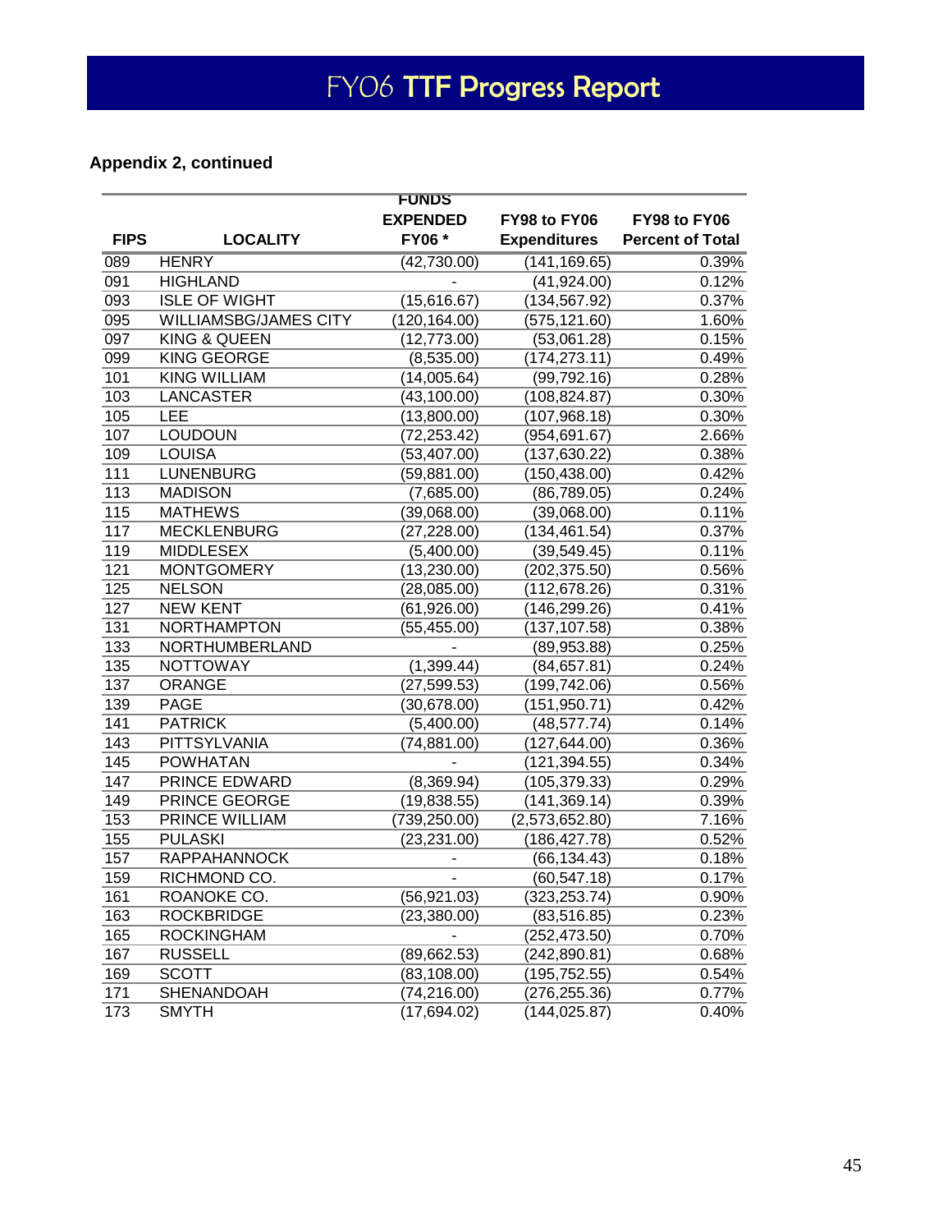# FY06 TTF Progress Report

**Appendix 2, continued**

| FIPS | LOCALITY | FUNDS EXPENDED FY06 * | FY98 to FY06 Expenditures | FY98 to FY06 Percent of Total |
|---|---|---|---|---|
| 089 | HENRY | (42,730.00) | (141,169.65) | 0.39% |
| 091 | HIGHLAND | - | (41,924.00) | 0.12% |
| 093 | ISLE OF WIGHT | (15,616.67) | (134,567.92) | 0.37% |
| 095 | WILLIAMSBG/JAMES CITY | (120,164.00) | (575,121.60) | 1.60% |
| 097 | KING & QUEEN | (12,773.00) | (53,061.28) | 0.15% |
| 099 | KING GEORGE | (8,535.00) | (174,273.11) | 0.49% |
| 101 | KING WILLIAM | (14,005.64) | (99,792.16) | 0.28% |
| 103 | LANCASTER | (43,100.00) | (108,824.87) | 0.30% |
| 105 | LEE | (13,800.00) | (107,968.18) | 0.30% |
| 107 | LOUDOUN | (72,253.42) | (954,691.67) | 2.66% |
| 109 | LOUISA | (53,407.00) | (137,630.22) | 0.38% |
| 111 | LUNENBURG | (59,881.00) | (150,438.00) | 0.42% |
| 113 | MADISON | (7,685.00) | (86,789.05) | 0.24% |
| 115 | MATHEWS | (39,068.00) | (39,068.00) | 0.11% |
| 117 | MECKLENBURG | (27,228.00) | (134,461.54) | 0.37% |
| 119 | MIDDLESEX | (5,400.00) | (39,549.45) | 0.11% |
| 121 | MONTGOMERY | (13,230.00) | (202,375.50) | 0.56% |
| 125 | NELSON | (28,085.00) | (112,678.26) | 0.31% |
| 127 | NEW KENT | (61,926.00) | (146,299.26) | 0.41% |
| 131 | NORTHAMPTON | (55,455.00) | (137,107.58) | 0.38% |
| 133 | NORTHUMBERLAND | - | (89,953.88) | 0.25% |
| 135 | NOTTOWAY | (1,399.44) | (84,657.81) | 0.24% |
| 137 | ORANGE | (27,599.53) | (199,742.06) | 0.56% |
| 139 | PAGE | (30,678.00) | (151,950.71) | 0.42% |
| 141 | PATRICK | (5,400.00) | (48,577.74) | 0.14% |
| 143 | PITTSYLVANIA | (74,881.00) | (127,644.00) | 0.36% |
| 145 | POWHATAN | - | (121,394.55) | 0.34% |
| 147 | PRINCE EDWARD | (8,369.94) | (105,379.33) | 0.29% |
| 149 | PRINCE GEORGE | (19,838.55) | (141,369.14) | 0.39% |
| 153 | PRINCE WILLIAM | (739,250.00) | (2,573,652.80) | 7.16% |
| 155 | PULASKI | (23,231.00) | (186,427.78) | 0.52% |
| 157 | RAPPAHANNOCK | - | (66,134.43) | 0.18% |
| 159 | RICHMOND CO. | - | (60,547.18) | 0.17% |
| 161 | ROANOKE CO. | (56,921.03) | (323,253.74) | 0.90% |
| 163 | ROCKBRIDGE | (23,380.00) | (83,516.85) | 0.23% |
| 165 | ROCKINGHAM | - | (252,473.50) | 0.70% |
| 167 | RUSSELL | (89,662.53) | (242,890.81) | 0.68% |
| 169 | SCOTT | (83,108.00) | (195,752.55) | 0.54% |
| 171 | SHENANDOAH | (74,216.00) | (276,255.36) | 0.77% |
| 173 | SMYTH | (17,694.02) | (144,025.87) | 0.40% |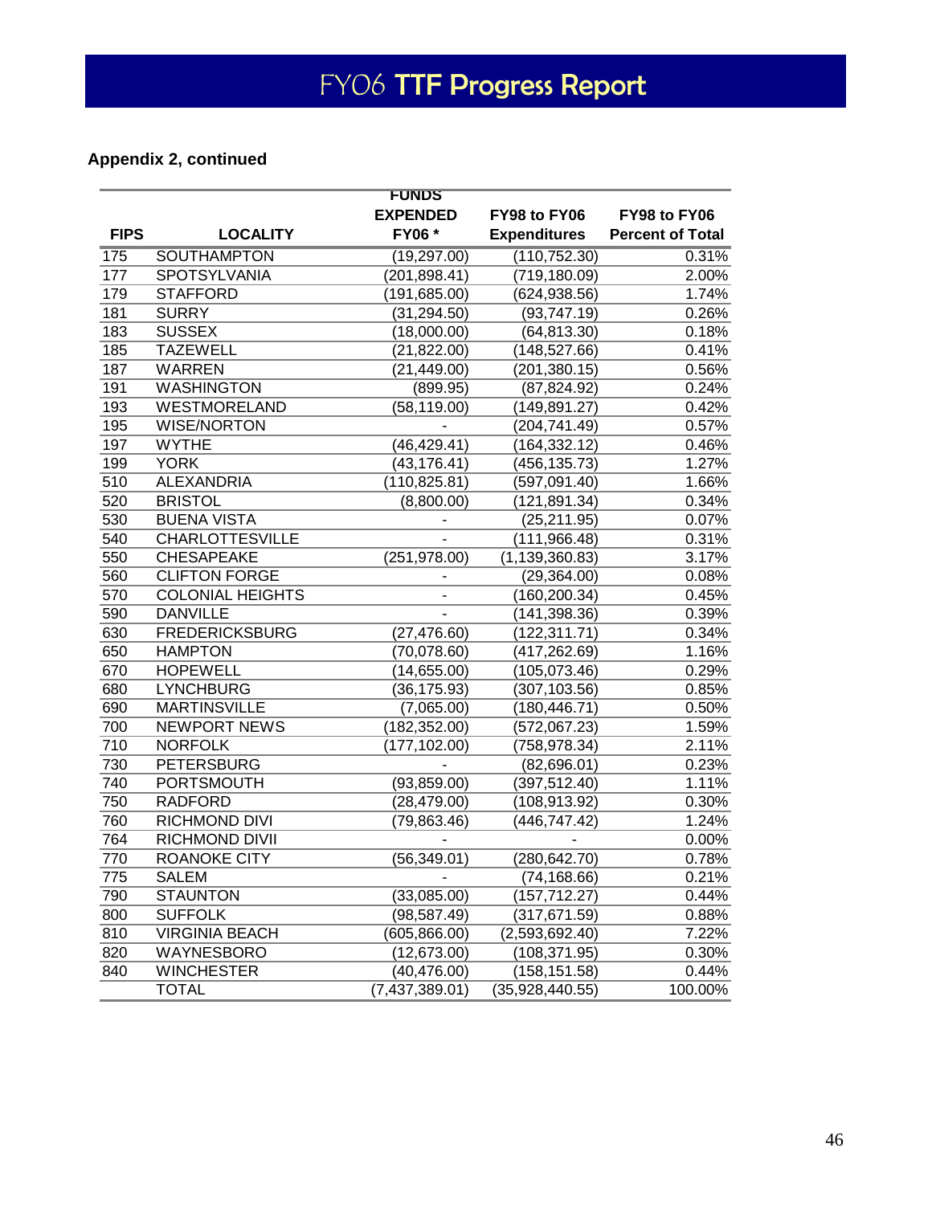# FY06 TTF Progress Report

**Appendix 2, continued**

| FIPS | LOCALITY | FUNDS EXPENDED FY06 * | FY98 to FY06 Expenditures | FY98 to FY06 Percent of Total |
|---|---|---|---|---|
| 175 | SOUTHAMPTON | (19,297.00) | (110,752.30) | 0.31% |
| 177 | SPOTSYLVANIA | (201,898.41) | (719,180.09) | 2.00% |
| 179 | STAFFORD | (191,685.00) | (624,938.56) | 1.74% |
| 181 | SURRY | (31,294.50) | (93,747.19) | 0.26% |
| 183 | SUSSEX | (18,000.00) | (64,813.30) | 0.18% |
| 185 | TAZEWELL | (21,822.00) | (148,527.66) | 0.41% |
| 187 | WARREN | (21,449.00) | (201,380.15) | 0.56% |
| 191 | WASHINGTON | (899.95) | (87,824.92) | 0.24% |
| 193 | WESTMORELAND | (58,119.00) | (149,891.27) | 0.42% |
| 195 | WISE/NORTON | - | (204,741.49) | 0.57% |
| 197 | WYTHE | (46,429.41) | (164,332.12) | 0.46% |
| 199 | YORK | (43,176.41) | (456,135.73) | 1.27% |
| 510 | ALEXANDRIA | (110,825.81) | (597,091.40) | 1.66% |
| 520 | BRISTOL | (8,800.00) | (121,891.34) | 0.34% |
| 530 | BUENA VISTA | - | (25,211.95) | 0.07% |
| 540 | CHARLOTTESVILLE | - | (111,966.48) | 0.31% |
| 550 | CHESAPEAKE | (251,978.00) | (1,139,360.83) | 3.17% |
| 560 | CLIFTON FORGE | - | (29,364.00) | 0.08% |
| 570 | COLONIAL HEIGHTS | - | (160,200.34) | 0.45% |
| 590 | DANVILLE | - | (141,398.36) | 0.39% |
| 630 | FREDERICKSBURG | (27,476.60) | (122,311.71) | 0.34% |
| 650 | HAMPTON | (70,078.60) | (417,262.69) | 1.16% |
| 670 | HOPEWELL | (14,655.00) | (105,073.46) | 0.29% |
| 680 | LYNCHBURG | (36,175.93) | (307,103.56) | 0.85% |
| 690 | MARTINSVILLE | (7,065.00) | (180,446.71) | 0.50% |
| 700 | NEWPORT NEWS | (182,352.00) | (572,067.23) | 1.59% |
| 710 | NORFOLK | (177,102.00) | (758,978.34) | 2.11% |
| 730 | PETERSBURG | - | (82,696.01) | 0.23% |
| 740 | PORTSMOUTH | (93,859.00) | (397,512.40) | 1.11% |
| 750 | RADFORD | (28,479.00) | (108,913.92) | 0.30% |
| 760 | RICHMOND DIVI | (79,863.46) | (446,747.42) | 1.24% |
| 764 | RICHMOND DIVII | - | - | 0.00% |
| 770 | ROANOKE CITY | (56,349.01) | (280,642.70) | 0.78% |
| 775 | SALEM | - | (74,168.66) | 0.21% |
| 790 | STAUNTON | (33,085.00) | (157,712.27) | 0.44% |
| 800 | SUFFOLK | (98,587.49) | (317,671.59) | 0.88% |
| 810 | VIRGINIA BEACH | (605,866.00) | (2,593,692.40) | 7.22% |
| 820 | WAYNESBORO | (12,673.00) | (108,371.95) | 0.30% |
| 840 | WINCHESTER | (40,476.00) | (158,151.58) | 0.44% |
| | TOTAL | (7,437,389.01) | (35,928,440.55) | 100.00% |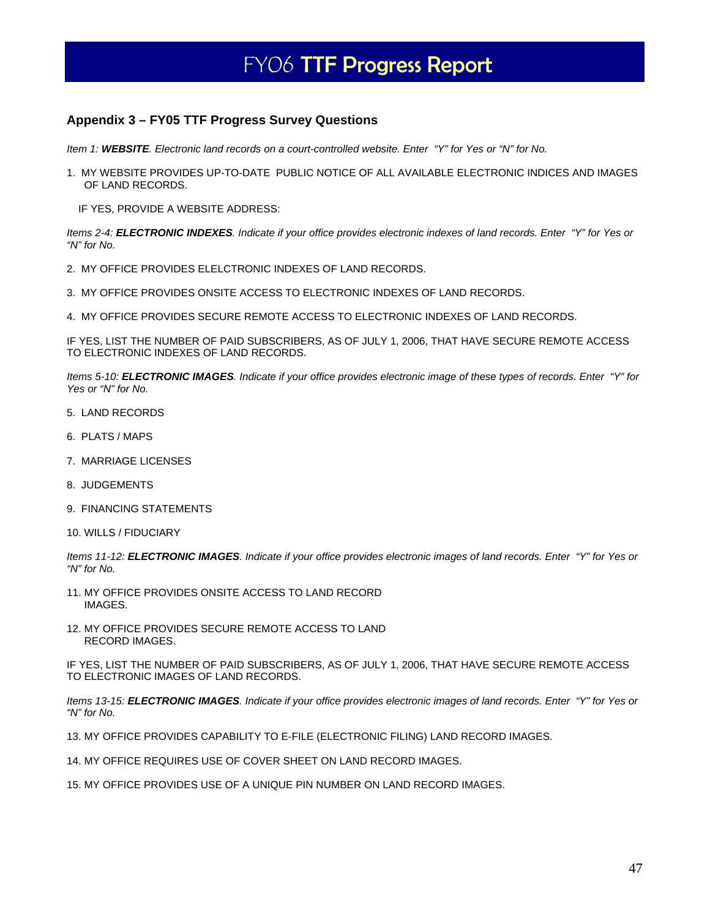## Appendix 3 – FY05 TTF Progress Survey Questions

*Item 1: **WEBSITE**. Electronic land records on a court-controlled website. Enter "Y" for Yes or "N" for No.*

1. MY WEBSITE PROVIDES UP-TO-DATE PUBLIC NOTICE OF ALL AVAILABLE ELECTRONIC INDICES AND IMAGES OF LAND RECORDS.

   IF YES, PROVIDE A WEBSITE ADDRESS:

*Items 2-4: **ELECTRONIC INDEXES**. Indicate if your office provides electronic indexes of land records. Enter "Y" for Yes or "N" for No.*

2. MY OFFICE PROVIDES ELELCTRONIC INDEXES OF LAND RECORDS.
3. MY OFFICE PROVIDES ONSITE ACCESS TO ELECTRONIC INDEXES OF LAND RECORDS.
4. MY OFFICE PROVIDES SECURE REMOTE ACCESS TO ELECTRONIC INDEXES OF LAND RECORDS.

IF YES, LIST THE NUMBER OF PAID SUBSCRIBERS, AS OF JULY 1, 2006, THAT HAVE SECURE REMOTE ACCESS TO ELECTRONIC INDEXES OF LAND RECORDS.

*Items 5-10: **ELECTRONIC IMAGES**. Indicate if your office provides electronic image of these types of records. Enter "Y" for Yes or "N" for No.*

5. LAND RECORDS
6. PLATS / MAPS
7. MARRIAGE LICENSES
8. JUDGEMENTS
9. FINANCING STATEMENTS
10. WILLS / FIDUCIARY

*Items 11-12: **ELECTRONIC IMAGES**. Indicate if your office provides electronic images of land records. Enter "Y" for Yes or "N" for No.*

11. MY OFFICE PROVIDES ONSITE ACCESS TO LAND RECORD IMAGES.
12. MY OFFICE PROVIDES SECURE REMOTE ACCESS TO LAND RECORD IMAGES.

IF YES, LIST THE NUMBER OF PAID SUBSCRIBERS, AS OF JULY 1, 2006, THAT HAVE SECURE REMOTE ACCESS TO ELECTRONIC IMAGES OF LAND RECORDS.

*Items 13-15: **ELECTRONIC IMAGES**. Indicate if your office provides electronic images of land records. Enter "Y" for Yes or "N" for No.*

13. MY OFFICE PROVIDES CAPABILITY TO E-FILE (ELECTRONIC FILING) LAND RECORD IMAGES.
14. MY OFFICE REQUIRES USE OF COVER SHEET ON LAND RECORD IMAGES.
15. MY OFFICE PROVIDES USE OF A UNIQUE PIN NUMBER ON LAND RECORD IMAGES.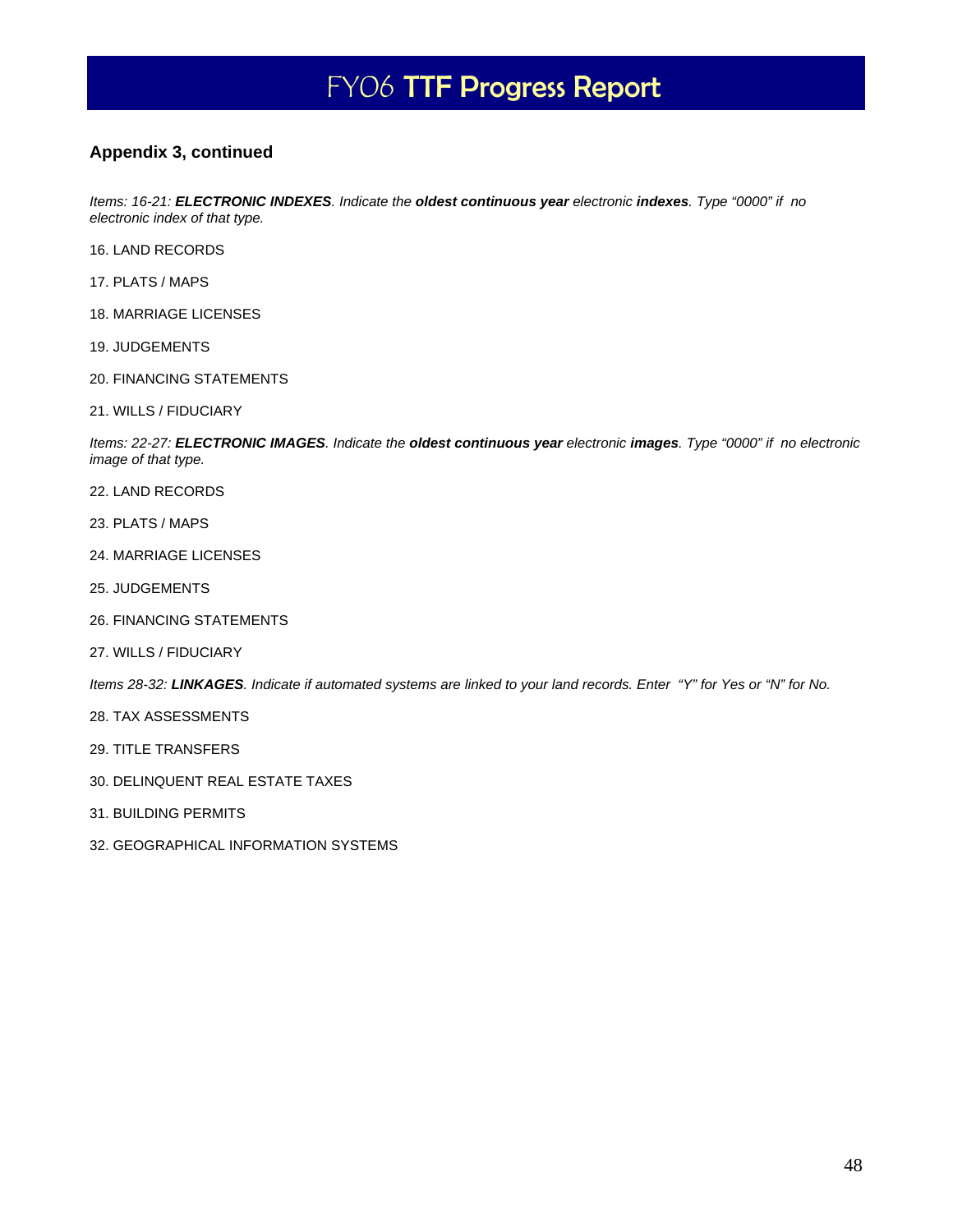## Appendix 3, continued

*Items: 16-21: **ELECTRONIC INDEXES**. Indicate the **oldest continuous year** electronic **indexes**. Type "0000" if no electronic index of that type.*

16. LAND RECORDS

17. PLATS / MAPS

18. MARRIAGE LICENSES

19. JUDGEMENTS

20. FINANCING STATEMENTS

21. WILLS / FIDUCIARY

*Items: 22-27: **ELECTRONIC IMAGES**. Indicate the **oldest continuous year** electronic **images**. Type "0000" if no electronic image of that type.*

22. LAND RECORDS

23. PLATS / MAPS

24. MARRIAGE LICENSES

25. JUDGEMENTS

26. FINANCING STATEMENTS

27. WILLS / FIDUCIARY

*Items 28-32: **LINKAGES**. Indicate if automated systems are linked to your land records. Enter "Y" for Yes or "N" for No.*

28. TAX ASSESSMENTS

29. TITLE TRANSFERS

30. DELINQUENT REAL ESTATE TAXES

31. BUILDING PERMITS

32. GEOGRAPHICAL INFORMATION SYSTEMS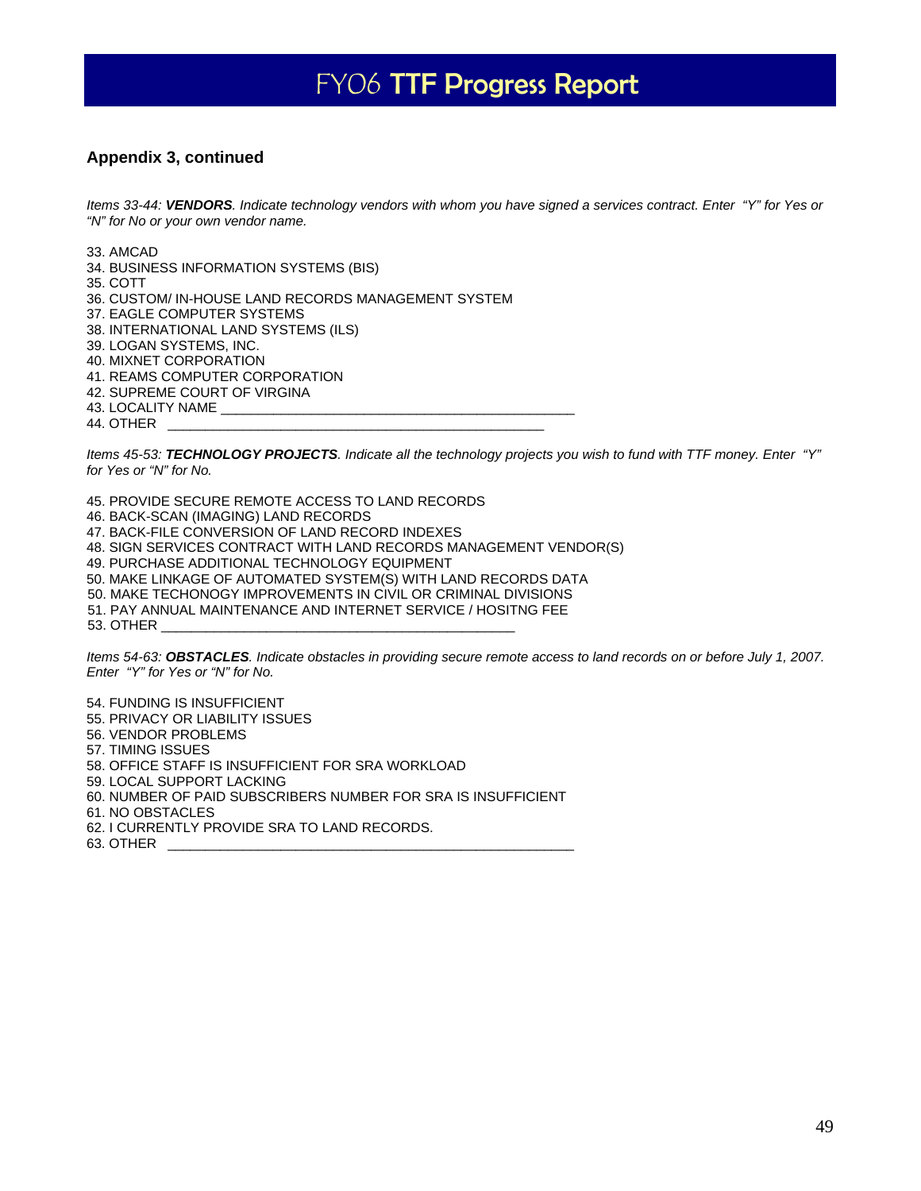## Appendix 3, continued

*Items 33-44: **VENDORS**. Indicate technology vendors with whom you have signed a services contract. Enter "Y" for Yes or "N" for No or your own vendor name.*

33. AMCAD
34. BUSINESS INFORMATION SYSTEMS (BIS)
35. COTT
36. CUSTOM/ IN-HOUSE LAND RECORDS MANAGEMENT SYSTEM
37. EAGLE COMPUTER SYSTEMS
38. INTERNATIONAL LAND SYSTEMS (ILS)
39. LOGAN SYSTEMS, INC.
40. MIXNET CORPORATION
41. REAMS COMPUTER CORPORATION
42. SUPREME COURT OF VIRGINA
43. LOCALITY NAME _______________________________________________
44. OTHER ___________________________________________________

*Items 45-53: **TECHNOLOGY PROJECTS**. Indicate all the technology projects you wish to fund with TTF money. Enter "Y" for Yes or "N" for No.*

45. PROVIDE SECURE REMOTE ACCESS TO LAND RECORDS
46. BACK-SCAN (IMAGING) LAND RECORDS
47. BACK-FILE CONVERSION OF LAND RECORD INDEXES
48. SIGN SERVICES CONTRACT WITH LAND RECORDS MANAGEMENT VENDOR(S)
49. PURCHASE ADDITIONAL TECHNOLOGY EQUIPMENT
50. MAKE LINKAGE OF AUTOMATED SYSTEM(S) WITH LAND RECORDS DATA
50. MAKE TECHONOGY IMPROVEMENTS IN CIVIL OR CRIMINAL DIVISIONS
51. PAY ANNUAL MAINTENANCE AND INTERNET SERVICE / HOSITNG FEE
53. OTHER _______________________________________________

*Items 54-63: **OBSTACLES**. Indicate obstacles in providing secure remote access to land records on or before July 1, 2007. Enter "Y" for Yes or "N" for No.*

54. FUNDING IS INSUFFICIENT
55. PRIVACY OR LIABILITY ISSUES
56. VENDOR PROBLEMS
57. TIMING ISSUES
58. OFFICE STAFF IS INSUFFICIENT FOR SRA WORKLOAD
59. LOCAL SUPPORT LACKING
60. NUMBER OF PAID SUBSCRIBERS NUMBER FOR SRA IS INSUFFICIENT
61. NO OBSTACLES
62. I CURRENTLY PROVIDE SRA TO LAND RECORDS.
63. OTHER ______________________________________________________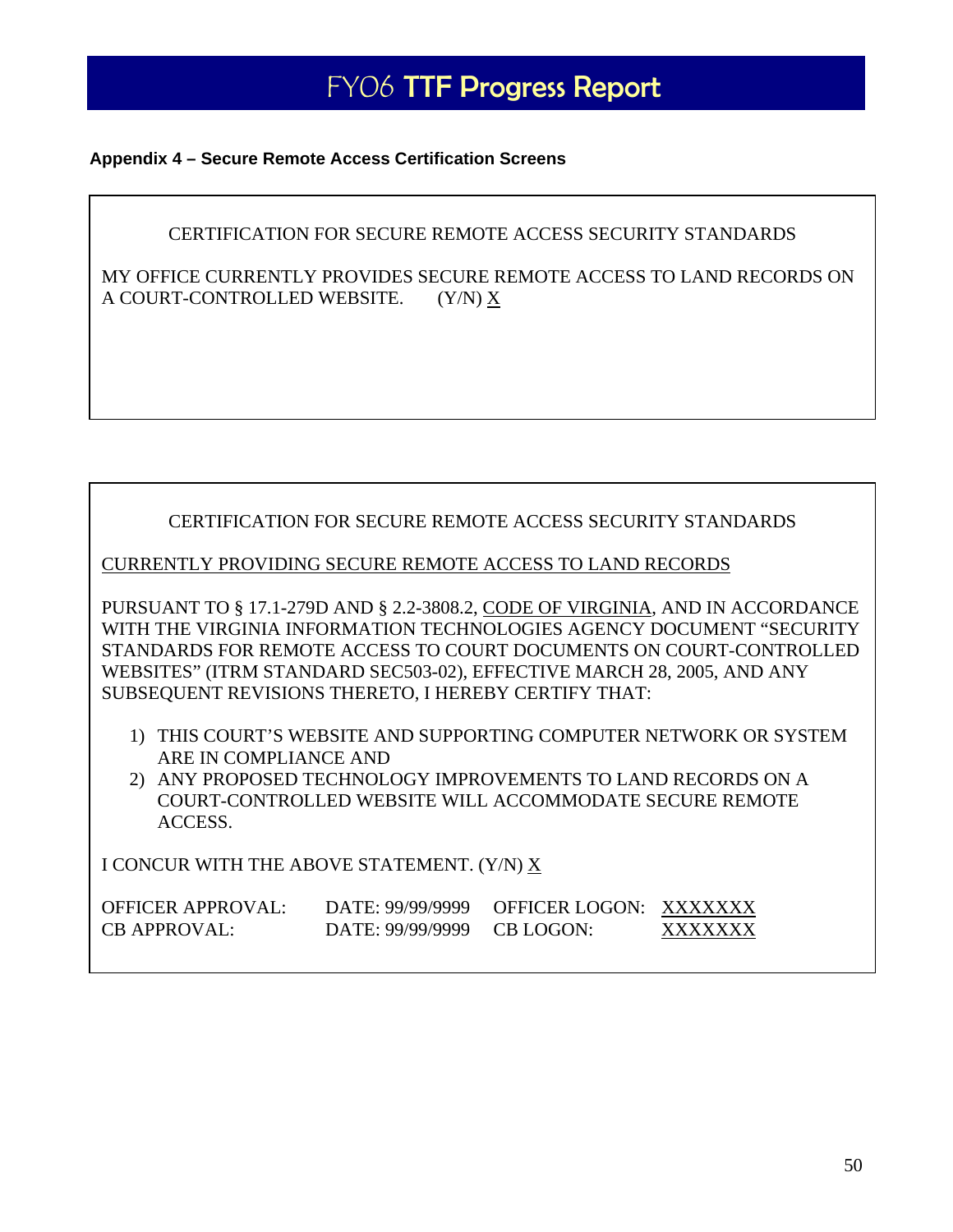**Appendix 4 – Secure Remote Access Certification Screens**

CERTIFICATION FOR SECURE REMOTE ACCESS SECURITY STANDARDS

MY OFFICE CURRENTLY PROVIDES SECURE REMOTE ACCESS TO LAND RECORDS ON A COURT-CONTROLLED WEBSITE. (Y/N) X

---

CERTIFICATION FOR SECURE REMOTE ACCESS SECURITY STANDARDS

CURRENTLY PROVIDING SECURE REMOTE ACCESS TO LAND RECORDS

PURSUANT TO § 17.1-279D AND § 2.2-3808.2, CODE OF VIRGINIA, AND IN ACCORDANCE WITH THE VIRGINIA INFORMATION TECHNOLOGIES AGENCY DOCUMENT "SECURITY STANDARDS FOR REMOTE ACCESS TO COURT DOCUMENTS ON COURT-CONTROLLED WEBSITES" (ITRM STANDARD SEC503-02), EFFECTIVE MARCH 28, 2005, AND ANY SUBSEQUENT REVISIONS THERETO, I HEREBY CERTIFY THAT:

1) THIS COURT'S WEBSITE AND SUPPORTING COMPUTER NETWORK OR SYSTEM ARE IN COMPLIANCE AND
2) ANY PROPOSED TECHNOLOGY IMPROVEMENTS TO LAND RECORDS ON A COURT-CONTROLLED WEBSITE WILL ACCOMMODATE SECURE REMOTE ACCESS.

I CONCUR WITH THE ABOVE STATEMENT. (Y/N) X

| | | | |
|---|---|---|---|
| OFFICER APPROVAL: | DATE: 99/99/9999 | OFFICER LOGON: | XXXXXXX |
| CB APPROVAL: | DATE: 99/99/9999 | CB LOGON: | XXXXXXX |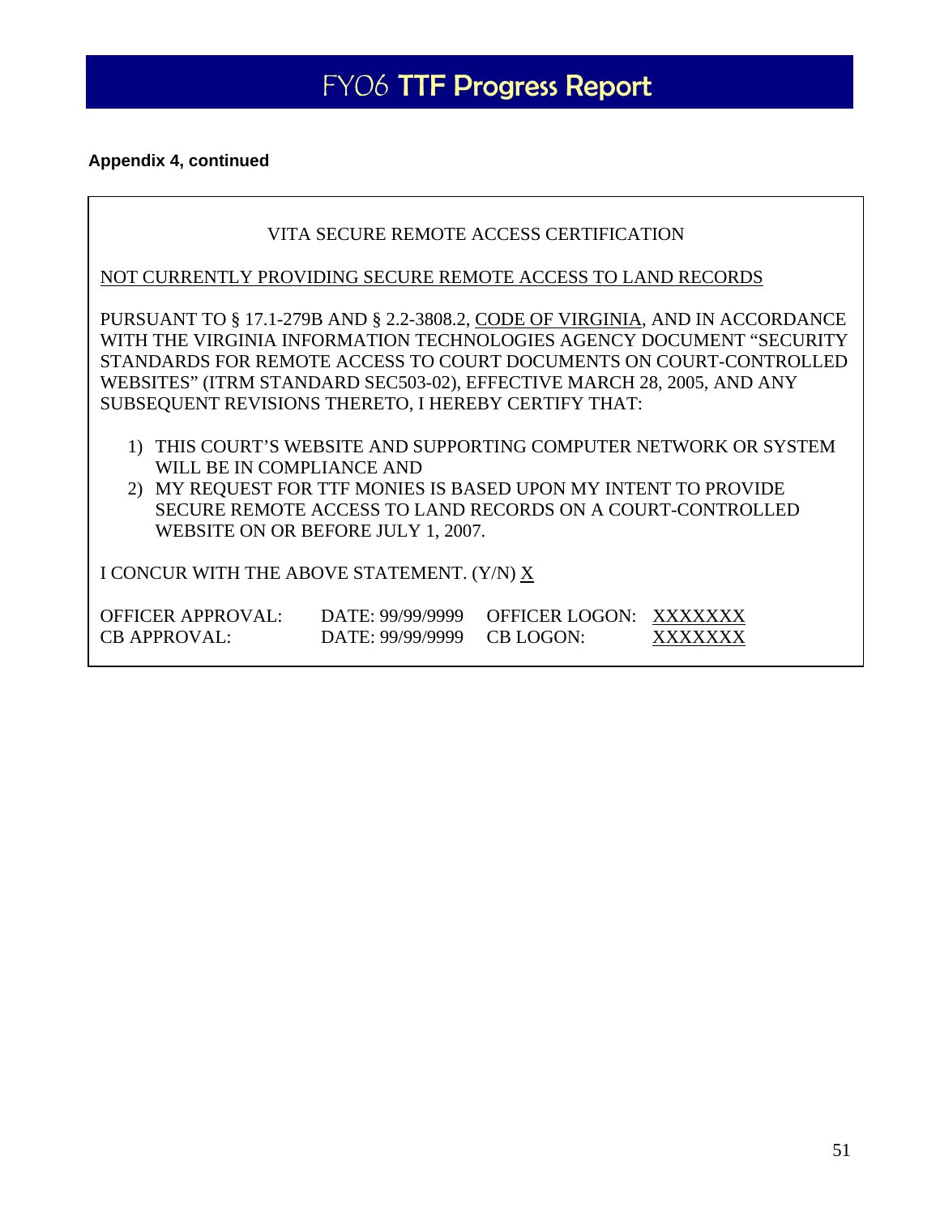**Appendix 4, continued**

VITA SECURE REMOTE ACCESS CERTIFICATION

<u>NOT CURRENTLY PROVIDING SECURE REMOTE ACCESS TO LAND RECORDS</u>

PURSUANT TO § 17.1-279B AND § 2.2-3808.2, <u>CODE OF VIRGINIA</u>, AND IN ACCORDANCE WITH THE VIRGINIA INFORMATION TECHNOLOGIES AGENCY DOCUMENT "SECURITY STANDARDS FOR REMOTE ACCESS TO COURT DOCUMENTS ON COURT-CONTROLLED WEBSITES" (ITRM STANDARD SEC503-02), EFFECTIVE MARCH 28, 2005, AND ANY SUBSEQUENT REVISIONS THERETO, I HEREBY CERTIFY THAT:

1) THIS COURT'S WEBSITE AND SUPPORTING COMPUTER NETWORK OR SYSTEM WILL BE IN COMPLIANCE AND
2) MY REQUEST FOR TTF MONIES IS BASED UPON MY INTENT TO PROVIDE SECURE REMOTE ACCESS TO LAND RECORDS ON A COURT-CONTROLLED WEBSITE ON OR BEFORE JULY 1, 2007.

I CONCUR WITH THE ABOVE STATEMENT. (Y/N) <u>X</u>

| | | | |
|---|---|---|---|
| OFFICER APPROVAL: | DATE: 99/99/9999 | OFFICER LOGON: | <u>XXXXXXX</u> |
| CB APPROVAL: | DATE: 99/99/9999 | CB LOGON: | <u>XXXXXXX</u> |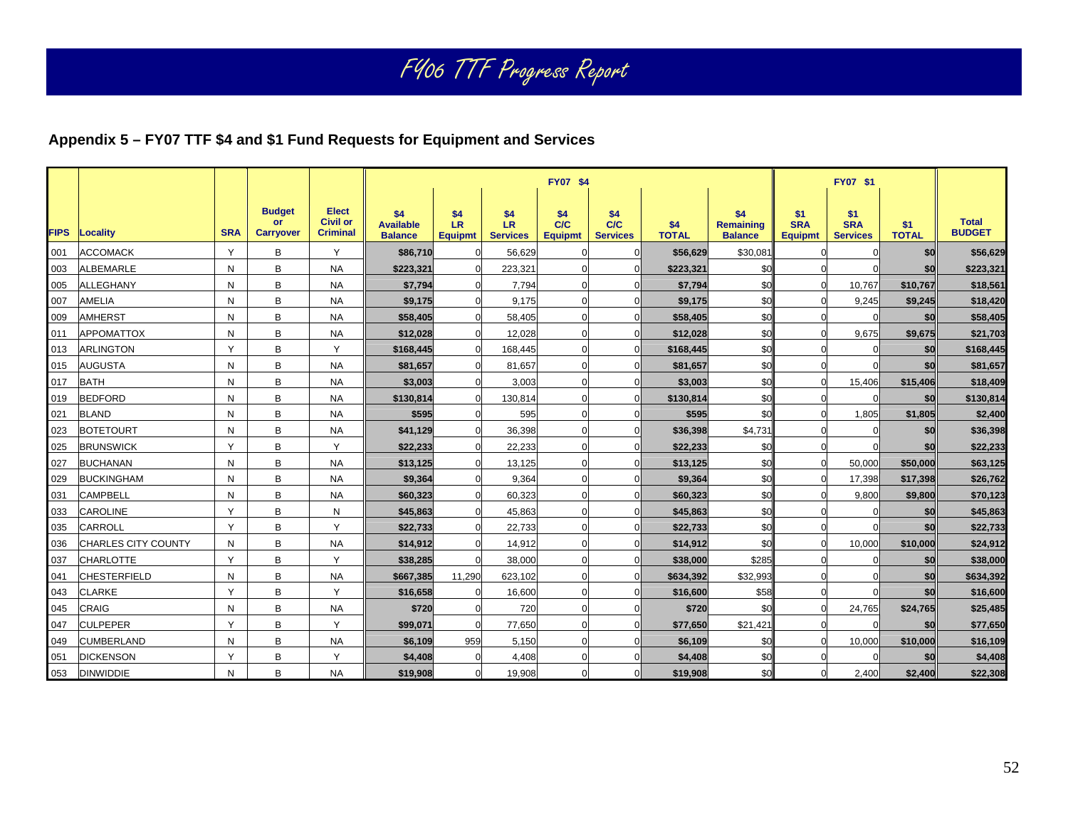# FY06 TTF Progress Report

## Appendix 5 – FY07 TTF $4 and $1 Fund Requests for Equipment and Services

| FIPS | Locality | SRA | Budget or Carryover | Elect Civil or Criminal | FY07 $4 | | | | | | | FY07 $1 | | | Total BUDGET |
|---|---|---|---|---|---|---|---|---|---|---|---|---|---|---|---|
| | | | | | $4 Available Balance | $4 LR Equipmt | $4 LR Services | $4 C/C Equipmt | $4 C/C Services | $4 TOTAL | $4 Remaining Balance | $1 SRA Equipmt | $1 SRA Services | $1 TOTAL | |
| 001 | ACCOMACK | Y | B | Y | $86,710 | 0 | 56,629 | 0 | 0 | $56,629 | $30,081 | 0 | 0 | $0 | $56,629 |
| 003 | ALBEMARLE | N | B | NA | $223,321 | 0 | 223,321 | 0 | 0 | $223,321 | $0 | 0 | 0 | $0 | $223,321 |
| 005 | ALLEGHANY | N | B | NA | $7,794 | 0 | 7,794 | 0 | 0 | $7,794 | $0 | 0 | 10,767 | $10,767 | $18,561 |
| 007 | AMELIA | N | B | NA | $9,175 | 0 | 9,175 | 0 | 0 | $9,175 | $0 | 0 | 9,245 | $9,245 | $18,420 |
| 009 | AMHERST | N | B | NA | $58,405 | 0 | 58,405 | 0 | 0 | $58,405 | $0 | 0 | 0 | $0 | $58,405 |
| 011 | APPOMATTOX | N | B | NA | $12,028 | 0 | 12,028 | 0 | 0 | $12,028 | $0 | 0 | 9,675 | $9,675 | $21,703 |
| 013 | ARLINGTON | Y | B | Y | $168,445 | 0 | 168,445 | 0 | 0 | $168,445 | $0 | 0 | 0 | $0 | $168,445 |
| 015 | AUGUSTA | N | B | NA | $81,657 | 0 | 81,657 | 0 | 0 | $81,657 | $0 | 0 | 0 | $0 | $81,657 |
| 017 | BATH | N | B | NA | $3,003 | 0 | 3,003 | 0 | 0 | $3,003 | $0 | 0 | 15,406 | $15,406 | $18,409 |
| 019 | BEDFORD | N | B | NA | $130,814 | 0 | 130,814 | 0 | 0 | $130,814 | $0 | 0 | 0 | $0 | $130,814 |
| 021 | BLAND | N | B | NA | $595 | 0 | 595 | 0 | 0 | $595 | $0 | 0 | 1,805 | $1,805 | $2,400 |
| 023 | BOTETOURT | N | B | NA | $41,129 | 0 | 36,398 | 0 | 0 | $36,398 | $4,731 | 0 | 0 | $0 | $36,398 |
| 025 | BRUNSWICK | Y | B | Y | $22,233 | 0 | 22,233 | 0 | 0 | $22,233 | $0 | 0 | 0 | $0 | $22,233 |
| 027 | BUCHANAN | N | B | NA | $13,125 | 0 | 13,125 | 0 | 0 | $13,125 | $0 | 0 | 50,000 | $50,000 | $63,125 |
| 029 | BUCKINGHAM | N | B | NA | $9,364 | 0 | 9,364 | 0 | 0 | $9,364 | $0 | 0 | 17,398 | $17,398 | $26,762 |
| 031 | CAMPBELL | N | B | NA | $60,323 | 0 | 60,323 | 0 | 0 | $60,323 | $0 | 0 | 9,800 | $9,800 | $70,123 |
| 033 | CAROLINE | Y | B | N | $45,863 | 0 | 45,863 | 0 | 0 | $45,863 | $0 | 0 | 0 | $0 | $45,863 |
| 035 | CARROLL | Y | B | Y | $22,733 | 0 | 22,733 | 0 | 0 | $22,733 | $0 | 0 | 0 | $0 | $22,733 |
| 036 | CHARLES CITY COUNTY | N | B | NA | $14,912 | 0 | 14,912 | 0 | 0 | $14,912 | $0 | 0 | 10,000 | $10,000 | $24,912 |
| 037 | CHARLOTTE | Y | B | Y | $38,285 | 0 | 38,000 | 0 | 0 | $38,000 | $285 | 0 | 0 | $0 | $38,000 |
| 041 | CHESTERFIELD | N | B | NA | $667,385 | 11,290 | 623,102 | 0 | 0 | $634,392 | $32,993 | 0 | 0 | $0 | $634,392 |
| 043 | CLARKE | Y | B | Y | $16,658 | 0 | 16,600 | 0 | 0 | $16,600 | $58 | 0 | 0 | $0 | $16,600 |
| 045 | CRAIG | N | B | NA | $720 | 0 | 720 | 0 | 0 | $720 | $0 | 0 | 24,765 | $24,765 | $25,485 |
| 047 | CULPEPER | Y | B | Y | $99,071 | 0 | 77,650 | 0 | 0 | $77,650 | $21,421 | 0 | 0 | $0 | $77,650 |
| 049 | CUMBERLAND | N | B | NA | $6,109 | 959 | 5,150 | 0 | 0 | $6,109 | $0 | 0 | 10,000 | $10,000 | $16,109 |
| 051 | DICKENSON | Y | B | Y | $4,408 | 0 | 4,408 | 0 | 0 | $4,408 | $0 | 0 | 0 | $0 | $4,408 |
| 053 | DINWIDDIE | N | B | NA | $19,908 | 0 | 19,908 | 0 | 0 | $19,908 | $0 | 0 | 2,400 | $2,400 | $22,308 |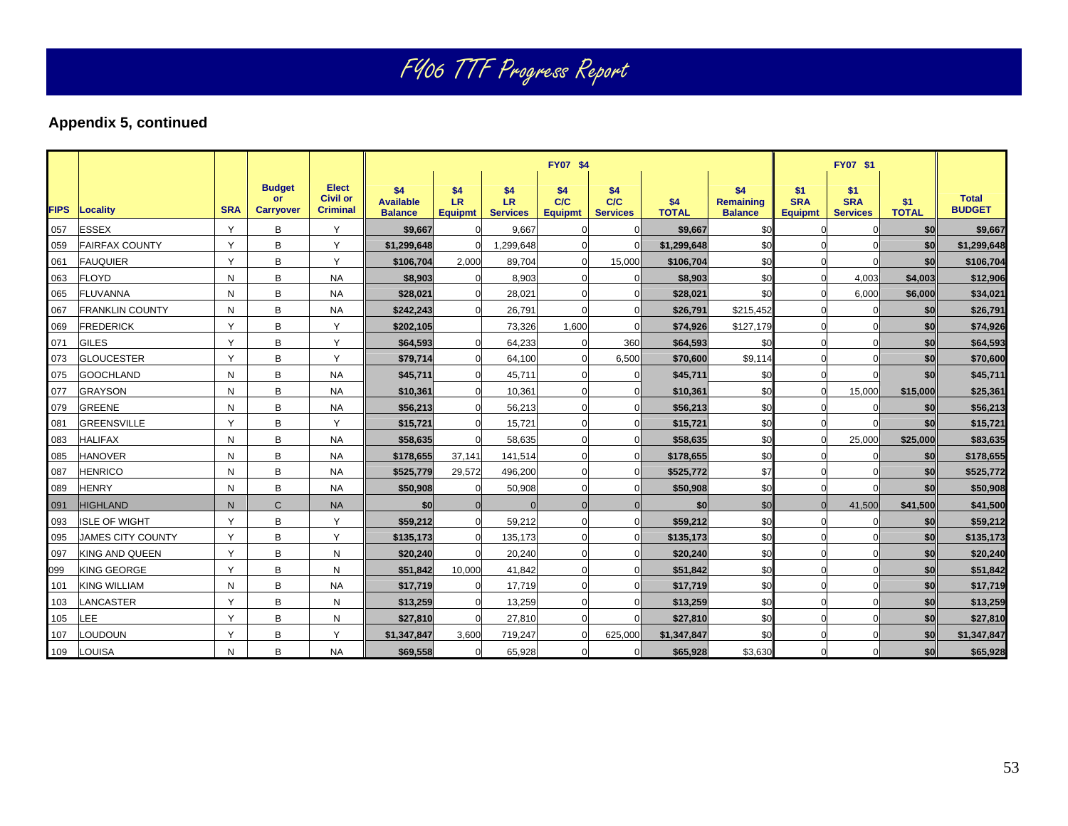# FY06 TTF Progress Report

## Appendix 5, continued

| FIPS | Locality | SRA | Budget or Carryover | Elect Civil or Criminal | FY07 $4 | | | | | | | FY07 $1 | | | |
|---|---|---|---|---|---|---|---|---|---|---|---|---|---|---|---|
| | | | | | $4 Available Balance | $4 LR Equipmt | $4 LR Services | $4 C/C Equipmt | $4 C/C Services | $4 TOTAL | $4 Remaining Balance | $1 SRA Equipmt | $1 SRA Services | $1 TOTAL | Total BUDGET |
| 057 | ESSEX | Y | B | Y | $9,667 | 0 | 9,667 | 0 | 0 | $9,667 | $0 | 0 | 0 | $0 | $9,667 |
| 059 | FAIRFAX COUNTY | Y | B | Y | $1,299,648 | 0 | 1,299,648 | 0 | 0 | $1,299,648 | $0 | 0 | 0 | $0 | $1,299,648 |
| 061 | FAUQUIER | Y | B | Y | $106,704 | 2,000 | 89,704 | 0 | 15,000 | $106,704 | $0 | 0 | 0 | $0 | $106,704 |
| 063 | FLOYD | N | B | NA | $8,903 | 0 | 8,903 | 0 | 0 | $8,903 | $0 | 0 | 4,003 | $4,003 | $12,906 |
| 065 | FLUVANNA | N | B | NA | $28,021 | 0 | 28,021 | 0 | 0 | $28,021 | $0 | 0 | 6,000 | $6,000 | $34,021 |
| 067 | FRANKLIN COUNTY | N | B | NA | $242,243 | 0 | 26,791 | 0 | 0 | $26,791 | $215,452 | 0 | 0 | $0 | $26,791 |
| 069 | FREDERICK | Y | B | Y | $202,105 | | 73,326 | 1,600 | 0 | $74,926 | $127,179 | 0 | 0 | $0 | $74,926 |
| 071 | GILES | Y | B | Y | $64,593 | 0 | 64,233 | 0 | 360 | $64,593 | $0 | 0 | 0 | $0 | $64,593 |
| 073 | GLOUCESTER | Y | B | Y | $79,714 | 0 | 64,100 | 0 | 6,500 | $70,600 | $9,114 | 0 | 0 | $0 | $70,600 |
| 075 | GOOCHLAND | N | B | NA | $45,711 | 0 | 45,711 | 0 | 0 | $45,711 | $0 | 0 | 0 | $0 | $45,711 |
| 077 | GRAYSON | N | B | NA | $10,361 | 0 | 10,361 | 0 | 0 | $10,361 | $0 | 0 | 15,000 | $15,000 | $25,361 |
| 079 | GREENE | N | B | NA | $56,213 | 0 | 56,213 | 0 | 0 | $56,213 | $0 | 0 | 0 | $0 | $56,213 |
| 081 | GREENSVILLE | Y | B | Y | $15,721 | 0 | 15,721 | 0 | 0 | $15,721 | $0 | 0 | 0 | $0 | $15,721 |
| 083 | HALIFAX | N | B | NA | $58,635 | 0 | 58,635 | 0 | 0 | $58,635 | $0 | 0 | 25,000 | $25,000 | $83,635 |
| 085 | HANOVER | N | B | NA | $178,655 | 37,141 | 141,514 | 0 | 0 | $178,655 | $0 | 0 | 0 | $0 | $178,655 |
| 087 | HENRICO | N | B | NA | $525,779 | 29,572 | 496,200 | 0 | 0 | $525,772 | $7 | 0 | 0 | $0 | $525,772 |
| 089 | HENRY | N | B | NA | $50,908 | 0 | 50,908 | 0 | 0 | $50,908 | $0 | 0 | 0 | $0 | $50,908 |
| 091 | HIGHLAND | N | C | NA | $0 | 0 | 0 | 0 | 0 | $0 | $0 | 0 | 41,500 | $41,500 | $41,500 |
| 093 | ISLE OF WIGHT | Y | B | Y | $59,212 | 0 | 59,212 | 0 | 0 | $59,212 | $0 | 0 | 0 | $0 | $59,212 |
| 095 | JAMES CITY COUNTY | Y | B | Y | $135,173 | 0 | 135,173 | 0 | 0 | $135,173 | $0 | 0 | 0 | $0 | $135,173 |
| 097 | KING AND QUEEN | Y | B | N | $20,240 | 0 | 20,240 | 0 | 0 | $20,240 | $0 | 0 | 0 | $0 | $20,240 |
| 099 | KING GEORGE | Y | B | N | $51,842 | 10,000 | 41,842 | 0 | 0 | $51,842 | $0 | 0 | 0 | $0 | $51,842 |
| 101 | KING WILLIAM | N | B | NA | $17,719 | 0 | 17,719 | 0 | 0 | $17,719 | $0 | 0 | 0 | $0 | $17,719 |
| 103 | LANCASTER | Y | B | N | $13,259 | 0 | 13,259 | 0 | 0 | $13,259 | $0 | 0 | 0 | $0 | $13,259 |
| 105 | LEE | Y | B | N | $27,810 | 0 | 27,810 | 0 | 0 | $27,810 | $0 | 0 | 0 | $0 | $27,810 |
| 107 | LOUDOUN | Y | B | Y | $1,347,847 | 3,600 | 719,247 | 0 | 625,000 | $1,347,847 | $0 | 0 | 0 | $0 | $1,347,847 |
| 109 | LOUISA | N | B | NA | $69,558 | 0 | 65,928 | 0 | 0 | $65,928 | $3,630 | 0 | 0 | $0 | $65,928 |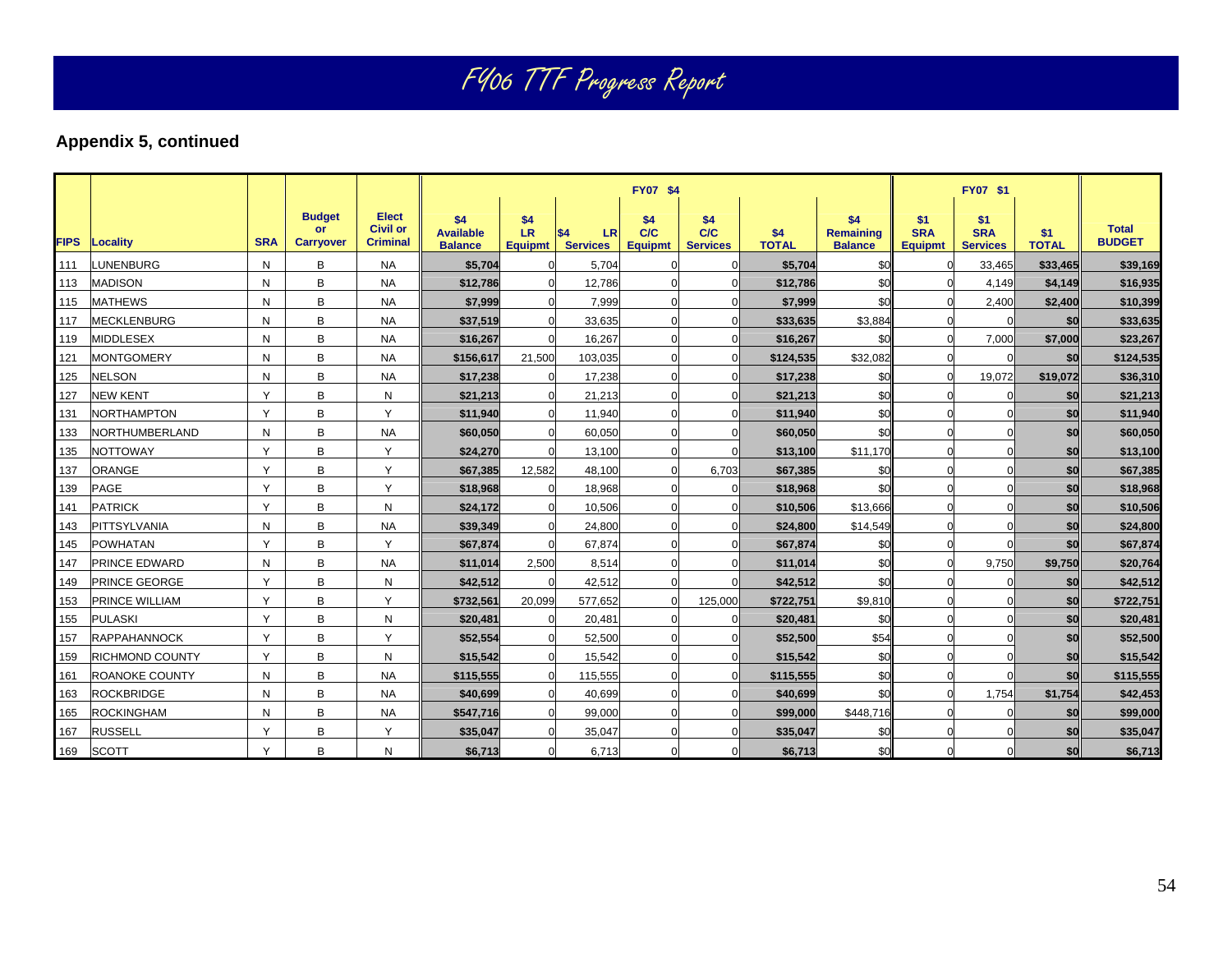# FY06 TTF Progress Report

## Appendix 5, continued

| FIPS | Locality | SRA | Budget or Carryover | Elect Civil or Criminal | FY07 $4 | | | | | | | FY07 $1 | | | Total BUDGET |
|---|---|---|---|---|---|---|---|---|---|---|---|---|---|---|---|
| | | | | | $4 Available Balance | $4 LR Equipmt | $4 LR Services | $4 C/C Equipmt | $4 C/C Services | $4 TOTAL | $4 Remaining Balance | $1 SRA Equipmt | $1 SRA Services | $1 TOTAL | |
| 111 | LUNENBURG | N | B | NA | $5,704 | 0 | 5,704 | 0 | 0 | $5,704 | $0 | 0 | 33,465 | $33,465 | $39,169 |
| 113 | MADISON | N | B | NA | $12,786 | 0 | 12,786 | 0 | 0 | $12,786 | $0 | 0 | 4,149 | $4,149 | $16,935 |
| 115 | MATHEWS | N | B | NA | $7,999 | 0 | 7,999 | 0 | 0 | $7,999 | $0 | 0 | 2,400 | $2,400 | $10,399 |
| 117 | MECKLENBURG | N | B | NA | $37,519 | 0 | 33,635 | 0 | 0 | $33,635 | $3,884 | 0 | 0 | $0 | $33,635 |
| 119 | MIDDLESEX | N | B | NA | $16,267 | 0 | 16,267 | 0 | 0 | $16,267 | $0 | 0 | 7,000 | $7,000 | $23,267 |
| 121 | MONTGOMERY | N | B | NA | $156,617 | 21,500 | 103,035 | 0 | 0 | $124,535 | $32,082 | 0 | 0 | $0 | $124,535 |
| 125 | NELSON | N | B | NA | $17,238 | 0 | 17,238 | 0 | 0 | $17,238 | $0 | 0 | 19,072 | $19,072 | $36,310 |
| 127 | NEW KENT | Y | B | N | $21,213 | 0 | 21,213 | 0 | 0 | $21,213 | $0 | 0 | 0 | $0 | $21,213 |
| 131 | NORTHAMPTON | Y | B | Y | $11,940 | 0 | 11,940 | 0 | 0 | $11,940 | $0 | 0 | 0 | $0 | $11,940 |
| 133 | NORTHUMBERLAND | N | B | NA | $60,050 | 0 | 60,050 | 0 | 0 | $60,050 | $0 | 0 | 0 | $0 | $60,050 |
| 135 | NOTTOWAY | Y | B | Y | $24,270 | 0 | 13,100 | 0 | 0 | $13,100 | $11,170 | 0 | 0 | $0 | $13,100 |
| 137 | ORANGE | Y | B | Y | $67,385 | 12,582 | 48,100 | 0 | 6,703 | $67,385 | $0 | 0 | 0 | $0 | $67,385 |
| 139 | PAGE | Y | B | Y | $18,968 | 0 | 18,968 | 0 | 0 | $18,968 | $0 | 0 | 0 | $0 | $18,968 |
| 141 | PATRICK | Y | B | N | $24,172 | 0 | 10,506 | 0 | 0 | $10,506 | $13,666 | 0 | 0 | $0 | $10,506 |
| 143 | PITTSYLVANIA | N | B | NA | $39,349 | 0 | 24,800 | 0 | 0 | $24,800 | $14,549 | 0 | 0 | $0 | $24,800 |
| 145 | POWHATAN | Y | B | Y | $67,874 | 0 | 67,874 | 0 | 0 | $67,874 | $0 | 0 | 0 | $0 | $67,874 |
| 147 | PRINCE EDWARD | N | B | NA | $11,014 | 2,500 | 8,514 | 0 | 0 | $11,014 | $0 | 0 | 9,750 | $9,750 | $20,764 |
| 149 | PRINCE GEORGE | Y | B | N | $42,512 | 0 | 42,512 | 0 | 0 | $42,512 | $0 | 0 | 0 | $0 | $42,512 |
| 153 | PRINCE WILLIAM | Y | B | Y | $732,561 | 20,099 | 577,652 | 0 | 125,000 | $722,751 | $9,810 | 0 | 0 | $0 | $722,751 |
| 155 | PULASKI | Y | B | N | $20,481 | 0 | 20,481 | 0 | 0 | $20,481 | $0 | 0 | 0 | $0 | $20,481 |
| 157 | RAPPAHANNOCK | Y | B | Y | $52,554 | 0 | 52,500 | 0 | 0 | $52,500 | $54 | 0 | 0 | $0 | $52,500 |
| 159 | RICHMOND COUNTY | Y | B | N | $15,542 | 0 | 15,542 | 0 | 0 | $15,542 | $0 | 0 | 0 | $0 | $15,542 |
| 161 | ROANOKE COUNTY | N | B | NA | $115,555 | 0 | 115,555 | 0 | 0 | $115,555 | $0 | 0 | 0 | $0 | $115,555 |
| 163 | ROCKBRIDGE | N | B | NA | $40,699 | 0 | 40,699 | 0 | 0 | $40,699 | $0 | 0 | 1,754 | $1,754 | $42,453 |
| 165 | ROCKINGHAM | N | B | NA | $547,716 | 0 | 99,000 | 0 | 0 | $99,000 | $448,716 | 0 | 0 | $0 | $99,000 |
| 167 | RUSSELL | Y | B | Y | $35,047 | 0 | 35,047 | 0 | 0 | $35,047 | $0 | 0 | 0 | $0 | $35,047 |
| 169 | SCOTT | Y | B | N | $6,713 | 0 | 6,713 | 0 | 0 | $6,713 | $0 | 0 | 0 | $0 | $6,713 |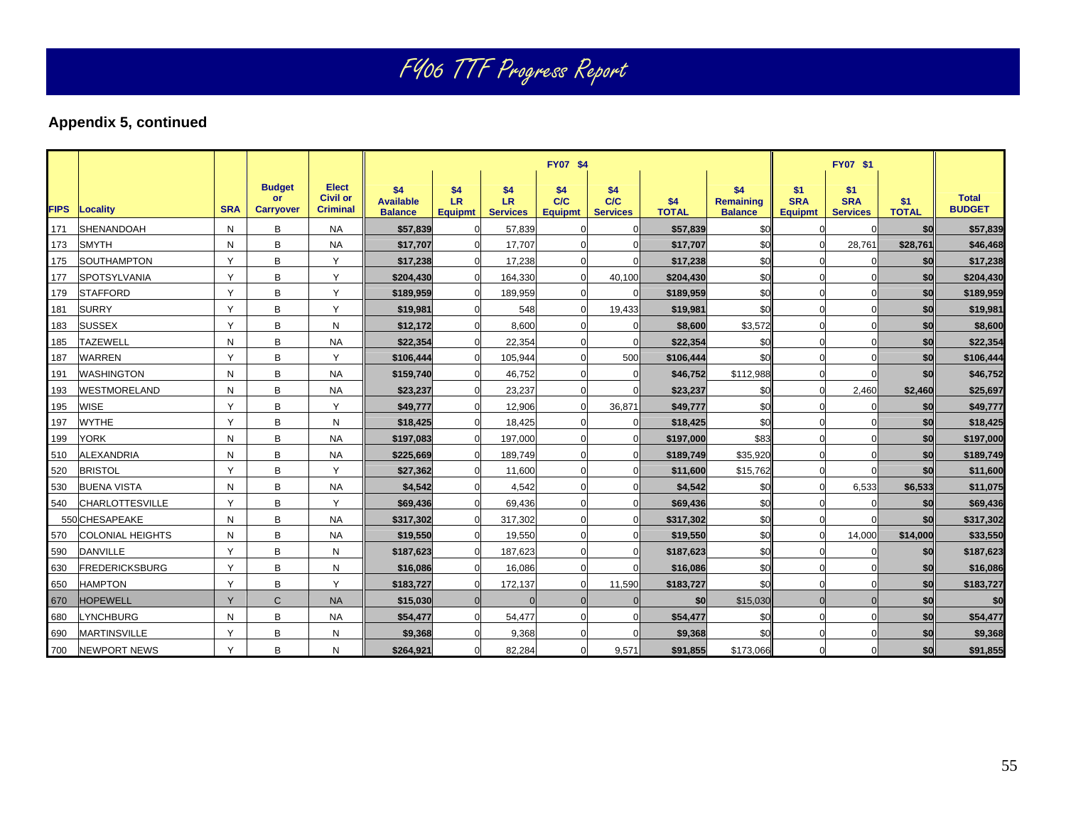# FY06 TTF Progress Report

**Appendix 5, continued**

| FIPS | Locality | SRA | Budget or Carryover | Elect Civil or Criminal | FY07 $4 | | | | | | | FY07 $1 | | | Total BUDGET |
|---|---|---|---|---|---|---|---|---|---|---|---|---|---|---|---|
| | | | | | $4 Available Balance | $4 LR Equipmt | $4 LR Services | $4 C/C Equipmt | $4 C/C Services | $4 TOTAL | $4 Remaining Balance | $1 SRA Equipmt | $1 SRA Services | $1 TOTAL | |
| 171 | SHENANDOAH | N | B | NA | **$57,839** | 0 | 57,839 | 0 | 0 | **$57,839** | $0 | 0 | 0 | **$0** | **$57,839** |
| 173 | SMYTH | N | B | NA | **$17,707** | 0 | 17,707 | 0 | 0 | **$17,707** | $0 | 0 | 28,761 | **$28,761** | **$46,468** |
| 175 | SOUTHAMPTON | Y | B | Y | **$17,238** | 0 | 17,238 | 0 | 0 | **$17,238** | $0 | 0 | 0 | **$0** | **$17,238** |
| 177 | SPOTSYLVANIA | Y | B | Y | **$204,430** | 0 | 164,330 | 0 | 40,100 | **$204,430** | $0 | 0 | 0 | **$0** | **$204,430** |
| 179 | STAFFORD | Y | B | Y | **$189,959** | 0 | 189,959 | 0 | 0 | **$189,959** | $0 | 0 | 0 | **$0** | **$189,959** |
| 181 | SURRY | Y | B | Y | **$19,981** | 0 | 548 | 0 | 19,433 | **$19,981** | $0 | 0 | 0 | **$0** | **$19,981** |
| 183 | SUSSEX | Y | B | N | **$12,172** | 0 | 8,600 | 0 | 0 | **$8,600** | $3,572 | 0 | 0 | **$0** | **$8,600** |
| 185 | TAZEWELL | N | B | NA | **$22,354** | 0 | 22,354 | 0 | 0 | **$22,354** | $0 | 0 | 0 | **$0** | **$22,354** |
| 187 | WARREN | Y | B | Y | **$106,444** | 0 | 105,944 | 0 | 500 | **$106,444** | $0 | 0 | 0 | **$0** | **$106,444** |
| 191 | WASHINGTON | N | B | NA | **$159,740** | 0 | 46,752 | 0 | 0 | **$46,752** | $112,988 | 0 | 0 | **$0** | **$46,752** |
| 193 | WESTMORELAND | N | B | NA | **$23,237** | 0 | 23,237 | 0 | 0 | **$23,237** | $0 | 0 | 2,460 | **$2,460** | **$25,697** |
| 195 | WISE | Y | B | Y | **$49,777** | 0 | 12,906 | 0 | 36,871 | **$49,777** | $0 | 0 | 0 | **$0** | **$49,777** |
| 197 | WYTHE | Y | B | N | **$18,425** | 0 | 18,425 | 0 | 0 | **$18,425** | $0 | 0 | 0 | **$0** | **$18,425** |
| 199 | YORK | N | B | NA | **$197,083** | 0 | 197,000 | 0 | 0 | **$197,000** | $83 | 0 | 0 | **$0** | **$197,000** |
| 510 | ALEXANDRIA | N | B | NA | **$225,669** | 0 | 189,749 | 0 | 0 | **$189,749** | $35,920 | 0 | 0 | **$0** | **$189,749** |
| 520 | BRISTOL | Y | B | Y | **$27,362** | 0 | 11,600 | 0 | 0 | **$11,600** | $15,762 | 0 | 0 | **$0** | **$11,600** |
| 530 | BUENA VISTA | N | B | NA | **$4,542** | 0 | 4,542 | 0 | 0 | **$4,542** | $0 | 0 | 6,533 | **$6,533** | **$11,075** |
| 540 | CHARLOTTESVILLE | Y | B | Y | **$69,436** | 0 | 69,436 | 0 | 0 | **$69,436** | $0 | 0 | 0 | **$0** | **$69,436** |
| 550 | CHESAPEAKE | N | B | NA | **$317,302** | 0 | 317,302 | 0 | 0 | **$317,302** | $0 | 0 | 0 | **$0** | **$317,302** |
| 570 | COLONIAL HEIGHTS | N | B | NA | **$19,550** | 0 | 19,550 | 0 | 0 | **$19,550** | $0 | 0 | 14,000 | **$14,000** | **$33,550** |
| 590 | DANVILLE | Y | B | N | **$187,623** | 0 | 187,623 | 0 | 0 | **$187,623** | $0 | 0 | 0 | **$0** | **$187,623** |
| 630 | FREDERICKSBURG | Y | B | N | **$16,086** | 0 | 16,086 | 0 | 0 | **$16,086** | $0 | 0 | 0 | **$0** | **$16,086** |
| 650 | HAMPTON | Y | B | Y | **$183,727** | 0 | 172,137 | 0 | 11,590 | **$183,727** | $0 | 0 | 0 | **$0** | **$183,727** |
| 670 | HOPEWELL | Y | C | NA | **$15,030** | 0 | 0 | 0 | 0 | **$0** | $15,030 | 0 | 0 | **$0** | **$0** |
| 680 | LYNCHBURG | N | B | NA | **$54,477** | 0 | 54,477 | 0 | 0 | **$54,477** | $0 | 0 | 0 | **$0** | **$54,477** |
| 690 | MARTINSVILLE | Y | B | N | **$9,368** | 0 | 9,368 | 0 | 0 | **$9,368** | $0 | 0 | 0 | **$0** | **$9,368** |
| 700 | NEWPORT NEWS | Y | B | N | **$264,921** | 0 | 82,284 | 0 | 9,571 | **$91,855** | $173,066 | 0 | 0 | **$0** | **$91,855** |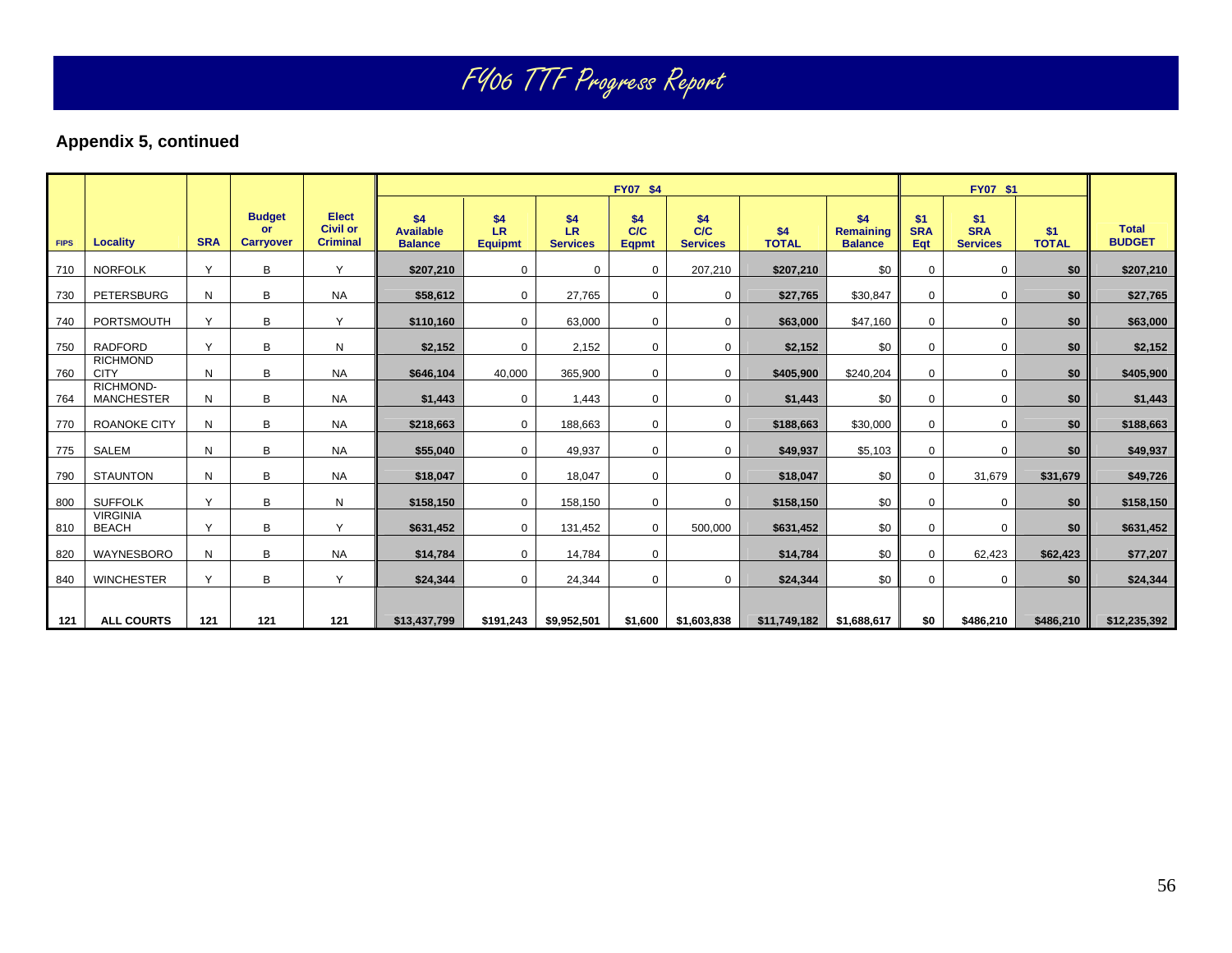## Appendix 5, continued

| FIPS | Locality | SRA | Budget or Carryover | Elect Civil or Criminal | FY07 $4 | | | | | | | FY07 $1 | | | Total BUDGET |
|---|---|---|---|---|---|---|---|---|---|---|---|---|---|---|---|
| | | | | | $4 Available Balance | $4 LR Equipmt | $4 LR Services | $4 C/C Eqpmt | $4 C/C Services | $4 TOTAL | $4 Remaining Balance | $1 SRA Eqt | $1 SRA Services | $1 TOTAL | |
| 710 | NORFOLK | Y | B | Y | $207,210 | 0 | 0 | 0 | 207,210 | $207,210 | $0 | 0 | 0 | $0 | $207,210 |
| 730 | PETERSBURG | N | B | NA | $58,612 | 0 | 27,765 | 0 | 0 | $27,765 | $30,847 | 0 | 0 | $0 | $27,765 |
| 740 | PORTSMOUTH | Y | B | Y | $110,160 | 0 | 63,000 | 0 | 0 | $63,000 | $47,160 | 0 | 0 | $0 | $63,000 |
| 750 | RADFORD | Y | B | N | $2,152 | 0 | 2,152 | 0 | 0 | $2,152 | $0 | 0 | 0 | $0 | $2,152 |
| 760 | RICHMOND CITY | N | B | NA | $646,104 | 40,000 | 365,900 | 0 | 0 | $405,900 | $240,204 | 0 | 0 | $0 | $405,900 |
| 764 | RICHMOND-MANCHESTER | N | B | NA | $1,443 | 0 | 1,443 | 0 | 0 | $1,443 | $0 | 0 | 0 | $0 | $1,443 |
| 770 | ROANOKE CITY | N | B | NA | $218,663 | 0 | 188,663 | 0 | 0 | $188,663 | $30,000 | 0 | 0 | $0 | $188,663 |
| 775 | SALEM | N | B | NA | $55,040 | 0 | 49,937 | 0 | 0 | $49,937 | $5,103 | 0 | 0 | $0 | $49,937 |
| 790 | STAUNTON | N | B | NA | $18,047 | 0 | 18,047 | 0 | 0 | $18,047 | $0 | 0 | 31,679 | $31,679 | $49,726 |
| 800 | SUFFOLK | Y | B | N | $158,150 | 0 | 158,150 | 0 | 0 | $158,150 | $0 | 0 | 0 | $0 | $158,150 |
| 810 | VIRGINIA BEACH | Y | B | Y | $631,452 | 0 | 131,452 | 0 | 500,000 | $631,452 | $0 | 0 | 0 | $0 | $631,452 |
| 820 | WAYNESBORO | N | B | NA | $14,784 | 0 | 14,784 | 0 | | $14,784 | $0 | 0 | 62,423 | $62,423 | $77,207 |
| 840 | WINCHESTER | Y | B | Y | $24,344 | 0 | 24,344 | 0 | 0 | $24,344 | $0 | 0 | 0 | $0 | $24,344 |
| 121 | ALL COURTS | 121 | 121 | 121 | $13,437,799 | $191,243 | $9,952,501 | $1,600 | $1,603,838 | $11,749,182 | $1,688,617 | $0 | $486,210 | $486,210 | $12,235,392 |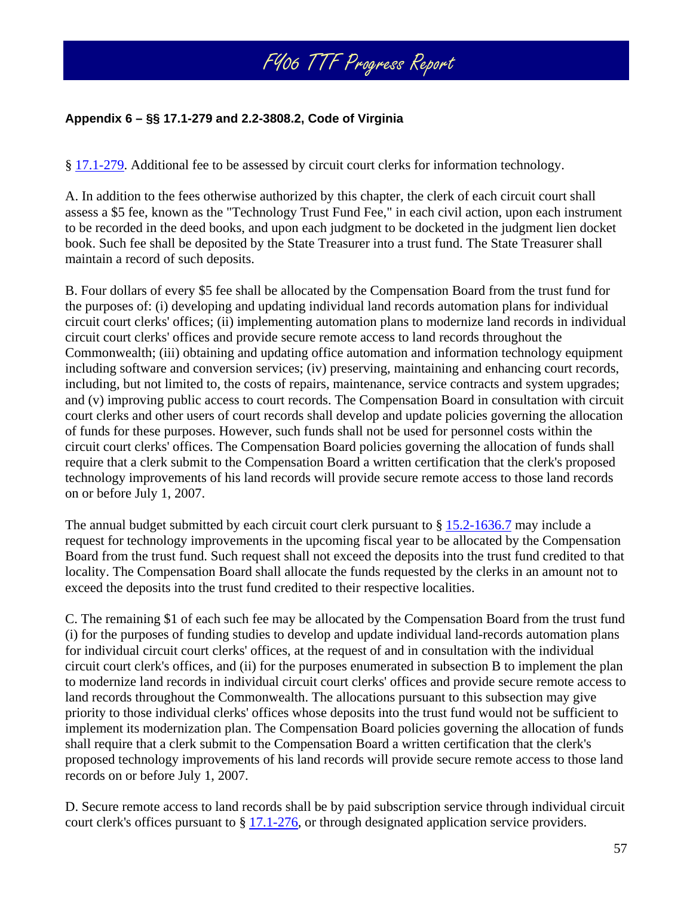**Appendix 6 – §§ 17.1-279 and 2.2-3808.2, Code of Virginia**

§ 17.1-279. Additional fee to be assessed by circuit court clerks for information technology.

A. In addition to the fees otherwise authorized by this chapter, the clerk of each circuit court shall assess a $5 fee, known as the "Technology Trust Fund Fee," in each civil action, upon each instrument to be recorded in the deed books, and upon each judgment to be docketed in the judgment lien docket book. Such fee shall be deposited by the State Treasurer into a trust fund. The State Treasurer shall maintain a record of such deposits.

B. Four dollars of every $5 fee shall be allocated by the Compensation Board from the trust fund for the purposes of: (i) developing and updating individual land records automation plans for individual circuit court clerks' offices; (ii) implementing automation plans to modernize land records in individual circuit court clerks' offices and provide secure remote access to land records throughout the Commonwealth; (iii) obtaining and updating office automation and information technology equipment including software and conversion services; (iv) preserving, maintaining and enhancing court records, including, but not limited to, the costs of repairs, maintenance, service contracts and system upgrades; and (v) improving public access to court records. The Compensation Board in consultation with circuit court clerks and other users of court records shall develop and update policies governing the allocation of funds for these purposes. However, such funds shall not be used for personnel costs within the circuit court clerks' offices. The Compensation Board policies governing the allocation of funds shall require that a clerk submit to the Compensation Board a written certification that the clerk's proposed technology improvements of his land records will provide secure remote access to those land records on or before July 1, 2007.

The annual budget submitted by each circuit court clerk pursuant to § 15.2-1636.7 may include a request for technology improvements in the upcoming fiscal year to be allocated by the Compensation Board from the trust fund. Such request shall not exceed the deposits into the trust fund credited to that locality. The Compensation Board shall allocate the funds requested by the clerks in an amount not to exceed the deposits into the trust fund credited to their respective localities.

C. The remaining $1 of each such fee may be allocated by the Compensation Board from the trust fund (i) for the purposes of funding studies to develop and update individual land-records automation plans for individual circuit court clerks' offices, at the request of and in consultation with the individual circuit court clerk's offices, and (ii) for the purposes enumerated in subsection B to implement the plan to modernize land records in individual circuit court clerks' offices and provide secure remote access to land records throughout the Commonwealth. The allocations pursuant to this subsection may give priority to those individual clerks' offices whose deposits into the trust fund would not be sufficient to implement its modernization plan. The Compensation Board policies governing the allocation of funds shall require that a clerk submit to the Compensation Board a written certification that the clerk's proposed technology improvements of his land records will provide secure remote access to those land records on or before July 1, 2007.

D. Secure remote access to land records shall be by paid subscription service through individual circuit court clerk's offices pursuant to § 17.1-276, or through designated application service providers.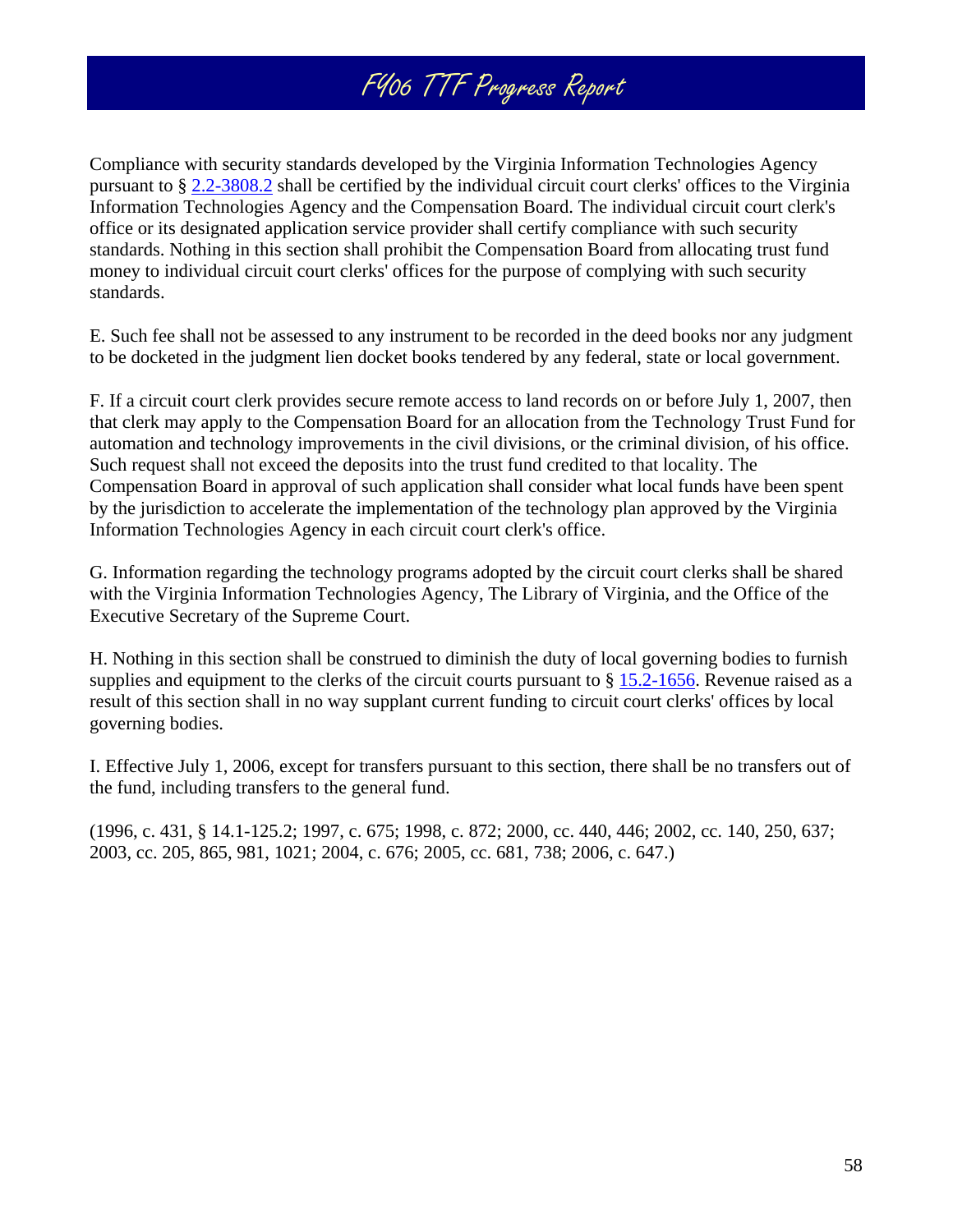Compliance with security standards developed by the Virginia Information Technologies Agency pursuant to § 2.2-3808.2 shall be certified by the individual circuit court clerks' offices to the Virginia Information Technologies Agency and the Compensation Board. The individual circuit court clerk's office or its designated application service provider shall certify compliance with such security standards. Nothing in this section shall prohibit the Compensation Board from allocating trust fund money to individual circuit court clerks' offices for the purpose of complying with such security standards.

E. Such fee shall not be assessed to any instrument to be recorded in the deed books nor any judgment to be docketed in the judgment lien docket books tendered by any federal, state or local government.

F. If a circuit court clerk provides secure remote access to land records on or before July 1, 2007, then that clerk may apply to the Compensation Board for an allocation from the Technology Trust Fund for automation and technology improvements in the civil divisions, or the criminal division, of his office. Such request shall not exceed the deposits into the trust fund credited to that locality. The Compensation Board in approval of such application shall consider what local funds have been spent by the jurisdiction to accelerate the implementation of the technology plan approved by the Virginia Information Technologies Agency in each circuit court clerk's office.

G. Information regarding the technology programs adopted by the circuit court clerks shall be shared with the Virginia Information Technologies Agency, The Library of Virginia, and the Office of the Executive Secretary of the Supreme Court.

H. Nothing in this section shall be construed to diminish the duty of local governing bodies to furnish supplies and equipment to the clerks of the circuit courts pursuant to § 15.2-1656. Revenue raised as a result of this section shall in no way supplant current funding to circuit court clerks' offices by local governing bodies.

I. Effective July 1, 2006, except for transfers pursuant to this section, there shall be no transfers out of the fund, including transfers to the general fund.

(1996, c. 431, § 14.1-125.2; 1997, c. 675; 1998, c. 872; 2000, cc. 440, 446; 2002, cc. 140, 250, 637; 2003, cc. 205, 865, 981, 1021; 2004, c. 676; 2005, cc. 681, 738; 2006, c. 647.)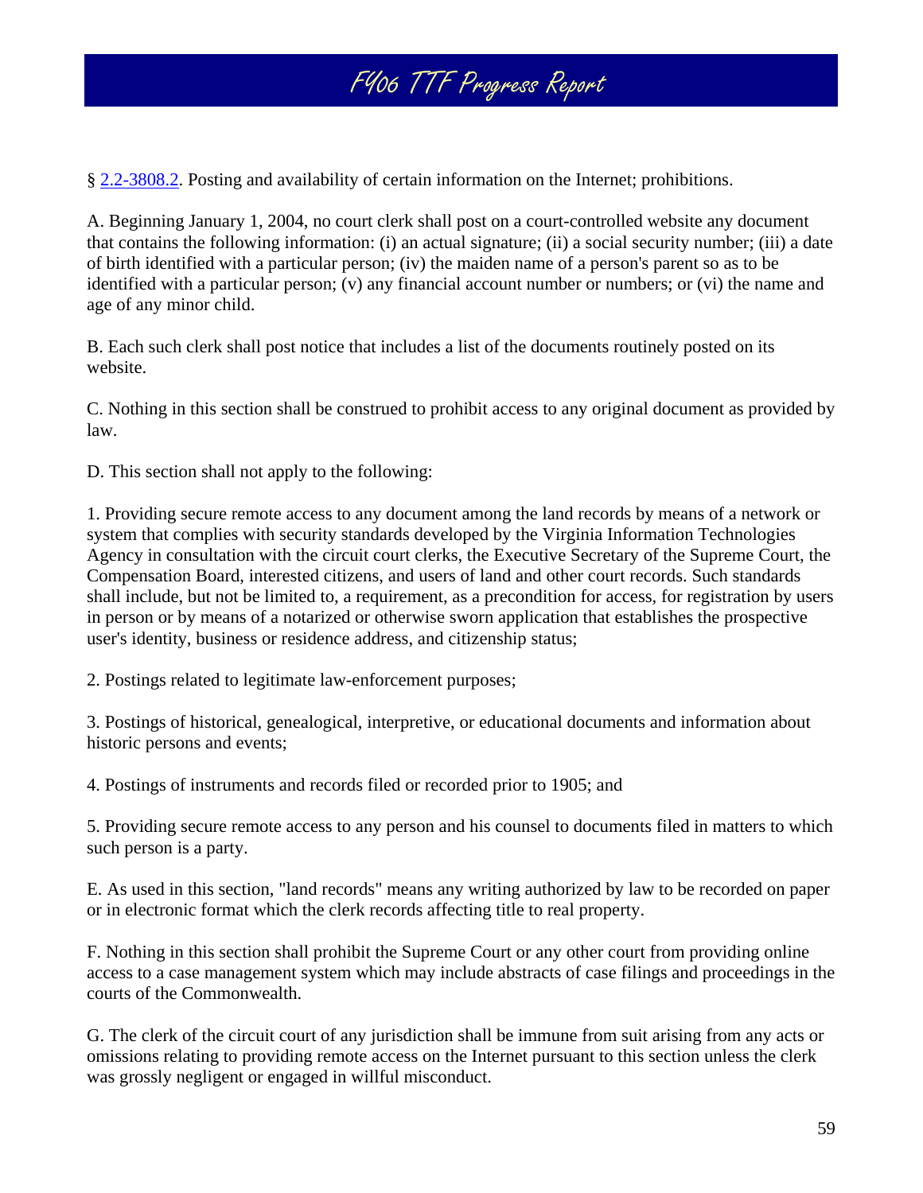§ 2.2-3808.2. Posting and availability of certain information on the Internet; prohibitions.

A. Beginning January 1, 2004, no court clerk shall post on a court-controlled website any document that contains the following information: (i) an actual signature; (ii) a social security number; (iii) a date of birth identified with a particular person; (iv) the maiden name of a person's parent so as to be identified with a particular person; (v) any financial account number or numbers; or (vi) the name and age of any minor child.

B. Each such clerk shall post notice that includes a list of the documents routinely posted on its website.

C. Nothing in this section shall be construed to prohibit access to any original document as provided by law.

D. This section shall not apply to the following:

1. Providing secure remote access to any document among the land records by means of a network or system that complies with security standards developed by the Virginia Information Technologies Agency in consultation with the circuit court clerks, the Executive Secretary of the Supreme Court, the Compensation Board, interested citizens, and users of land and other court records. Such standards shall include, but not be limited to, a requirement, as a precondition for access, for registration by users in person or by means of a notarized or otherwise sworn application that establishes the prospective user's identity, business or residence address, and citizenship status;

2. Postings related to legitimate law-enforcement purposes;

3. Postings of historical, genealogical, interpretive, or educational documents and information about historic persons and events;

4. Postings of instruments and records filed or recorded prior to 1905; and

5. Providing secure remote access to any person and his counsel to documents filed in matters to which such person is a party.

E. As used in this section, "land records" means any writing authorized by law to be recorded on paper or in electronic format which the clerk records affecting title to real property.

F. Nothing in this section shall prohibit the Supreme Court or any other court from providing online access to a case management system which may include abstracts of case filings and proceedings in the courts of the Commonwealth.

G. The clerk of the circuit court of any jurisdiction shall be immune from suit arising from any acts or omissions relating to providing remote access on the Internet pursuant to this section unless the clerk was grossly negligent or engaged in willful misconduct.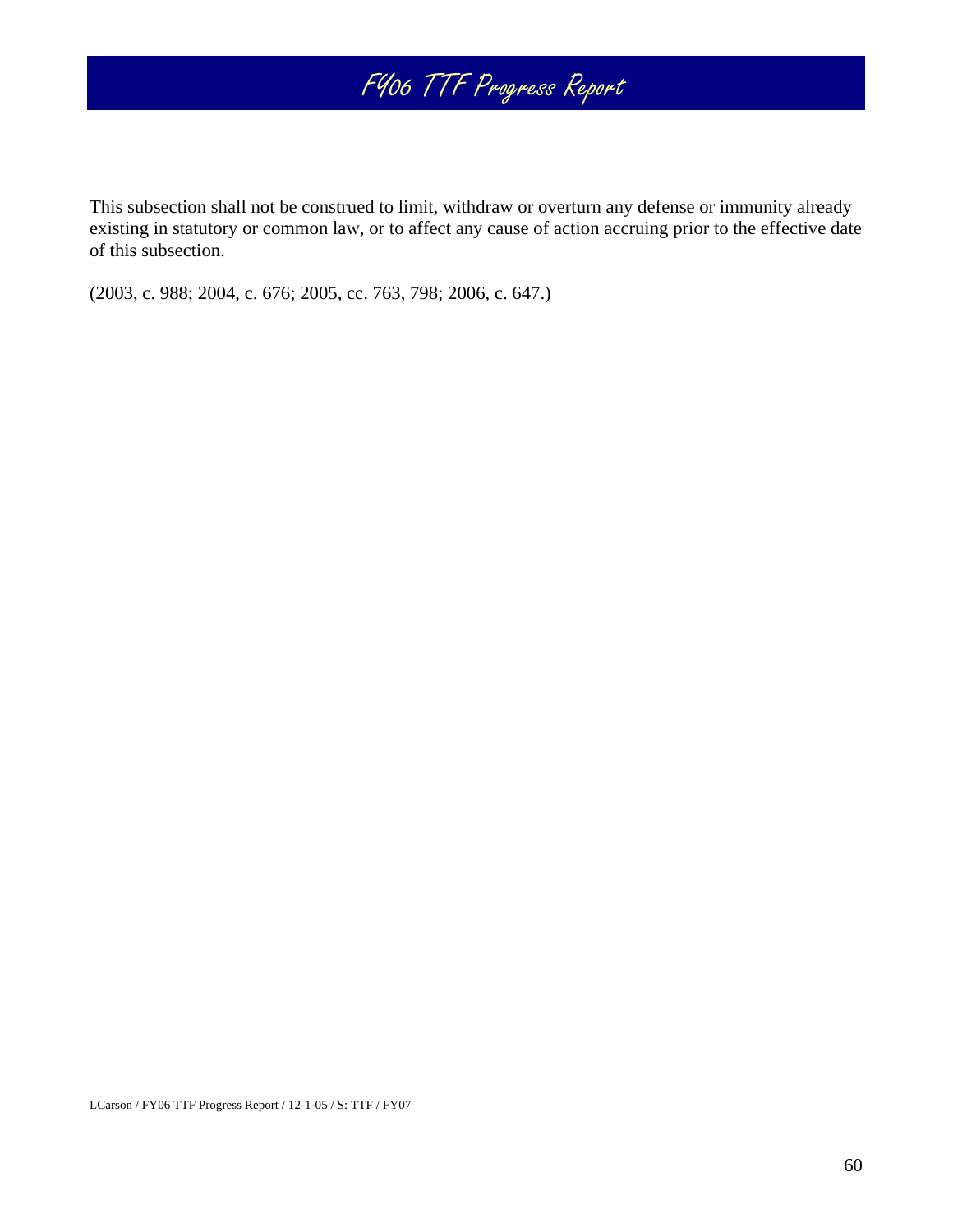This subsection shall not be construed to limit, withdraw or overturn any defense or immunity already existing in statutory or common law, or to affect any cause of action accruing prior to the effective date of this subsection.

(2003, c. 988; 2004, c. 676; 2005, cc. 763, 798; 2006, c. 647.)